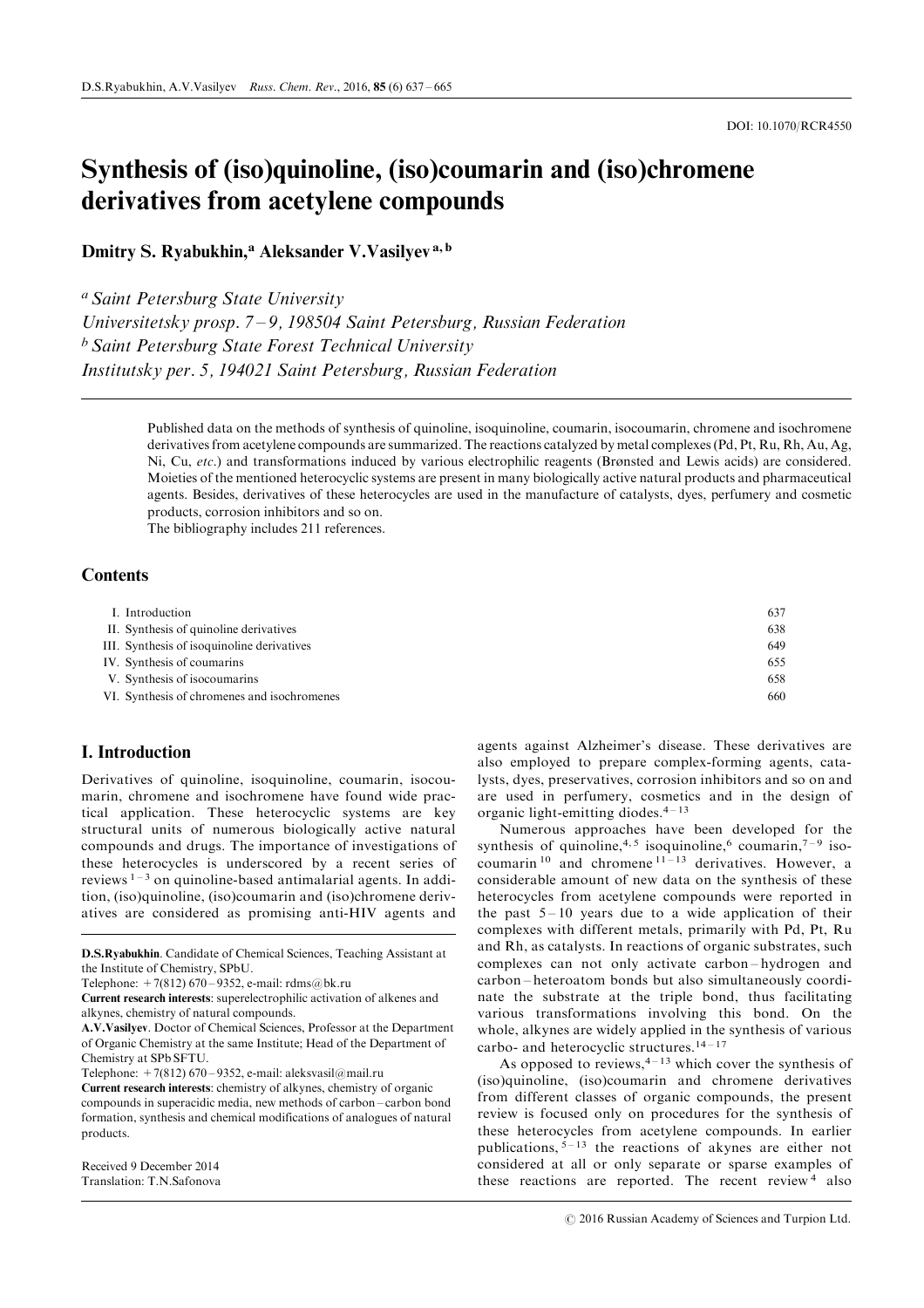DOI: 10.1070/RCR4550

# Synthesis of (iso)quinoline, (iso)coumarin and (iso)chromene derivatives from acetylene compounds

**Dmitry S. Ryabukhin,[a] Aleksander V. Vasilyev[a, b]**

[a] *Saint Petersburg State University*
*Universitetsky prosp. 7 – 9, 198504 Saint Petersburg, Russian Federation*
[b] *Saint Petersburg State Forest Technical University*
*Institutsky per. 5, 194021 Saint Petersburg, Russian Federation*

Published data on the methods of synthesis of quinoline, isoquinoline, coumarin, isocoumarin, chromene and isochromene derivatives from acetylene compounds are summarized. The reactions catalyzed by metal complexes (Pd, Pt, Ru, Rh, Au, Ag, Ni, Cu, *etc.*) and transformations induced by various electrophilic reagents (Brønsted and Lewis acids) are considered. Moieties of the mentioned heterocyclic systems are present in many biologically active natural products and pharmaceutical agents. Besides, derivatives of these heterocycles are used in the manufacture of catalysts, dyes, perfumery and cosmetic products, corrosion inhibitors and so on.
The bibliography includes 211 references.

## Contents

| | |
|---|---|
| I. Introduction | 637 |
| II. Synthesis of quinoline derivatives | 638 |
| III. Synthesis of isoquinoline derivatives | 649 |
| IV. Synthesis of coumarins | 655 |
| V. Synthesis of isocoumarins | 658 |
| VI. Synthesis of chromenes and isochromenes | 660 |

## I. Introduction

Derivatives of quinoline, isoquinoline, coumarin, isocoumarin, chromene and isochromene have found wide practical application. These heterocyclic systems are key structural units of numerous biologically active natural compounds and drugs. The importance of investigations of these heterocycles is underscored by a recent series of reviews [1 – 3] on quinoline-based antimalarial agents. In addition, (iso)quinoline, (iso)coumarin and (iso)chromene derivatives are considered as promising anti-HIV agents and agents against Alzheimer's disease. These derivatives are also employed to prepare complex-forming agents, catalysts, dyes, preservatives, corrosion inhibitors and so on and are used in perfumery, cosmetics and in the design of organic light-emitting diodes.[4 – 13]

Numerous approaches have been developed for the synthesis of quinoline,[4, 5] isoquinoline,[6] coumarin,[7 – 9] isocoumarin [10] and chromene [11 – 13] derivatives. However, a considerable amount of new data on the synthesis of these heterocycles from acetylene compounds were reported in the past 5 – 10 years due to a wide application of their complexes with different metals, primarily with Pd, Pt, Ru and Rh, as catalysts. In reactions of organic substrates, such complexes can not only activate carbon – hydrogen and carbon – heteroatom bonds but also simultaneously coordinate the substrate at the triple bond, thus facilitating various transformations involving this bond. On the whole, alkynes are widely applied in the synthesis of various carbo- and heterocyclic structures.[14 – 17]

As opposed to reviews,[4 – 13] which cover the synthesis of (iso)quinoline, (iso)coumarin and chromene derivatives from different classes of organic compounds, the present review is focused only on procedures for the synthesis of these heterocycles from acetylene compounds. In earlier publications,[5 – 13] the reactions of akynes are either not considered at all or only separate or sparse examples of these reactions are reported. The recent review [4] also

**D.S.Ryabukhin**. Candidate of Chemical Sciences, Teaching Assistant at the Institute of Chemistry, SPbU.
Telephone: + 7(812) 670 – 9352, e-mail: rdms@bk.ru
**Current research interests**: superelectrophilic activation of alkenes and alkynes, chemistry of natural compounds.
**A.V.Vasilyev**. Doctor of Chemical Sciences, Professor at the Department of Organic Chemistry at the same Institute; Head of the Department of Chemistry at SPb SFTU.
Telephone: + 7(812) 670 – 9352, e-mail: aleksvasil@mail.ru
**Current research interests**: chemistry of alkynes, chemistry of organic compounds in superacidic media, new methods of carbon – carbon bond formation, synthesis and chemical modifications of analogues of natural products.

Received 9 December 2014
Translation: T.N.Safonova

© 2016 Russian Academy of Sciences and Turpion Ltd.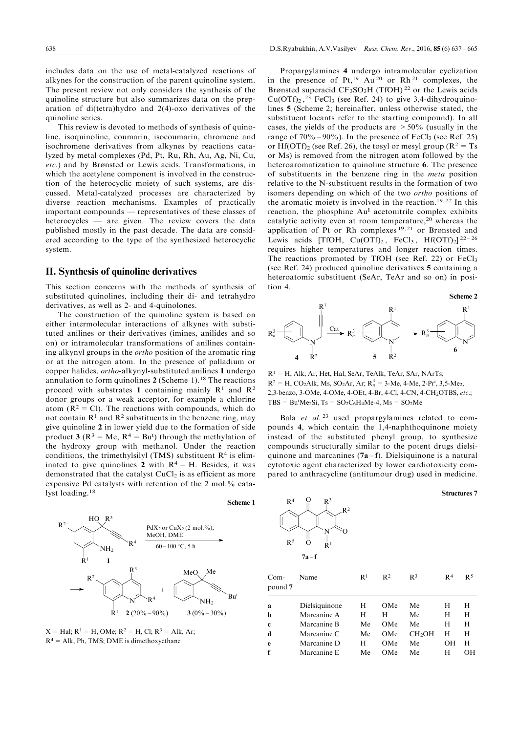includes data on the use of metal-catalyzed reactions of alkynes for the construction of the parent quinoline system. The present review not only considers the synthesis of the quinoline structure but also summarizes data on the preparation of di(tetra)hydro and 2(4)-oxo derivatives of the quinoline series.

This review is devoted to methods of synthesis of quinoline, isoquinoline, coumarin, isocoumarin, chromene and isochromene derivatives from alkynes by reactions catalyzed by metal complexes (Pd, Pt, Ru, Rh, Au, Ag, Ni, Cu, *etc.*) and by Brønsted or Lewis acids. Transformations, in which the acetylene component is involved in the construction of the heterocyclic moiety of such systems, are discussed. Metal-catalyzed processes are characterized by diverse reaction mechanisms. Examples of practically important compounds — representatives of these classes of heterocycles — are given. The review covers the data published mostly in the past decade. The data are considered according to the type of the synthesized heterocyclic system.

## II. Synthesis of quinoline derivatives

This section concerns with the methods of synthesis of substituted quinolines, including their di- and tetrahydro derivatives, as well as 2- and 4-quinolones.

The construction of the quinoline system is based on either intermolecular interactions of alkynes with substituted anilines or their derivatives (imines, anilides and so on) or intramolecular transformations of anilines containing alkynyl groups in the *ortho* position of the aromatic ring or at the nitrogen atom. In the presence of palladium or copper halides, *ortho*-alkynyl-substituted anilines **1** undergo annulation to form quinolines **2** (Scheme 1).[18] The reactions proceed with substrates **1** containing mainly $R^1$ and $R^2$ donor groups or a weak acceptor, for example a chlorine atom ($R^2$ = Cl). The reactions with compounds, which do not contain $R^1$ and $R^2$ substituents in the benzene ring, may give quinoline **2** in lower yield due to the formation of side product **3** ($R^3$ = Me, $R^4$ = Bu$^t$) through the methylation of the hydroxy group with methanol. Under the reaction conditions, the trimethylsilyl (TMS) substituent $R^4$ is eliminated to give quinolines **2** with $R^4$ = H. Besides, it was demonstrated that the catalyst $CuCl_2$ is as efficient as more expensive Pd catalysts with retention of the 2 mol.% catalyst loading.[18]

**Scheme 1**

$PdX_2$ or $CuX_2$ (2 mol.%), MeOH, DME, 60 – 100 °C, 5 h

**1** → **2** (20% – 90%) + **3** (0% – 30%)

X = Hal; $R^1$ = H, OMe; $R^2$ = H, Cl; $R^3$ = Alk, Ar; $R^4$ = Alk, Ph, TMS; DME is dimethoxyethane

Propargylamines **4** undergo intramolecular cyclization in the presence of Pt,[19] Au[20] or Rh[21] complexes, the Brønsted superacid $CF_3SO_3H$ (TfOH)[22] or the Lewis acids $Cu(OTf)_2$,[23] $FeCl_3$ (see Ref. 24) to give 3,4-dihydroquinolines **5** (Scheme 2; hereinafter, unless otherwise stated, the substituent locants refer to the starting compound). In all cases, the yields of the products are > 50% (usually in the range of 70% – 90%). In the presence of $FeCl_3$ (see Ref. 25) or $Hf(OTf)_2$ (see Ref. 26), the tosyl or mesyl group ($R^2$ = Ts or Ms) is removed from the nitrogen atom followed by the heteroaromatization to quinoline structure **6**. The presence of substituents in the benzene ring in the *meta* position relative to the N-substituent results in the formation of two isomers depending on which of the two *ortho* positions of the aromatic moiety is involved in the reaction.[19,22] In this reaction, the phosphine Au$^I$ acetonitrile complex exhibits catalytic activity even at room temperature,[20] whereas the application of Pt or Rh complexes[19,21] or Brønsted and Lewis acids [TfOH, $Cu(OTf)_2$, $FeCl_3$, $Hf(OTf)_2$][22–26] requires higher temperatures and longer reaction times. The reactions promoted by TfOH (see Ref. 22) or $FeCl_3$ (see Ref. 24) produced quinoline derivatives **5** containing a heteroatomic substituent (SeAr, TeAr and so on) in position 4.

**Scheme 2**

**4** →(Cat) **5** → **6**

$R^1$ = H, Alk, Ar, Het, Hal, SeAr, TeAlk, TeAr, SAr, NArTs; $R^2$ = H, $CO_2$Alk, Ms, $SO_2$Ar, Ar; $R^3_n$ = 3-Me, 4-Me, 2-Pr$^i$, 3,5-Me$_2$, 2,3-benzo, 3-OMe, 4-OMe, 4-OEt, 4-Br, 4-Cl, 4-CN, 4-$CH_2$OTBS, *etc.*; TBS = Bu$^t$Me$_2$Si, Ts = $SO_2C_6H_4$Me-4, Ms = $SO_2$Me

Bala *et al.*[23] used propargylamines related to compounds **4**, which contain the 1,4-naphthoquinone moiety instead of the substituted phenyl group, to synthesize compounds structurally similar to the potent drugs dielsiquinone and marcanines (**7a – f**). Dielsiquinone is a natural cytotoxic agent characterized by lower cardiotoxicity compared to anthracycline (antitumour drug) used in medicine.

**Structures 7**

**7a – f**

| Compound 7 | Name | $R^1$ | $R^2$ | $R^3$ | $R^4$ | $R^5$ |
|---|---|---|---|---|---|---|
| a | Dielsiquinone | H | OMe | Me | H | H |
| b | Marcanine A | H | H | Me | H | H |
| c | Marcanine B | Me | OMe | Me | H | H |
| d | Marcanine C | Me | OMe | $CH_2$OH | H | H |
| e | Marcanine D | H | OMe | Me | OH | H |
| f | Marcanine E | Me | OMe | Me | H | OH |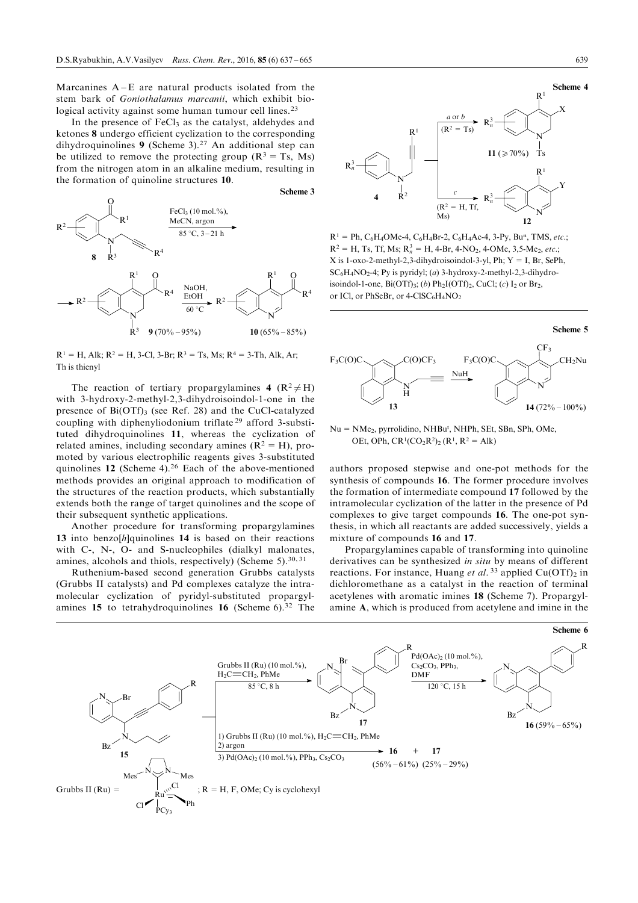Marcanines A – E are natural products isolated from the stem bark of *Goniothalamus marcanii*, which exhibit biological activity against some human tumour cell lines.[23]

In the presence of $FeCl_3$ as the catalyst, aldehydes and ketones **8** undergo efficient cyclization to the corresponding dihydroquinolines **9** (Scheme 3).[27] An additional step can be utilized to remove the protecting group ($R^3$ = Ts, Ms) from the nitrogen atom in an alkaline medium, resulting in the formation of quinoline structures **10**.

**Scheme 3**

$FeCl_3$ (10 mol.%), MeCN, argon, 85 °C, 3 – 21 h

NaOH, EtOH, 60 °C

**8**, **9** (70% – 95%), **10** (65% – 85%)

$R^1$ = H, Alk; $R^2$ = H, 3-Cl, 3-Br; $R^3$ = Ts, Ms; $R^4$ = 3-Th, Alk, Ar; Th is thienyl

The reaction of tertiary propargylamines **4** ($R^2 \neq$ H) with 3-hydroxy-2-methyl-2,3-dihydroisoindol-1-one in the presence of $Bi(OTf)_3$ (see Ref. 28) and the CuCl-catalyzed coupling with diphenyliodonium triflate[29] afford 3-substituted dihydroquinolines **11**, whereas the cyclization of related amines, including secondary amines ($R^2$ = H), promoted by various electrophilic reagents gives 3-substituted quinolines **12** (Scheme 4).[26] Each of the above-mentioned methods provides an original approach to modification of the structures of the reaction products, which substantially extends both the range of target quinolines and the scope of their subsequent synthetic applications.

Another procedure for transforming propargylamines **13** into benzo[*h*]quinolines **14** is based on their reactions with C-, N-, O- and S-nucleophiles (dialkyl malonates, amines, alcohols and thiols, respectively) (Scheme 5).[30, 31]

Ruthenium-based second generation Grubbs catalysts (Grubbs II catalysts) and Pd complexes catalyze the intramolecular cyclization of pyridyl-substituted propargylamines **15** to tetrahydroquinolines **16** (Scheme 6).[32] The authors proposed stepwise and one-pot methods for the synthesis of compounds **16**. The former procedure involves the formation of intermediate compound **17** followed by the intramolecular cyclization of the latter in the presence of Pd complexes to give target compounds **16**. The one-pot synthesis, in which all reactants are added successively, yields a mixture of compounds **16** and **17**.

Propargylamines capable of transforming into quinoline derivatives can be synthesized *in situ* by means of different reactions. For instance, Huang *et al.*[33] applied $Cu(OTf)_2$ in dichloromethane as a catalyst in the reaction of terminal acetylenes with aromatic imines **18** (Scheme 7). Propargylamine **A**, which is produced from acetylene and imine in the

**Scheme 4**

*a* or *b* ($R^2$ = Ts) → **11** (≥70%)

*c* ($R^2$ = H, Tf, Ms) → **12**

**4**

$R^1$ = Ph, $C_6H_4OMe$-4, $C_6H_4Br$-2, $C_6H_4Ac$-4, 3-Py, $Bu^n$, TMS, *etc.*; $R^2$ = H, Ts, Tf, Ms; $R^3_n$ = H, 4-Br, 4-$NO_2$, 4-OMe, 3,5-$Me_2$, *etc.*; X is 1-oxo-2-methyl-2,3-dihydroisoindol-3-yl, Ph; Y = I, Br, SePh, $SC_6H_4NO_2$-4; Py is pyridyl; (*a*) 3-hydroxy-2-methyl-2,3-dihydroisoindol-1-one, $Bi(OTf)_3$; (*b*) $Ph_2I(OTf)_2$, CuCl; (*c*) $I_2$ or $Br_2$, or ICl, or PhSeBr, or 4-$ClSC_6H_4NO_2$

**Scheme 5**

**13** → NuH → **14** (72% – 100%)

Nu = $NMe_2$, pyrrolidino, $NHBu^t$, NHPh, SEt, SBn, SPh, OMe, OEt, OPh, $CR^1(CO_2R^2)_2$ ($R^1$, $R^2$ = Alk)

**Scheme 6**

**15** → Grubbs II (Ru) (10 mol.%), $H_2C{=}CH_2$, PhMe, 85 °C, 8 h → **17** → $Pd(OAc)_2$ (10 mol.%), $Cs_2CO_3$, $PPh_3$, DMF, 120 °C, 15 h → **16** (59% – 65%)

**15** → 1) Grubbs II (Ru) (10 mol.%), $H_2C{=}CH_2$, PhMe; 2) argon; 3) $Pd(OAc)_2$ (10 mol.%), $PPh_3$, $Cs_2CO_3$ → **16** (56% – 61%) + **17** (25% – 29%)

Grubbs II (Ru) = ; R = H, F, OMe; Cy is cyclohexyl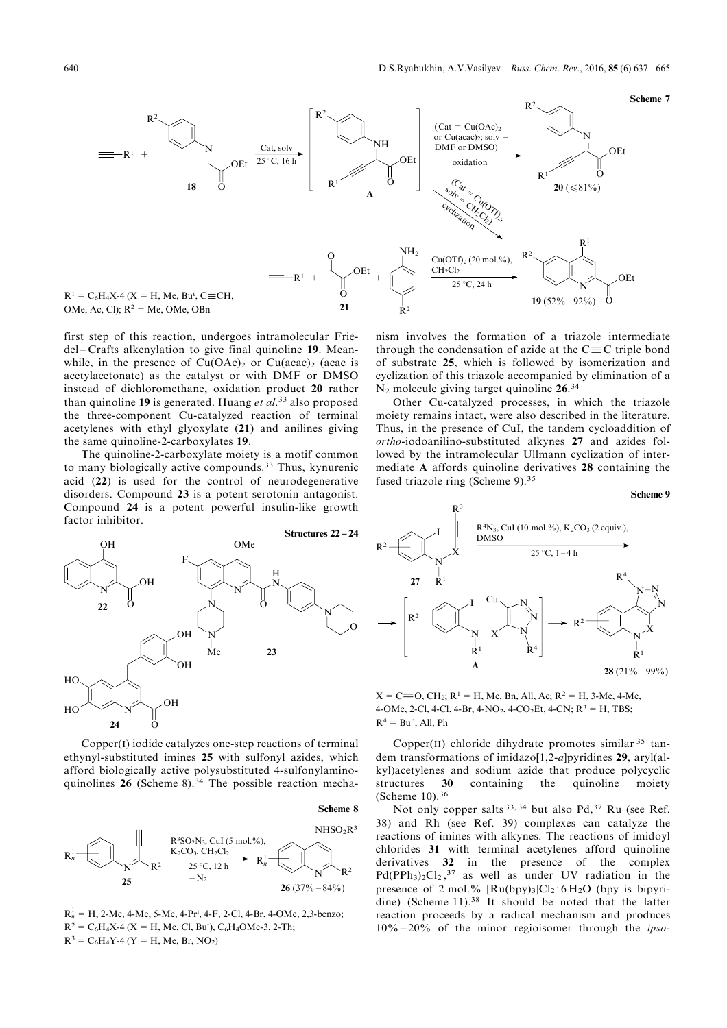**Scheme 7**

$R^1 = C_6H_4X$-4 (X = H, Me, Bu$^t$, C≡CH, OMe, Ac, Cl); $R^2$ = Me, OMe, OBn

first step of this reaction, undergoes intramolecular Friedel–Crafts alkenylation to give final quinoline **19**. Meanwhile, in the presence of $Cu(OAc)_2$ or $Cu(acac)_2$ (acac is acetylacetonate) as the catalyst or with DMF or DMSO instead of dichloromethane, oxidation product **20** rather than quinoline **19** is generated. Huang *et al.*[33] also proposed the three-component Cu-catalyzed reaction of terminal acetylenes with ethyl glyoxylate (**21**) and anilines giving the same quinoline-2-carboxylates **19**.

The quinoline-2-carboxylate moiety is a motif common to many biologically active compounds.[33] Thus, kynurenic acid (**22**) is used for the control of neurodegenerative disorders. Compound **23** is a potent serotonin antagonist. Compound **24** is a potent powerful insulin-like growth factor inhibitor.

**Structures 22–24**

Copper(I) iodide catalyzes one-step reactions of terminal ethynyl-substituted imines **25** with sulfonyl azides, which afford biologically active polysubstituted 4-sulfonylaminoquinolines **26** (Scheme 8).[34] The possible reaction mechanism involves the formation of a triazole intermediate through the condensation of azide at the C≡C triple bond of substrate **25**, which is followed by isomerization and cyclization of this triazole accompanied by elimination of a $N_2$ molecule giving target quinoline **26**.[34]

**Scheme 8**

$R^1_n$ = H, 2-Me, 4-Me, 5-Me, 4-Pr$^i$, 4-F, 2-Cl, 4-Br, 4-OMe, 2,3-benzo;
$R^2 = C_6H_4X$-4 (X = H, Me, Cl, Bu$^t$), $C_6H_4$OMe-3, 2-Th;
$R^3 = C_6H_4Y$-4 (Y = H, Me, Br, $NO_2$)

Other Cu-catalyzed processes, in which the triazole moiety remains intact, were also described in the literature. Thus, in the presence of CuI, the tandem cycloaddition of *ortho*-iodoanilino-substituted alkynes **27** and azides followed by the intramolecular Ullmann cyclization of intermediate **A** affords quinoline derivatives **28** containing the fused triazole ring (Scheme 9).[35]

**Scheme 9**

X = C=O, $CH_2$; $R^1$ = H, Me, Bn, All, Ac; $R^2$ = H, 3-Me, 4-Me, 4-OMe, 2-Cl, 4-Cl, 4-Br, 4-$NO_2$, 4-$CO_2$Et, 4-CN; $R^3$ = H, TBS; $R^4$ = Bu$^n$, All, Ph

Copper(II) chloride dihydrate promotes similar[35] tandem transformations of imidazo[1,2-*a*]pyridines **29**, aryl(alkyl)acetylenes and sodium azide that produce polycyclic structures **30** containing the quinoline moiety (Scheme 10).[36]

Not only copper salts[33, 34] but also Pd,[37] Ru (see Ref. 38) and Rh (see Ref. 39) complexes can catalyze the reactions of imines with alkynes. The reactions of imidoyl chlorides **31** with terminal acetylenes afford quinoline derivatives **32** in the presence of the complex $Pd(PPh_3)_2Cl_2$,[37] as well as under UV radiation in the presence of 2 mol.% $[Ru(bpy)_3]Cl_2 \cdot 6H_2O$ (bpy is bipyridine) (Scheme 11).[38] It should be noted that the latter reaction proceeds by a radical mechanism and produces 10%–20% of the minor regioisomer through the *ipso*-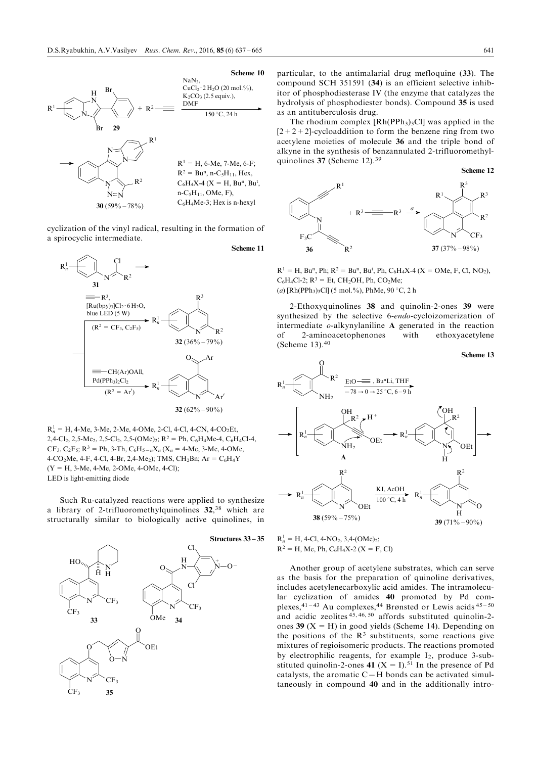**Scheme 10**

$NaN_3$, $CuCl_2 \cdot 2H_2O$ (20 mol.%), $K_2CO_3$ (2.5 equiv.), DMF, 150 °C, 24 h

**29** → **30** (59% – 78%)

$R^1$ = H, 6-Me, 7-Me, 6-F;
$R^2$ = $Bu^n$, n-$C_5H_{11}$, Hex, $C_6H_4X$-4 (X = H, $Bu^n$, $Bu^t$, n-$C_5H_{11}$, OMe, F), $C_6H_4Me$-3; Hex is n-hexyl

cyclization of the vinyl radical, resulting in the formation of a spirocyclic intermediate.

**Scheme 11**

**31** →

≡$-R^3$, $[Ru(bpy)_3]Cl_2 \cdot 6H_2O$, blue LED (5 W) ($R^2 = CF_3$, $C_2F_5$) → **32** (36% – 79%)

≡$-CH(Ar)OAll$, $Pd(PPh_3)_2Cl_2$ ($R^2$ = Ar′) → **32** (62% – 90%)

$R^1_n$ = H, 4-Me, 3-Me, 2-Me, 4-OMe, 2-Cl, 4-Cl, 4-CN, 4-$CO_2$Et, 2,4-$Cl_2$, 2,5-$Me_2$, 2,5-$Cl_2$, 2,5-$(OMe)_2$; $R^2$ = Ph, $C_6H_4Me$-4, $C_6H_4Cl$-4, $CF_3$, $C_2F_5$; $R^3$ = Ph, 3-Th, $C_6H_{5-n}X_n$ ($X_n$ = 4-Me, 3-Me, 4-OMe, 4-$CO_2$Me, 4-F, 4-Cl, 4-Br, 2,4-$Me_2$); TMS, $CH_2$Bn; Ar = $C_6H_4Y$ (Y = H, 3-Me, 4-Me, 2-OMe, 4-OMe, 4-Cl);
LED is light-emitting diode

Such Ru-catalyzed reactions were applied to synthesize a library of 2-trifluoromethylquinolines **32**,[38] which are structurally similar to biologically active quinolines, in particular, to the antimalarial drug mefloquine (**33**). The compound SCH 351591 (**34**) is an efficient selective inhibitor of phosphodiesterase IV (the enzyme that catalyzes the hydrolysis of phosphodiester bonds). Compound **35** is used as an antituberculosis drug.

**Structures 33 – 35**

The rhodium complex $[Rh(PPh_3)_3Cl]$ was applied in the [2+2+2]-cycloaddition to form the benzene ring from two acetylene moieties of molecule **36** and the triple bond of alkyne in the synthesis of benzannulated 2-trifluoromethylquinolines **37** (Scheme 12).[39]

**Scheme 12**

**36** + $R^3$−≡−$R^3$ →(a) **37** (37% – 98%)

$R^1$ = H, $Bu^n$, Ph; $R^2$ = $Bu^n$, $Bu^t$, Ph, $C_6H_4X$-4 (X = OMe, F, Cl, $NO_2$), $C_6H_4Cl$-2; $R^3$ = Et, $CH_2OH$, Ph, $CO_2Me$;
(*a*) $[Rh(PPh_3)_3Cl]$ (5 mol.%), PhMe, 90 °C, 2 h

2-Ethoxyquinolines **38** and quinolin-2-ones **39** were synthesized by the selective 6-*endo*-cycloizomerization of intermediate *o*-alkynylaniline **A** generated in the reaction of 2-aminoacetophenones with ethoxyacetylene (Scheme 13).[40]

**Scheme 13**

EtO−≡, $Bu^n$Li, THF, −78 → 0 → 25 °C, 6 – 9 h → [**A** → ] → **38** (59% – 75%) →(KI, AcOH, 100 °C, 4 h) **39** (71% – 90%)

$R^1_n$ = H, 4-Cl, 4-$NO_2$, 3,4-$(OMe)_2$;
$R^2$ = H, Me, Ph, $C_6H_4X$-2 (X = F, Cl)

Another group of acetylene substrates, which can serve as the basis for the preparation of quinoline derivatives, includes acetylenecarboxylic acid amides. The intramolecular cyclization of amides **40** promoted by Pd complexes,[41 – 43] Au complexes,[44] Brønsted or Lewis acids[45 – 50] and acidic zeolites[45, 46, 50] affords substituted quinolin-2-ones **39** (X = H) in good yields (Scheme 14). Depending on the positions of the $R^3$ substituents, some reactions give mixtures of regioisomeric products. The reactions promoted by electrophilic reagents, for example $I_2$, produce 3-substituted quinolin-2-ones **41** (X = I).[51] In the presence of Pd catalysts, the aromatic C−H bonds can be activated simultaneously in compound **40** and in the additionally intro-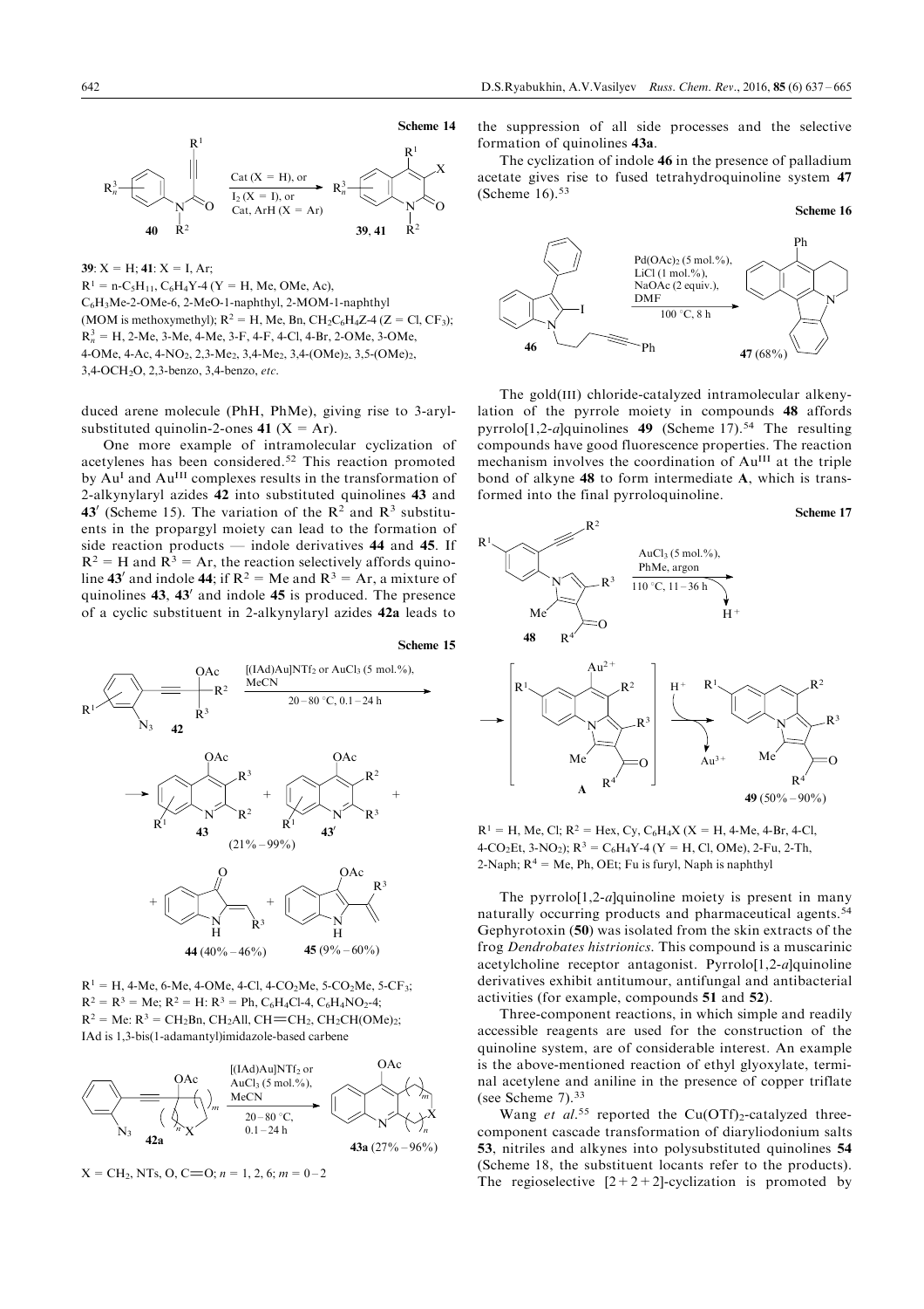**Scheme 14**

Cat (X = H), or
$I_2$ (X = I), or
Cat, ArH (X = Ar)

**40** → **39, 41**

**39**: X = H; **41**: X = I, Ar;
$R^1$ = n-$C_5H_{11}$, $C_6H_4Y$-4 (Y = H, Me, OMe, Ac), $C_6H_3$Me-2-OMe-6, 2-MeO-1-naphthyl, 2-MOM-1-naphthyl (MOM is methoxymethyl); $R^2$ = H, Me, Bn, $CH_2C_6H_4Z$-4 (Z = Cl, $CF_3$); $R^3_n$ = H, 2-Me, 3-Me, 4-Me, 3-F, 4-F, 4-Cl, 4-Br, 2-OMe, 3-OMe, 4-OMe, 4-Ac, 4-$NO_2$, 2,3-$Me_2$, 3,4-$Me_2$, 3,4-$(OMe)_2$, 3,5-$(OMe)_2$, 3,4-$OCH_2O$, 2,3-benzo, 3,4-benzo, *etc.*

duced arene molecule (PhH, PhMe), giving rise to 3-aryl-substituted quinolin-2-ones **41** (X = Ar).

One more example of intramolecular cyclization of acetylenes has been considered.[52] This reaction promoted by $Au^I$ and $Au^{III}$ complexes results in the transformation of 2-alkynylaryl azides **42** into substituted quinolines **43** and **43′** (Scheme 15). The variation of the $R^2$ and $R^3$ substituents in the propargyl moiety can lead to the formation of side reaction products — indole derivatives **44** and **45**. If $R^2$ = H and $R^3$ = Ar, the reaction selectively affords quinoline **43′** and indole **44**; if $R^2$ = Me and $R^3$ = Ar, a mixture of quinolines **43**, **43′** and indole **45** is produced. The presence of a cyclic substituent in 2-alkynylaryl azides **42a** leads to the suppression of all side processes and the selective formation of quinolines **43a**.

**Scheme 15**

[(IAd)Au]$NTf_2$ or $AuCl_3$ (5 mol.%), MeCN, 20 – 80 °C, 0.1 – 24 h

**42** → **43** + **43′** (21% – 99%) + **44** (40% – 46%) + **45** (9% – 60%)

$R^1$ = H, 4-Me, 6-Me, 4-OMe, 4-Cl, 4-$CO_2$Me, 5-$CO_2$Me, 5-$CF_3$;
$R^2$ = $R^3$ = Me; $R^2$ = H: $R^3$ = Ph, $C_6H_4$Cl-4, $C_6H_4NO_2$-4;
$R^2$ = Me: $R^3$ = $CH_2$Bn, $CH_2$All, CH=$CH_2$, $CH_2CH(OMe)_2$;
IAd is 1,3-bis(1-adamantyl)imidazole-based carbene

[(IAd)Au]$NTf_2$ or $AuCl_3$ (5 mol.%), MeCN, 20 – 80 °C, 0.1 – 24 h

**42a** → **43a** (27% – 96%)

X = $CH_2$, NTs, O, C=O; *n* = 1, 2, 6; *m* = 0 – 2

The cyclization of indole **46** in the presence of palladium acetate gives rise to fused tetrahydroquinoline system **47** (Scheme 16).[53]

**Scheme 16**

$Pd(OAc)_2$ (5 mol.%), LiCl (1 mol.%), NaOAc (2 equiv.), DMF, 100 °C, 8 h

**46** → **47** (68%)

The gold(III) chloride-catalyzed intramolecular alkenylation of the pyrrole moiety in compounds **48** affords pyrrolo[1,2-*a*]quinolines **49** (Scheme 17).[54] The resulting compounds have good fluorescence properties. The reaction mechanism involves the coordination of $Au^{III}$ at the triple bond of alkyne **48** to form intermediate **A**, which is transformed into the final pyrroloquinoline.

**Scheme 17**

$AuCl_3$ (5 mol.%), PhMe, argon, 110 °C, 11 – 36 h, $H^+$

**48** → [**A**] → **49** (50% – 90%)

$R^1$ = H, Me, Cl; $R^2$ = Hex, Cy, $C_6H_4$X (X = H, 4-Me, 4-Br, 4-Cl, 4-$CO_2$Et, 3-$NO_2$); $R^3$ = $C_6H_4$Y-4 (Y = H, Cl, OMe), 2-Fu, 2-Th, 2-Naph; $R^4$ = Me, Ph, OEt; Fu is furyl, Naph is naphthyl

The pyrrolo[1,2-*a*]quinoline moiety is present in many naturally occurring products and pharmaceutical agents.[54] Gephyrotoxin (**50**) was isolated from the skin extracts of the frog *Dendrobates histrionics*. This compound is a muscarinic acetylcholine receptor antagonist. Pyrrolo[1,2-*a*]quinoline derivatives exhibit antitumour, antifungal and antibacterial activities (for example, compounds **51** and **52**).

Three-component reactions, in which simple and readily accessible reagents are used for the construction of the quinoline system, are of considerable interest. An example is the above-mentioned reaction of ethyl glyoxylate, terminal acetylene and aniline in the presence of copper triflate (see Scheme 7).[33]

Wang *et al.*[55] reported the $Cu(OTf)_2$-catalyzed three-component cascade transformation of diaryliodonium salts **53**, nitriles and alkynes into polysubstituted quinolines **54** (Scheme 18, the substituent locants refer to the products). The regioselective [2 + 2 + 2]-cyclization is promoted by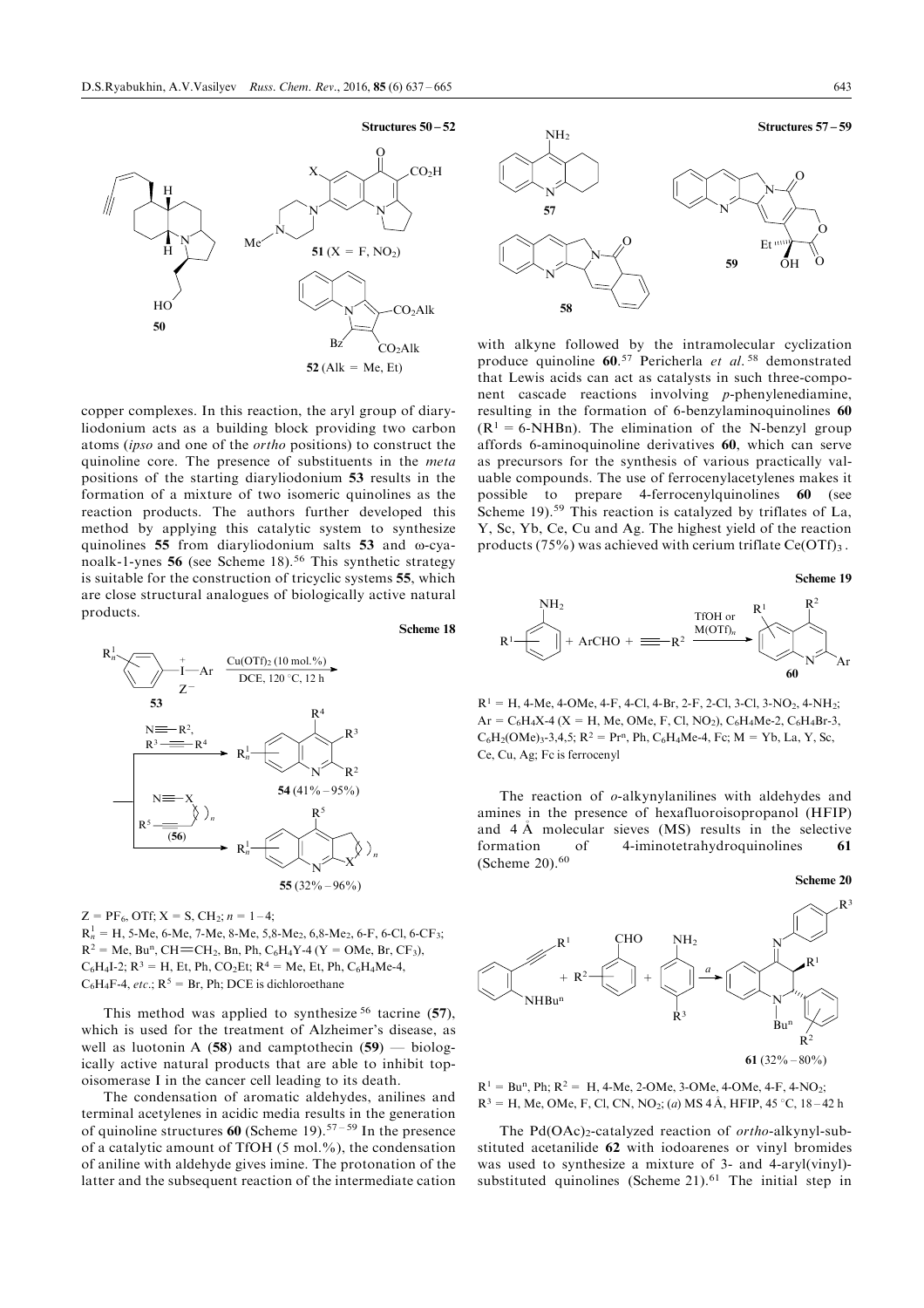**Structures 50 – 52**

50

51 (X = F, $NO_2$)

52 (Alk = Me, Et)

copper complexes. In this reaction, the aryl group of diaryliodonium acts as a building block providing two carbon atoms (*ipso* and one of the *ortho* positions) to construct the quinoline core. The presence of substituents in the *meta* positions of the starting diaryliodonium **53** results in the formation of a mixture of two isomeric quinolines as the reaction products. The authors further developed this method by applying this catalytic system to synthesize quinolines **55** from diaryliodonium salts **53** and ω-cyanoalk-1-ynes **56** (see Scheme 18).[56] This synthetic strategy is suitable for the construction of tricyclic systems **55**, which are close structural analogues of biologically active natural products.

**Scheme 18**

$Cu(OTf)_2$ (10 mol.%), DCE, 120 °C, 12 h

**53** → **54** (41% – 95%); **55** (32% – 96%)

Z = $PF_6$, OTf; X = S, $CH_2$; $n$ = 1 – 4;
$R^1_n$ = H, 5-Me, 6-Me, 7-Me, 8-Me, 5,8-$Me_2$, 6,8-$Me_2$, 6-F, 6-Cl, 6-$CF_3$;
$R^2$ = Me, $Bu^n$, CH=$CH_2$, Bn, Ph, $C_6H_4Y$-4 (Y = OMe, Br, $CF_3$), $C_6H_4I$-2; $R^3$ = H, Et, Ph, $CO_2Et$; $R^4$ = Me, Et, Ph, $C_6H_4Me$-4, $C_6H_4F$-4, *etc.*; $R^5$ = Br, Ph; DCE is dichloroethane

This method was applied to synthesize[56] tacrine (**57**), which is used for the treatment of Alzheimer's disease, as well as luotonin A (**58**) and camptothecin (**59**) — biologically active natural products that are able to inhibit topoisomerase I in the cancer cell leading to its death.

The condensation of aromatic aldehydes, anilines and terminal acetylenes in acidic media results in the generation of quinoline structures **60** (Scheme 19).[57–59] In the presence of a catalytic amount of TfOH (5 mol.%), the condensation of aniline with aldehyde gives imine. The protonation of the latter and the subsequent reaction of the intermediate cation

**Structures 57 – 59**

57

58

59

with alkyne followed by the intramolecular cyclization produce quinoline **60**.[57] Pericherla *et al.*[58] demonstrated that Lewis acids can act as catalysts in such three-component cascade reactions involving *p*-phenylenediamine, resulting in the formation of 6-benzylaminoquinolines **60** ($R^1$ = 6-NHBn). The elimination of the N-benzyl group affords 6-aminoquinoline derivatives **60**, which can serve as precursors for the synthesis of various practically valuable compounds. The use of ferrocenylacetylenes makes it possible to prepare 4-ferrocenylquinolines **60** (see Scheme 19).[59] This reaction is catalyzed by triflates of La, Y, Sc, Yb, Ce, Cu and Ag. The highest yield of the reaction products (75%) was achieved with cerium triflate $Ce(OTf)_3$.

**Scheme 19**

TfOH or $M(OTf)_n$

**60**

$R^1$ = H, 4-Me, 4-OMe, 4-F, 4-Cl, 4-Br, 2-F, 2-Cl, 3-Cl, 3-$NO_2$, 4-$NH_2$;
Ar = $C_6H_4X$-4 (X = H, Me, OMe, F, Cl, $NO_2$), $C_6H_4Me$-2, $C_6H_4Br$-3, $C_6H_2(OMe)_3$-3,4,5; $R^2$ = $Pr^n$, Ph, $C_6H_4Me$-4, Fc; M = Yb, La, Y, Sc, Ce, Cu, Ag; Fc is ferrocenyl

The reaction of *o*-alkynylanilines with aldehydes and amines in the presence of hexafluoroisopropanol (HFIP) and 4 Å molecular sieves (MS) results in the selective formation of 4-iminotetrahydroquinolines **61** (Scheme 20).[60]

**Scheme 20**

**61** (32% – 80%)

$R^1$ = $Bu^n$, Ph; $R^2$ = H, 4-Me, 2-OMe, 3-OMe, 4-OMe, 4-F, 4-$NO_2$;
$R^3$ = H, Me, OMe, F, Cl, CN, $NO_2$; (*a*) MS 4 Å, HFIP, 45 °C, 18 – 42 h

The $Pd(OAc)_2$-catalyzed reaction of *ortho*-alkynyl-substituted acetanilide **62** with iodoarenes or vinyl bromides was used to synthesize a mixture of 3- and 4-aryl(vinyl)-substituted quinolines (Scheme 21).[61] The initial step in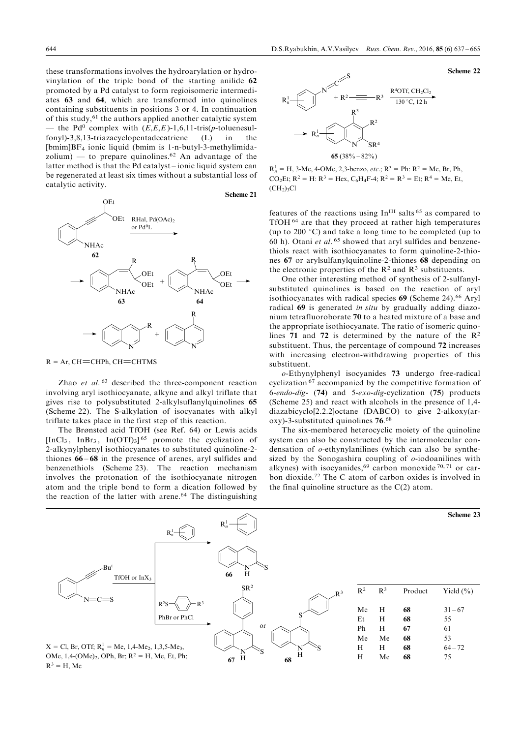these transformations involves the hydroarylation or hydrovinylation of the triple bond of the starting anilide **62** promoted by a Pd catalyst to form regioisomeric intermediates **63** and **64**, which are transformed into quinolines containing substituents in positions 3 or 4. In continuation of this study,[61] the authors applied another catalytic system — the $Pd^0$ complex with (*E*,*E*,*E*)-1,6,11-tris(*p*-toluenesulfonyl)-3,8,13-triazacyclopentadecatriene (L) in the [bmim]$BF_4$ ionic liquid (bmim is 1-n-butyl-3-methylimidazolium) — to prepare quinolines.[62] An advantage of the latter method is that the Pd catalyst – ionic liquid system can be regenerated at least six times without a substantial loss of catalytic activity.

**Scheme 21**

RHal, $Pd(OAc)_2$ or $Pd^0L$

**62** → **63** + **64** →

R = Ar, CH=CHPh, CH=CHTMS

Zhao *et al.*[63] described the three-component reaction involving aryl isothiocyanate, alkyne and alkyl triflate that gives rise to polysubstituted 2-alkylsuflanylquinolines **65** (Scheme 22). The S-alkylation of isocyanates with alkyl triflate takes place in the first step of this reaction.

**Scheme 22**

$R^4OTf$, $CH_2Cl_2$, 130 °C, 12 h

**65** (38% – 82%)

$R^1_n$ = H, 3-Me, 4-OMe, 2,3-benzo, *etc.*; $R^3$ = Ph: $R^2$ = Me, Br, Ph, $CO_2Et$; $R^2$ = H: $R^3$ = Hex, $C_6H_4F$-4; $R^2$ = $R^3$ = Et; $R^4$ = Me, Et, $(CH_2)_3Cl$

The Brønsted acid TfOH (see Ref. 64) or Lewis acids [$InCl_3$, $InBr_3$, $In(OTf)_3$][65] promote the cyclization of 2-alkynylphenyl isothiocyanates to substituted quinoline-2-thiones **66** – **68** in the presence of arenes, aryl sulfides and benzenethiols (Scheme 23). The reaction mechanism involves the protonation of the isothiocyanate nitrogen atom and the triple bond to form a dication followed by the reaction of the latter with arene.[64] The distinguishing features of the reactions using $In^{III}$ salts[65] as compared to TfOH[64] are that they proceed at rather high temperatures (up to 200 °C) and take a long time to be completed (up to 60 h). Otani *et al.*[65] showed that aryl sulfides and benzenethiols react with isothiocyanates to form quinoline-2-thiones **67** or arylsulfanylquinoline-2-thiones **68** depending on the electronic properties of the $R^2$ and $R^3$ substituents.

One other interesting method of synthesis of 2-sulfanyl-substituted quinolines is based on the reaction of aryl isothiocyanates with radical species **69** (Scheme 24).[66] Aryl radical **69** is generated *in situ* by gradually adding diazonium tetrafluoroborate **70** to a heated mixture of a base and the appropriate isothiocyanate. The ratio of isomeric quinolines **71** and **72** is determined by the nature of the $R^2$ substituent. Thus, the percentage of compound **72** increases with increasing electron-withdrawing properties of this substituent.

*o*-Ethynylphenyl isocyanides **73** undergo free-radical cyclization[67] accompanied by the competitive formation of 6-*endo-dig*- (**74**) and 5-*exo-dig*-cyclization (**75**) products (Scheme 25) and react with alcohols in the presence of 1,4-diazabicyclo[2.2.2]octane (DABCO) to give 2-alkoxy(aryloxy)-3-substituted quinolines **76**.[68]

The six-membered heterocyclic moiety of the quinoline system can also be constructed by the intermolecular condensation of *o*-ethynylanilines (which can also be synthesized by the Sonogashira coupling of *o*-iodoanilines with alkynes) with isocyanides,[69] carbon monoxide[70, 71] or carbon dioxide.[72] The C atom of carbon oxides is involved in the final quinoline structure as the C(2) atom.

**Scheme 23**

TfOH or $InX_3$; $R^2S$–$C_6H_4$–$R^3$, PhBr or PhCl

**66**, **67** or **68**

X = Cl, Br, OTf; $R^1_n$ = Me, 1,4-$Me_2$, 1,3,5-$Me_3$, OMe, 1,4-$(OMe)_2$, OPh, Br; $R^2$ = H, Me, Et, Ph; $R^3$ = H, Me

| $R^2$ | $R^3$ | Product | Yield (%) |
|---|---|---|---|
| Me | H | **68** | 31 – 67 |
| Et | H | **68** | 55 |
| Ph | H | **67** | 61 |
| Me | Me | **68** | 53 |
| H | H | **68** | 64 – 72 |
| H | Me | **68** | 75 |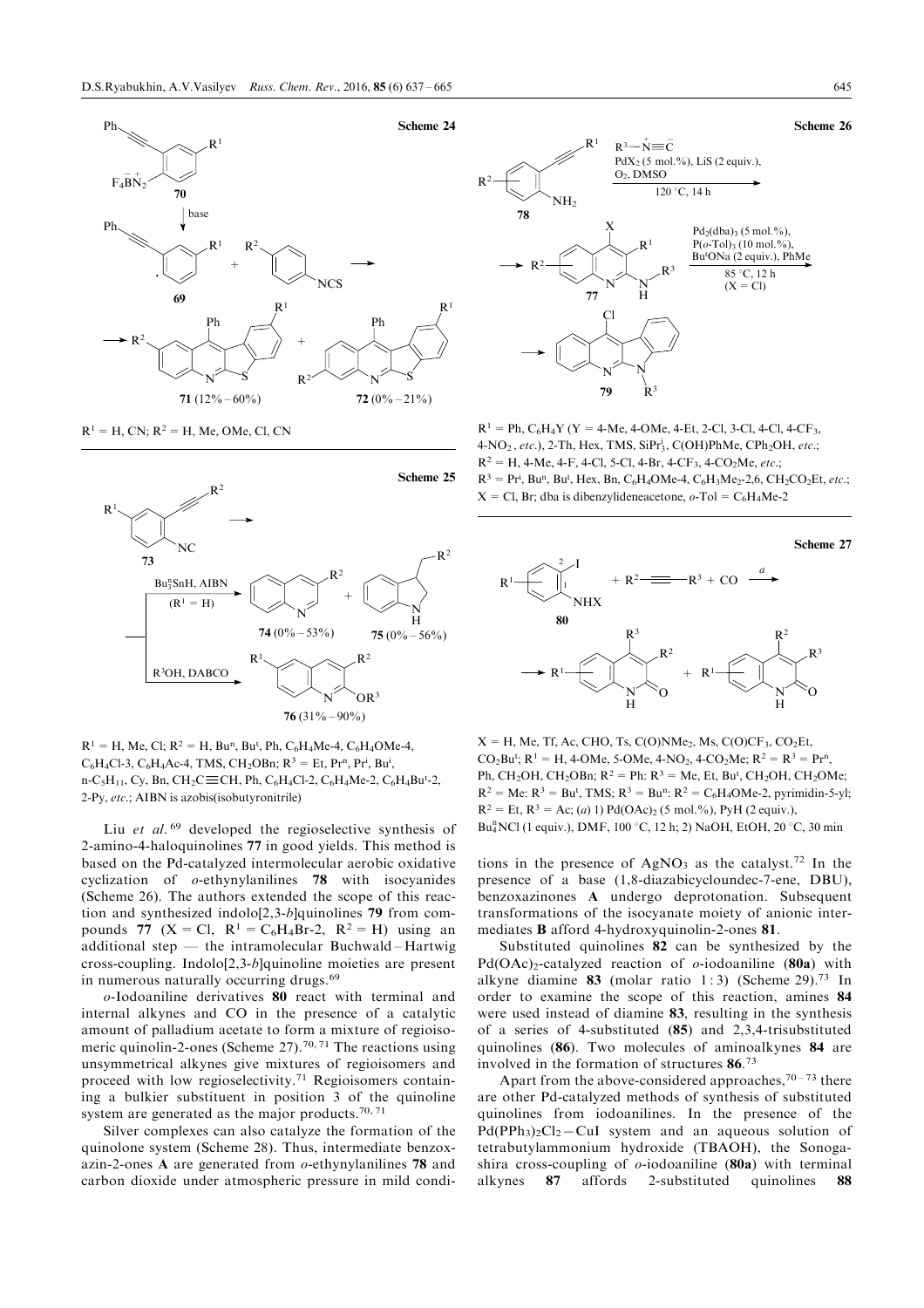**Scheme 24**

$R^1$ = H, CN; $R^2$ = H, Me, OMe, Cl, CN

**Scheme 25**

$R^1$ = H, Me, Cl; $R^2$ = H, $Bu^n$, $Bu^t$, Ph, $C_6H_4Me$-4, $C_6H_4OMe$-4, $C_6H_4Cl$-3, $C_6H_4Ac$-4, TMS, $CH_2OBn$; $R^3$ = Et, $Pr^n$, $Pr^i$, $Bu^i$, n-$C_5H_{11}$, Cy, Bn, $CH_2C{\equiv}CH$, Ph, $C_6H_4Cl$-2, $C_6H_4Me$-2, $C_6H_4Bu^t$-2, 2-Py, *etc.*; AIBN is azobis(isobutyronitrile)

Liu *et al.*[69] developed the regioselective synthesis of 2-amino-4-haloquinolines **77** in good yields. This method is based on the Pd-catalyzed intermolecular aerobic oxidative cyclization of *o*-ethynylanilines **78** with isocyanides (Scheme 26). The authors extended the scope of this reaction and synthesized indolo[2,3-*b*]quinolines **79** from compounds **77** (X = Cl, $R^1$ = $C_6H_4Br$-2, $R^2$ = H) using an additional step — the intramolecular Buchwald–Hartwig cross-coupling. Indolo[2,3-*b*]quinoline moieties are present in numerous naturally occurring drugs.[69]

*o*-Iodoaniline derivatives **80** react with terminal and internal alkynes and CO in the presence of a catalytic amount of palladium acetate to form a mixture of regioisomeric quinolin-2-ones (Scheme 27).[70,71] The reactions using unsymmetrical alkynes give mixtures of regioisomers and proceed with low regioselectivity.[71] Regioisomers containing a bulkier substituent in position 3 of the quinoline system are generated as the major products.[70,71]

Silver complexes can also catalyze the formation of the quinolone system (Scheme 28). Thus, intermediate benzoxazin-2-ones **A** are generated from *o*-ethynylanilines **78** and carbon dioxide under atmospheric pressure in mild conditions in the presence of $AgNO_3$ as the catalyst.[72] In the presence of a base (1,8-diazabicycloundec-7-ene, DBU), benzoxazinones **A** undergo deprotonation. Subsequent transformations of the isocyanate moiety of anionic intermediates **B** afford 4-hydroxyquinolin-2-ones **81**.

**Scheme 26**

$R^1$ = Ph, $C_6H_4Y$ (Y = 4-Me, 4-OMe, 4-Et, 2-Cl, 3-Cl, 4-Cl, 4-$CF_3$, 4-$NO_2$, *etc.*), 2-Th, Hex, TMS, $SiPr^i_3$, C(OH)PhMe, $CPh_2OH$, *etc.*; $R^2$ = H, 4-Me, 4-F, 4-Cl, 5-Cl, 4-Br, 4-$CF_3$, 4-$CO_2Me$, *etc.*; $R^3$ = $Pr^i$, $Bu^n$, $Bu^t$, Hex, Bn, $C_6H_4OMe$-4, $C_6H_3Me_2$-2,6, $CH_2CO_2Et$, *etc.*; X = Cl, Br; dba is dibenzylideneacetone, *o*-Tol = $C_6H_4Me$-2

**Scheme 27**

X = H, Me, Tf, Ac, CHO, Ts, $C(O)NMe_2$, Ms, $C(O)CF_3$, $CO_2Et$, $CO_2Bu^t$; $R^1$ = H, 4-OMe, 5-OMe, 4-$NO_2$, 4-$CO_2Me$; $R^2$ = $R^3$ = $Pr^n$, Ph, $CH_2OH$, $CH_2OBn$; $R^2$ = Ph: $R^3$ = Me, Et, $Bu^t$, $CH_2OH$, $CH_2OMe$; $R^2$ = Me: $R^3$ = $Bu^t$, TMS; $R^3$ = $Bu^n$: $R^2$ = $C_6H_4OMe$-2, pyrimidin-5-yl; $R^2$ = Et, $R^3$ = Ac; (*a*) 1) $Pd(OAc)_2$ (5 mol.%), PyH (2 equiv.), $Bu^n_4NCl$ (1 equiv.), DMF, 100 °C, 12 h; 2) NaOH, EtOH, 20 °C, 30 min

Substituted quinolines **82** can be synthesized by the $Pd(OAc)_2$-catalyzed reaction of *o*-iodoaniline (**80a**) with alkyne diamine **83** (molar ratio 1 : 3) (Scheme 29).[73] In order to examine the scope of this reaction, amines **84** were used instead of diamine **83**, resulting in the synthesis of a series of 4-substituted (**85**) and 2,3,4-trisubstituted quinolines (**86**). Two molecules of aminoalkynes **84** are involved in the formation of structures **86**.[73]

Apart from the above-considered approaches,[70–73] there are other Pd-catalyzed methods of synthesis of substituted quinolines from iodoanilines. In the presence of the $Pd(PPh_3)_2Cl_2$–CuI system and an aqueous solution of tetrabutylammonium hydroxide (TBAOH), the Sonogashira cross-coupling of *o*-iodoaniline (**80a**) with terminal alkynes **87** affords 2-substituted quinolines **88**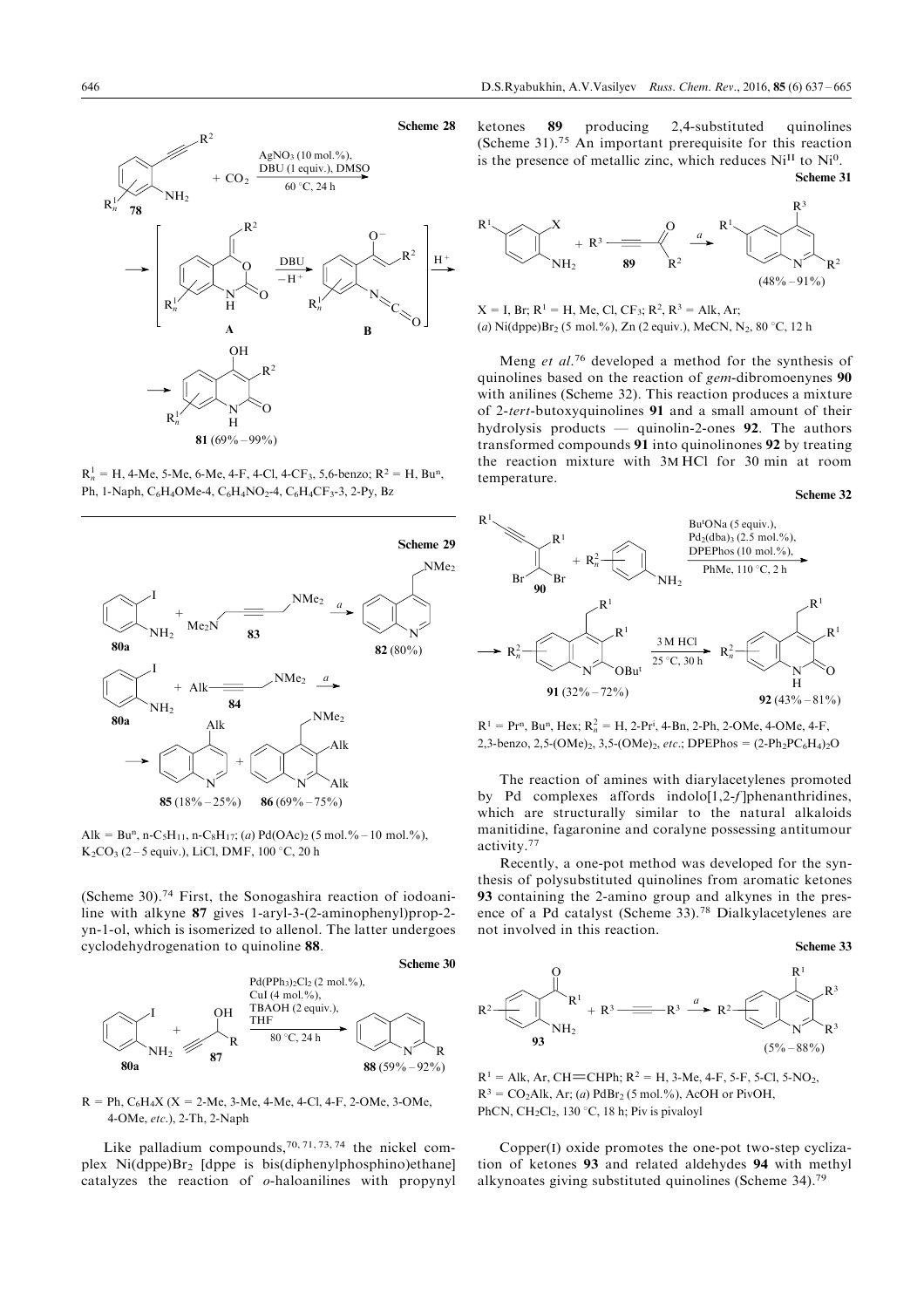**Scheme 28**

$R^1_n$ = H, 4-Me, 5-Me, 6-Me, 4-F, 4-Cl, 4-$CF_3$, 5,6-benzo; $R^2$ = H, $Bu^n$, Ph, 1-Naph, $C_6H_4OMe$-4, $C_6H_4NO_2$-4, $C_6H_4CF_3$-3, 2-Py, Bz

**Scheme 29**

Alk = $Bu^n$, n-$C_5H_{11}$, n-$C_8H_{17}$; (*a*) $Pd(OAc)_2$ (5 mol.% – 10 mol.%), $K_2CO_3$ (2 – 5 equiv.), LiCl, DMF, 100 °C, 20 h

(Scheme 30).[74] First, the Sonogashira reaction of iodoaniline with alkyne **87** gives 1-aryl-3-(2-aminophenyl)prop-2-yn-1-ol, which is isomerized to allenol. The latter undergoes cyclodehydrogenation to quinoline **88**.

**Scheme 30**

R = Ph, $C_6H_4X$ (X = 2-Me, 3-Me, 4-Me, 4-Cl, 4-F, 2-OMe, 3-OMe, 4-OMe, *etc.*), 2-Th, 2-Naph

Like palladium compounds,[70,71,73,74] the nickel complex $Ni(dppe)Br_2$ [dppe is bis(diphenylphosphino)ethane] catalyzes the reaction of *o*-haloanilines with propynyl ketones **89** producing 2,4-substituted quinolines (Scheme 31).[75] An important prerequisite for this reaction is the presence of metallic zinc, which reduces $Ni^{II}$ to $Ni^0$.

**Scheme 31**

X = I, Br; $R^1$ = H, Me, Cl, $CF_3$; $R^2$, $R^3$ = Alk, Ar;
(*a*) $Ni(dppe)Br_2$ (5 mol.%), Zn (2 equiv.), MeCN, $N_2$, 80 °C, 12 h

Meng *et al.*[76] developed a method for the synthesis of quinolines based on the reaction of *gem*-dibromoenynes **90** with anilines (Scheme 32). This reaction produces a mixture of 2-*tert*-butoxyquinolines **91** and a small amount of their hydrolysis products — quinolin-2-ones **92**. The authors transformed compounds **91** into quinolinones **92** by treating the reaction mixture with 3 M HCl for 30 min at room temperature.

**Scheme 32**

$R^1$ = $Pr^n$, $Bu^n$, Hex; $R^2_n$ = H, 2-$Pr^i$, 4-Bn, 2-Ph, 2-OMe, 4-OMe, 4-F, 2,3-benzo, 2,5-$(OMe)_2$, 3,5-$(OMe)_2$, *etc.*; DPEPhos = $(2\text{-}Ph_2PC_6H_4)_2O$

The reaction of amines with diarylacetylenes promoted by Pd complexes affords indolo[1,2-*f*]phenanthridines, which are structurally similar to the natural alkaloids manitidine, fagaronine and coralyne possessing antitumour activity.[77]

Recently, a one-pot method was developed for the synthesis of polysubstituted quinolines from aromatic ketones **93** containing the 2-amino group and alkynes in the presence of a Pd catalyst (Scheme 33).[78] Dialkylacetylenes are not involved in this reaction.

**Scheme 33**

$R^1$ = Alk, Ar, CH=CHPh; $R^2$ = H, 3-Me, 4-F, 5-F, 5-Cl, 5-$NO_2$, $R^3$ = $CO_2$Alk, Ar; (*a*) $PdBr_2$ (5 mol.%), AcOH or PivOH, PhCN, $CH_2Cl_2$, 130 °C, 18 h; Piv is pivaloyl

Copper(I) oxide promotes the one-pot two-step cyclization of ketones **93** and related aldehydes **94** with methyl alkynoates giving substituted quinolines (Scheme 34).[79]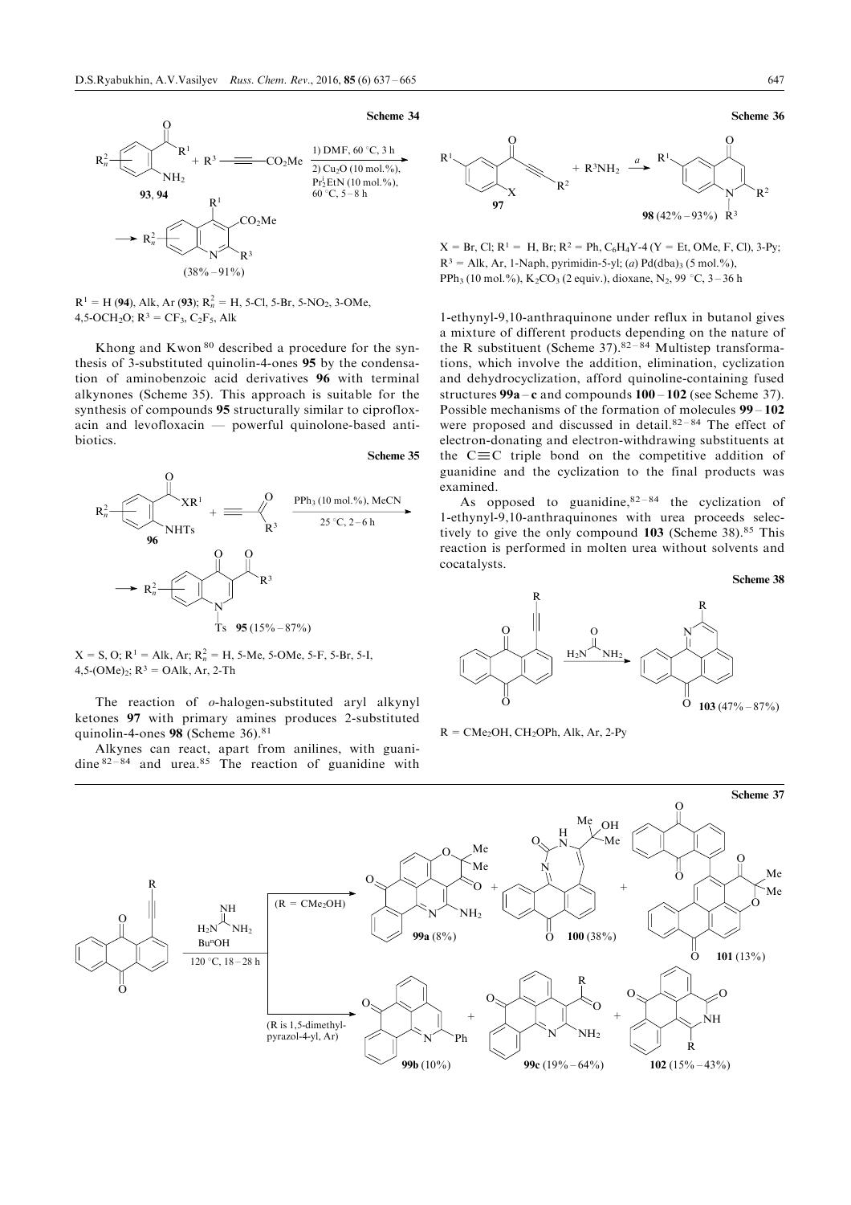**Scheme 34**

$R^1 = H$ (**94**), Alk, Ar (**93**); $R^2_n$ = H, 5-Cl, 5-Br, 5-$NO_2$, 3-OMe, 4,5-$OCH_2O$; $R^3 = CF_3$, $C_2F_5$, Alk

Khong and Kwon[80] described a procedure for the synthesis of 3-substituted quinolin-4-ones **95** by the condensation of aminobenzoic acid derivatives **96** with terminal alkynones (Scheme 35). This approach is suitable for the synthesis of compounds **95** structurally similar to ciprofloxacin and levofloxacin — powerful quinolone-based antibiotics.

**Scheme 35**

X = S, O; $R^1$ = Alk, Ar; $R^2_n$ = H, 5-Me, 5-OMe, 5-F, 5-Br, 5-I, 4,5-$(OMe)_2$; $R^3$ = OAlk, Ar, 2-Th

The reaction of *o*-halogen-substituted aryl alkynyl ketones **97** with primary amines produces 2-substituted quinolin-4-ones **98** (Scheme 36).[81]

Alkynes can react, apart from anilines, with guanidine[82–84] and urea.[85] The reaction of guanidine with 1-ethynyl-9,10-anthraquinone under reflux in butanol gives a mixture of different products depending on the nature of the R substituent (Scheme 37).[82–84] Multistep transformations, which involve the addition, elimination, cyclization and dehydrocyclization, afford quinoline-containing fused structures **99a – c** and compounds **100 – 102** (see Scheme 37). Possible mechanisms of the formation of molecules **99 – 102** were proposed and discussed in detail.[82–84] The effect of electron-donating and electron-withdrawing substituents at the C≡C triple bond on the competitive addition of guanidine and the cyclization to the final products was examined.

As opposed to guanidine,[82–84] the cyclization of 1-ethynyl-9,10-anthraquinones with urea proceeds selectively to give the only compound **103** (Scheme 38).[85] This reaction is performed in molten urea without solvents and cocatalysts.

**Scheme 36**

X = Br, Cl; $R^1$ = H, Br; $R^2$ = Ph, $C_6H_4Y$-4 (Y = Et, OMe, F, Cl), 3-Py; $R^3$ = Alk, Ar, 1-Naph, pyrimidin-5-yl; (*a*) $Pd(dba)_3$ (5 mol.%), $PPh_3$ (10 mol.%), $K_2CO_3$ (2 equiv.), dioxane, $N_2$, 99 °C, 3 – 36 h

**Scheme 38**

R = $CMe_2OH$, $CH_2OPh$, Alk, Ar, 2-Py

**Scheme 37**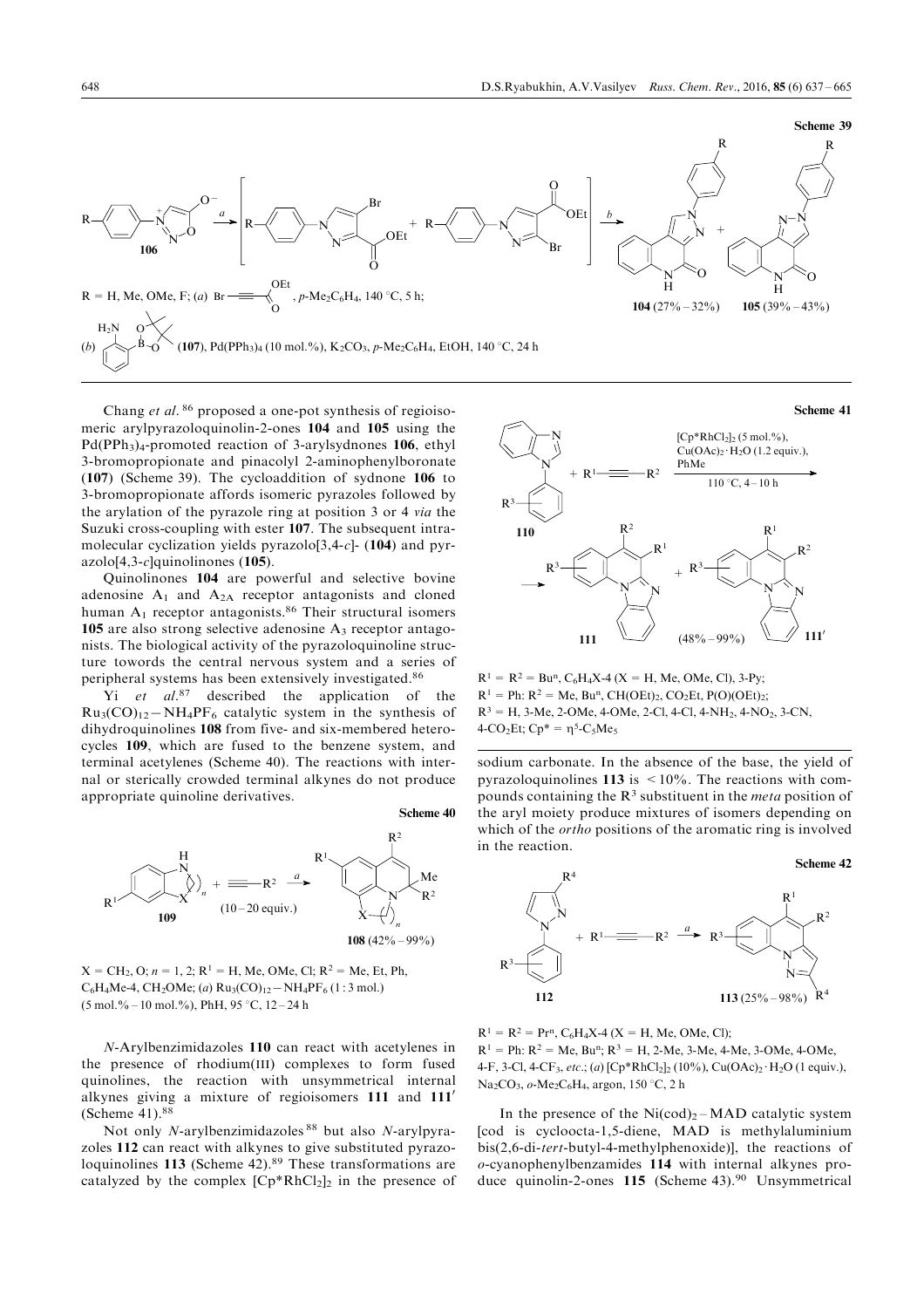**Scheme 39**

$R = H, Me, OMe, F$; (*a*) $Br-C{\equiv}C-CO_2Et$, $p$-$Me_2C_6H_4$, 140 °C, 5 h;

(*b*) (**107**), $Pd(PPh_3)_4$ (10 mol.%), $K_2CO_3$, $p$-$Me_2C_6H_4$, EtOH, 140 °C, 24 h

**106**; **104** (27% – 32%); **105** (39% – 43%)

Chang *et al.*[86] proposed a one-pot synthesis of regioisomeric arylpyrazoloquinolin-2-ones **104** and **105** using the $Pd(PPh_3)_4$-promoted reaction of 3-arylsydnones **106**, ethyl 3-bromopropionate and pinacolyl 2-aminophenylboronate (**107**) (Scheme 39). The cycloaddition of sydnone **106** to 3-bromopropionate affords isomeric pyrazoles followed by the arylation of the pyrazole ring at position 3 or 4 *via* the Suzuki cross-coupling with ester **107**. The subsequent intramolecular cyclization yields pyrazolo[3,4-*c*]- (**104**) and pyrazolo[4,3-*c*]quinolinones (**105**).

Quinolinones **104** are powerful and selective bovine adenosine $A_1$ and $A_{2A}$ receptor antagonists and cloned human $A_1$ receptor antagonists.[86] Their structural isomers **105** are also strong selective adenosine $A_3$ receptor antagonists. The biological activity of the pyrazoloquinoline structure towords the central nervous system and a series of peripheral systems has been extensively investigated.[86]

Yi *et al.*[87] described the application of the $Ru_3(CO)_{12}-NH_4PF_6$ catalytic system in the synthesis of dihydroquinolines **108** from five- and six-membered heterocycles **109**, which are fused to the benzene system, and terminal acetylenes (Scheme 40). The reactions with internal or sterically crowded terminal alkynes do not produce appropriate quinoline derivatives.

**Scheme 40**

**109**; (10 – 20 equiv.); **108** (42% – 99%)

$X = CH_2$, O; $n = 1, 2$; $R^1 = H$, Me, OMe, Cl; $R^2 = Me$, Et, Ph, $C_6H_4Me$-4, $CH_2OMe$; (*a*) $Ru_3(CO)_{12}-NH_4PF_6$ (1 : 3 mol.) (5 mol.% – 10 mol.%), PhH, 95 °C, 12 – 24 h

*N*-Arylbenzimidazoles **110** can react with acetylenes in the presence of rhodium(III) complexes to form fused quinolines, the reaction with unsymmetrical internal alkynes giving a mixture of regioisomers **111** and **111′** (Scheme 41).[88]

Not only *N*-arylbenzimidazoles[88] but also *N*-arylpyrazoles **112** can react with alkynes to give substituted pyrazoloquinolines **113** (Scheme 42).[89] These transformations are catalyzed by the complex $[Cp^*RhCl_2]_2$ in the presence of

**Scheme 41**

$[Cp^*RhCl_2]_2$ (5 mol.%), $Cu(OAc)_2 \cdot H_2O$ (1.2 equiv.), PhMe, 110 °C, 4 – 10 h

**110**; **111**; **111′** (48% – 99%)

$R^1 = R^2 = Bu^n$, $C_6H_4X$-4 (X = H, Me, OMe, Cl), 3-Py;
$R^1 = Ph$: $R^2 = Me$, $Bu^n$, $CH(OEt)_2$, $CO_2Et$, $P(O)(OEt)_2$;
$R^3 = H$, 3-Me, 2-OMe, 4-OMe, 2-Cl, 4-Cl, 4-$NH_2$, 4-$NO_2$, 3-CN, 4-$CO_2Et$; $Cp^* = \eta^5$-$C_5Me_5$

sodium carbonate. In the absence of the base, the yield of pyrazoloquinolines **113** is < 10%. The reactions with compounds containing the $R^3$ substituent in the *meta* position of the aryl moiety produce mixtures of isomers depending on which of the *ortho* positions of the aromatic ring is involved in the reaction.

**Scheme 42**

**112**; **113** (25% – 98%)

$R^1 = R^2 = Pr^n$, $C_6H_4X$-4 (X = H, Me, OMe, Cl);
$R^1 = Ph$: $R^2 = Me$, $Bu^n$; $R^3 = H$, 2-Me, 3-Me, 4-Me, 3-OMe, 4-OMe, 4-F, 3-Cl, 4-$CF_3$, *etc.*; (*a*) $[Cp^*RhCl_2]_2$ (10%), $Cu(OAc)_2 \cdot H_2O$ (1 equiv.), $Na_2CO_3$, *o*-$Me_2C_6H_4$, argon, 150 °C, 2 h

In the presence of the $Ni(cod)_2$ – MAD catalytic system [cod is cycloocta-1,5-diene, MAD is methylaluminium bis(2,6-di-*tert*-butyl-4-methylphenoxide)], the reactions of *o*-cyanophenylbenzamides **114** with internal alkynes produce quinolin-2-ones **115** (Scheme 43).[90] Unsymmetrical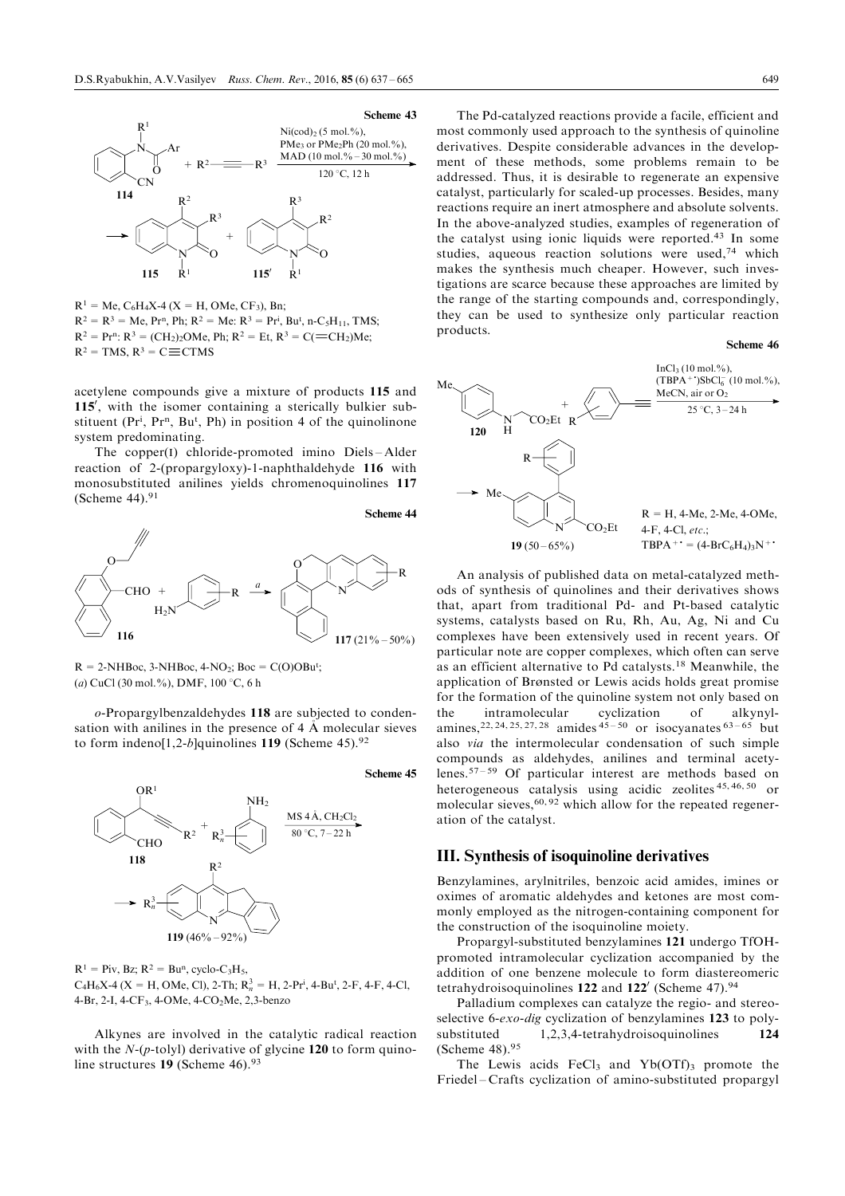Scheme 43

$R^1$ = Me, $C_6H_4X$-4 (X = H, OMe, $CF_3$), Bn;
$R^2 = R^3$ = Me, $Pr^n$, Ph; $R^2$ = Me: $R^3$ = $Pr^i$, $Bu^t$, n-$C_5H_{11}$, TMS;
$R^2 = Pr^n$: $R^3$ = $(CH_2)_2OMe$, Ph; $R^2$ = Et, $R^3$ = C(=$CH_2$)Me;
$R^2$ = TMS, $R^3$ = C≡CTMS

acetylene compounds give a mixture of products **115** and **115′**, with the isomer containing a sterically bulkier substituent ($Pr^i$, $Pr^n$, $Bu^t$, Ph) in position 4 of the quinolinone system predominating.

The copper(I) chloride-promoted imino Diels–Alder reaction of 2-(propargyloxy)-1-naphthaldehyde **116** with monosubstituted anilines yields chromenoquinolines **117** (Scheme 44).[91]

Scheme 44

R = 2-NHBoc, 3-NHBoc, 4-$NO_2$; Boc = C(O)$OBu^t$;
(*a*) CuCl (30 mol.%), DMF, 100 °C, 6 h

*o*-Propargylbenzaldehydes **118** are subjected to condensation with anilines in the presence of 4 Å molecular sieves to form indeno[1,2-*b*]quinolines **119** (Scheme 45).[92]

Scheme 45

$R^1$ = Piv, Bz; $R^2$ = $Bu^n$, cyclo-$C_3H_5$,
$C_6H_4X$-4 (X = H, OMe, Cl), 2-Th; $R^3_n$ = H, 2-$Pr^i$, 4-$Bu^t$, 2-F, 4-F, 4-Cl, 4-Br, 2-I, 4-$CF_3$, 4-OMe, 4-$CO_2Me$, 2,3-benzo

Alkynes are involved in the catalytic radical reaction with the *N*-(*p*-tolyl) derivative of glycine **120** to form quinoline structures **19** (Scheme 46).[93]

The Pd-catalyzed reactions provide a facile, efficient and most commonly used approach to the synthesis of quinoline derivatives. Despite considerable advances in the development of these methods, some problems remain to be addressed. Thus, it is desirable to regenerate an expensive catalyst, particularly for scaled-up processes. Besides, many reactions require an inert atmosphere and absolute solvents. In the above-analyzed studies, examples of regeneration of the catalyst using ionic liquids were reported.[43] In some studies, aqueous reaction solutions were used,[74] which makes the synthesis much cheaper. However, such investigations are scarce because these approaches are limited by the range of the starting compounds and, correspondingly, they can be used to synthesize only particular reaction products.

Scheme 46

R = H, 4-Me, 2-Me, 4-OMe, 4-F, 4-Cl, *etc.*;
$TBPA^{+\bullet} = (4\text{-}BrC_6H_4)_3N^{+\bullet}$

An analysis of published data on metal-catalyzed methods of synthesis of quinolines and their derivatives shows that, apart from traditional Pd- and Pt-based catalytic systems, catalysts based on Ru, Rh, Au, Ag, Ni and Cu complexes have been extensively used in recent years. Of particular note are copper complexes, which often can serve as an efficient alternative to Pd catalysts.[18] Meanwhile, the application of Brønsted or Lewis acids holds great promise for the formation of the quinoline system not only based on the intramolecular cyclization of alkynylamines,[22,24,25,27,28] amides[45–50] or isocyanates[63–65] but also *via* the intermolecular condensation of such simple compounds as aldehydes, anilines and terminal acetylenes.[57–59] Of particular interest are methods based on heterogeneous catalysis using acidic zeolites[45,46,50] or molecular sieves,[60,92] which allow for the repeated regeneration of the catalyst.

## III. Synthesis of isoquinoline derivatives

Benzylamines, arylnitriles, benzoic acid amides, imines or oximes of aromatic aldehydes and ketones are most commonly employed as the nitrogen-containing component for the construction of the isoquinoline moiety.

Propargyl-substituted benzylamines **121** undergo TfOH-promoted intramolecular cyclization accompanied by the addition of one benzene molecule to form diastereomeric tetrahydroisoquinolines **122** and **122′** (Scheme 47).[94]

Palladium complexes can catalyze the regio- and stereoselective 6-*exo-dig* cyclization of benzylamines **123** to polysubstituted 1,2,3,4-tetrahydroisoquinolines **124** (Scheme 48).[95]

The Lewis acids $FeCl_3$ and $Yb(OTf)_3$ promote the Friedel–Crafts cyclization of amino-substituted propargyl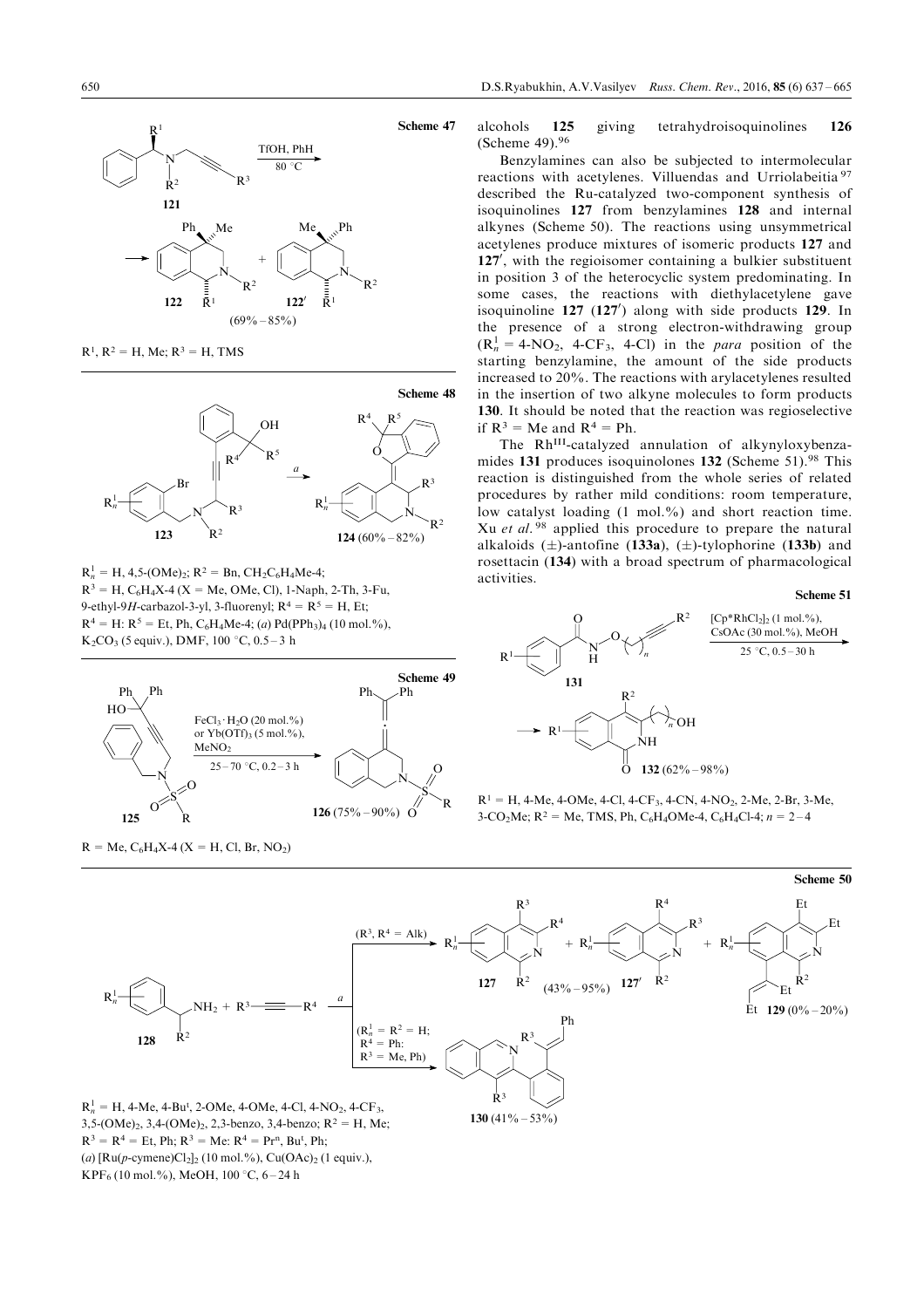**Scheme 47**

TfOH, PhH, 80 °C

**121** → **122** + **122′** (69% – 85%)

$R^1$, $R^2$ = H, Me; $R^3$ = H, TMS

**Scheme 48**

**123** →(a) **124** (60% – 82%)

$R^1_n$ = H, 4,5-(OMe)$_2$; $R^2$ = Bn, $CH_2C_6H_4Me$-4;
$R^3$ = H, $C_6H_4X$-4 (X = Me, OMe, Cl), 1-Naph, 2-Th, 3-Fu, 9-ethyl-9*H*-carbazol-3-yl, 3-fluorenyl; $R^4$ = $R^5$ = H, Et;
$R^4$ = H: $R^5$ = Et, Ph, $C_6H_4Me$-4; (*a*) $Pd(PPh_3)_4$ (10 mol.%), $K_2CO_3$ (5 equiv.), DMF, 100 °C, 0.5 – 3 h

**Scheme 49**

$FeCl_3 \cdot H_2O$ (20 mol.%) or $Yb(OTf)_3$ (5 mol.%), $MeNO_2$, 25 – 70 °C, 0.2 – 3 h

**125** → **126** (75% – 90%)

R = Me, $C_6H_4X$-4 (X = H, Cl, Br, $NO_2$)

alcohols **125** giving tetrahydroisoquinolines **126** (Scheme 49).[96]

Benzylamines can also be subjected to intermolecular reactions with acetylenes. Villuendas and Urriolabeitia[97] described the Ru-catalyzed two-component synthesis of isoquinolines **127** from benzylamines **128** and internal alkynes (Scheme 50). The reactions using unsymmetrical acetylenes produce mixtures of isomeric products **127** and **127′**, with the regioisomer containing a bulkier substituent in position 3 of the heterocyclic system predominating. In some cases, the reactions with diethylacetylene gave isoquinoline **127** (**127′**) along with side products **129**. In the presence of a strong electron-withdrawing group ($R^1_n$ = 4-$NO_2$, 4-$CF_3$, 4-Cl) in the *para* position of the starting benzylamine, the amount of the side products increased to 20%. The reactions with arylacetylenes resulted in the insertion of two alkyne molecules to form products **130**. It should be noted that the reaction was regioselective if $R^3$ = Me and $R^4$ = Ph.

The Rh$^{III}$-catalyzed annulation of alkynyloxybenzamides **131** produces isoquinolones **132** (Scheme 51).[98] This reaction is distinguished from the whole series of related procedures by rather mild conditions: room temperature, low catalyst loading (1 mol.%) and short reaction time. Xu *et al.*[98] applied this procedure to prepare the natural alkaloids (±)-antofine (**133a**), (±)-tylophorine (**133b**) and rosettacin (**134**) with a broad spectrum of pharmacological activities.

**Scheme 51**

$[Cp^*RhCl_2]_2$ (1 mol.%), CsOAc (30 mol.%), MeOH, 25 °C, 0.5 – 30 h

**131** → **132** (62% – 98%)

$R^1$ = H, 4-Me, 4-OMe, 4-Cl, 4-$CF_3$, 4-CN, 4-$NO_2$, 2-Me, 2-Br, 3-Me, 3-$CO_2Me$; $R^2$ = Me, TMS, Ph, $C_6H_4OMe$-4, $C_6H_4Cl$-4; *n* = 2 – 4

**Scheme 50**

**128** + $R^3$–≡–$R^4$ →(a)

($R^3$, $R^4$ = Alk): **127** + **127′** (43% – 95%) + **129** (0% – 20%)

($R^1_n$ = $R^2$ = H; $R^4$ = Ph: $R^3$ = Me, Ph): **130** (41% – 53%)

$R^1_n$ = H, 4-Me, 4-Bu$^t$, 2-OMe, 4-OMe, 4-Cl, 4-$NO_2$, 4-$CF_3$, 3,5-(OMe)$_2$, 3,4-(OMe)$_2$, 2,3-benzo, 3,4-benzo; $R^2$ = H, Me;
$R^3$ = $R^4$ = Et, Ph; $R^3$ = Me: $R^4$ = Pr$^n$, Bu$^t$, Ph;
(*a*) $[Ru(p\text{-cymene})Cl_2]_2$ (10 mol.%), $Cu(OAc)_2$ (1 equiv.), $KPF_6$ (10 mol.%), MeOH, 100 °C, 6 – 24 h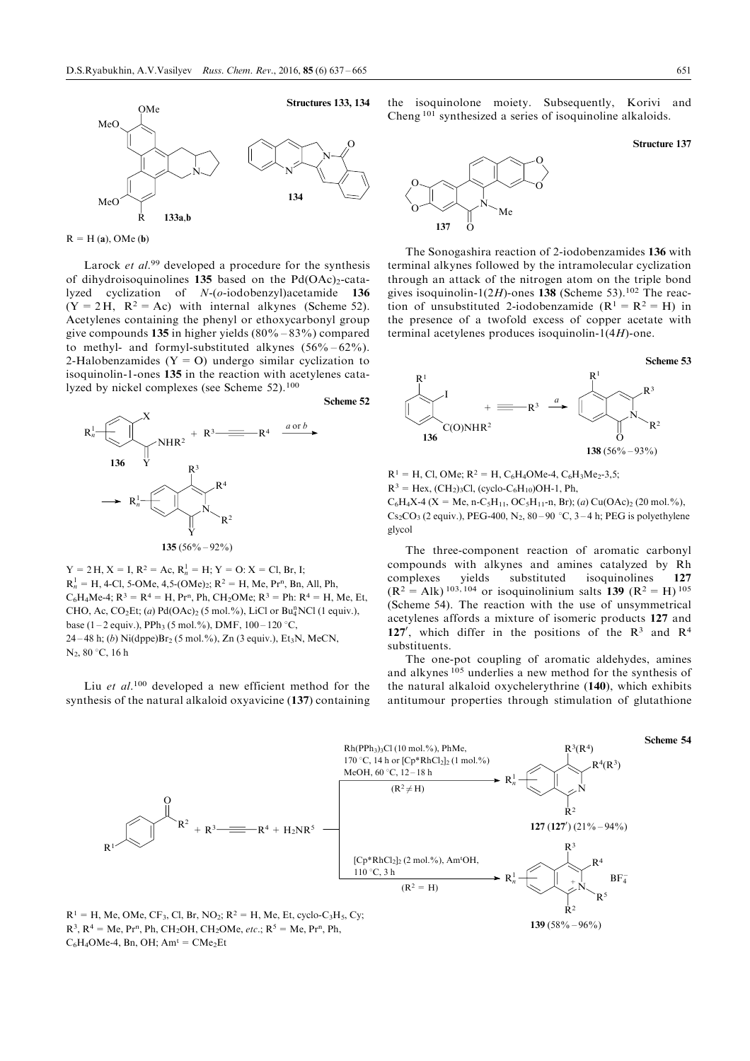**Structures 133, 134**

$R = H$ (**a**), OMe (**b**)

Larock *et al.*[99] developed a procedure for the synthesis of dihydroisoquinolines **135** based on the $Pd(OAc)_2$-catalyzed cyclization of *N*-(*o*-iodobenzyl)acetamide **136** ($Y = 2H$, $R^2 = Ac$) with internal alkynes (Scheme 52). Acetylenes containing the phenyl or ethoxycarbonyl group give compounds **135** in higher yields (80% – 83%) compared to methyl- and formyl-substituted alkynes (56% – 62%). 2-Halobenzamides ($Y = O$) undergo similar cyclization to isoquinolin-1-ones **135** in the reaction with acetylenes catalyzed by nickel complexes (see Scheme 52).[100]

**Scheme 52**

**135** (56% – 92%)

$Y = 2H$, $X = I$, $R^2 = Ac$, $R^1_n = H$; $Y = O$: $X = Cl$, Br, I; $R^1_n = H$, 4-Cl, 5-OMe, 4,5-$(OMe)_2$; $R^2 = H$, Me, $Pr^n$, Bn, All, Ph, $C_6H_4Me$-4; $R^3 = R^4 = H$, $Pr^n$, Ph, $CH_2OMe$; $R^3 = Ph$: $R^4 = H$, Me, Et, CHO, Ac, $CO_2Et$; (*a*) $Pd(OAc)_2$ (5 mol.%), LiCl or $Bu^n_4NCl$ (1 equiv.), base (1 – 2 equiv.), $PPh_3$ (5 mol.%), DMF, 100 – 120 °C, 24 – 48 h; (*b*) $Ni(dppe)Br_2$ (5 mol.%), Zn (3 equiv.), $Et_3N$, MeCN, $N_2$, 80 °C, 16 h

Liu *et al.*[100] developed a new efficient method for the synthesis of the natural alkaloid oxyavicine (**137**) containing the isoquinolone moiety. Subsequently, Korivi and Cheng[101] synthesized a series of isoquinoline alkaloids.

**Structure 137**

The Sonogashira reaction of 2-iodobenzamides **136** with terminal alkynes followed by the intramolecular cyclization through an attack of the nitrogen atom on the triple bond gives isoquinolin-1(2*H*)-ones **138** (Scheme 53).[102] The reaction of unsubstituted 2-iodobenzamide ($R^1 = R^2 = H$) in the presence of a twofold excess of copper acetate with terminal acetylenes produces isoquinolin-1(4*H*)-one.

**Scheme 53**

**138** (56% – 93%)

$R^1 = H$, Cl, OMe; $R^2 = H$, $C_6H_4OMe$-4, $C_6H_3Me_2$-3,5; $R^3$ = Hex, $(CH_2)_3Cl$, (cyclo-$C_6H_{10}$)OH-1, Ph, $C_6H_4X$-4 ($X = Me$, n-$C_5H_{11}$, $OC_5H_{11}$-n, Br); (*a*) $Cu(OAc)_2$ (20 mol.%), $Cs_2CO_3$ (2 equiv.), PEG-400, $N_2$, 80 – 90 °C, 3 – 4 h; PEG is polyethylene glycol

The three-component reaction of aromatic carbonyl compounds with alkynes and amines catalyzed by Rh complexes yields substituted isoquinolines **127** ($R^2$ = Alk)[103,104] or isoquinolinium salts **139** ($R^2 = H$)[105] (Scheme 54). The reaction with the use of unsymmetrical acetylenes affords a mixture of isomeric products **127** and **127′**, which differ in the positions of the $R^3$ and $R^4$ substituents.

The one-pot coupling of aromatic aldehydes, amines and alkynes[105] underlies a new method for the synthesis of the natural alkaloid oxychelerythrine (**140**), which exhibits antitumour properties through stimulation of glutathione

**Scheme 54**

$Rh(PPh_3)_3Cl$ (10 mol.%), PhMe, 170 °C, 14 h or $[Cp^*RhCl_2]_2$ (1 mol.%) MeOH, 60 °C, 12 – 18 h ($R^2 \neq H$) → **127** (**127′**) (21% – 94%)

$[Cp^*RhCl_2]_2$ (2 mol.%), $Am^tOH$, 110 °C, 3 h ($R^2 = H$) → **139** (58% – 96%)

$R^1 = H$, Me, OMe, $CF_3$, Cl, Br, $NO_2$; $R^2 = H$, Me, Et, cyclo-$C_3H_5$, Cy; $R^3$, $R^4$ = Me, $Pr^n$, Ph, $CH_2OH$, $CH_2OMe$, *etc.*; $R^5$ = Me, $Pr^n$, Ph, $C_6H_4OMe$-4, Bn, OH; $Am^t = CMe_2Et$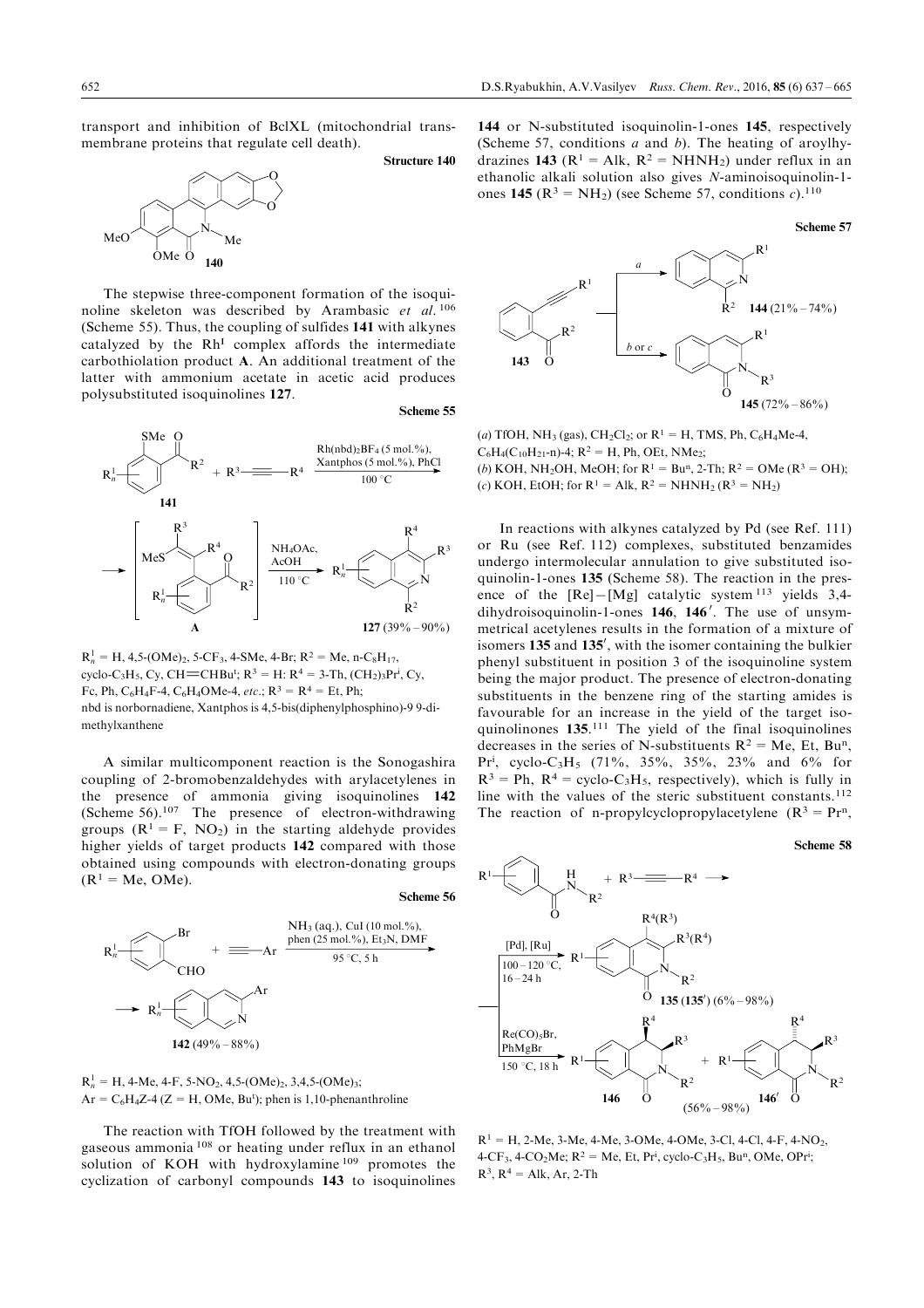transport and inhibition of BclXL (mitochondrial transmembrane proteins that regulate cell death).

**Structure 140**

The stepwise three-component formation of the isoquinoline skeleton was described by Arambasic *et al.*[106] (Scheme 55). Thus, the coupling of sulfides **141** with alkynes catalyzed by the Rh$^{I}$ complex affords the intermediate carbothiolation product **A**. An additional treatment of the latter with ammonium acetate in acetic acid produces polysubstituted isoquinolines **127**.

**Scheme 55**

Rh(nbd)$_2$BF$_4$ (5 mol.%), Xantphos (5 mol.%), PhCl, 100 °C; NH$_4$OAc, AcOH, 110 °C

**127** (39% – 90%)

$R^1_n$ = H, 4,5-(OMe)$_2$, 5-CF$_3$, 4-SMe, 4-Br; $R^2$ = Me, n-C$_8$H$_{17}$, cyclo-C$_3$H$_5$, Cy, CH=CHBu$^t$; $R^3$ = H: $R^4$ = 3-Th, (CH$_2$)$_3$Pr$^i$, Cy, Fc, Ph, C$_6$H$_4$F-4, C$_6$H$_4$OMe-4, *etc.*; $R^3$ = $R^4$ = Et, Ph;
nbd is norbornadiene, Xantphos is 4,5-bis(diphenylphosphino)-9 9-dimethylxanthene

A similar multicomponent reaction is the Sonogashira coupling of 2-bromobenzaldehydes with arylacetylenes in the presence of ammonia giving isoquinolines **142** (Scheme 56).[107] The presence of electron-withdrawing groups ($R^1$ = F, NO$_2$) in the starting aldehyde provides higher yields of target products **142** compared with those obtained using compounds with electron-donating groups ($R^1$ = Me, OMe).

**Scheme 56**

NH$_3$ (aq.), CuI (10 mol.%), phen (25 mol.%), Et$_3$N, DMF, 95 °C, 5 h

**142** (49% – 88%)

$R^1_n$ = H, 4-Me, 4-F, 5-NO$_2$, 4,5-(OMe)$_2$, 3,4,5-(OMe)$_3$;
Ar = C$_6$H$_4$Z-4 (Z = H, OMe, Bu$^t$); phen is 1,10-phenanthroline

The reaction with TfOH followed by the treatment with gaseous ammonia[108] or heating under reflux in an ethanol solution of KOH with hydroxylamine[109] promotes the cyclization of carbonyl compounds **143** to isoquinolines **144** or N-substituted isoquinolin-1-ones **145**, respectively (Scheme 57, conditions *a* and *b*). The heating of aroylhydrazines **143** ($R^1$ = Alk, $R^2$ = NHNH$_2$) under reflux in an ethanolic alkali solution also gives *N*-aminoisoquinolin-1-ones **145** ($R^3$ = NH$_2$) (see Scheme 57, conditions *c*).[110]

**Scheme 57**

**144** (21% – 74%)
**145** (72% – 86%)

(*a*) TfOH, NH$_3$ (gas), CH$_2$Cl$_2$; or $R^1$ = H, TMS, Ph, C$_6$H$_4$Me-4, C$_6$H$_4$(C$_{10}$H$_{21}$-n)-4; $R^2$ = H, Ph, OEt, NMe$_2$;
(*b*) KOH, NH$_2$OH, MeOH; for $R^1$ = Bu$^n$, 2-Th; $R^2$ = OMe ($R^3$ = OH);
(*c*) KOH, EtOH; for $R^1$ = Alk, $R^2$ = NHNH$_2$ ($R^3$ = NH$_2$)

In reactions with alkynes catalyzed by Pd (see Ref. 111) or Ru (see Ref. 112) complexes, substituted benzamides undergo intermolecular annulation to give substituted isoquinolin-1-ones **135** (Scheme 58). The reaction in the presence of the [Re]–[Mg] catalytic system[113] yields 3,4-dihydroisoquinolin-1-ones **146**, **146′**. The use of unsymmetrical acetylenes results in the formation of a mixture of isomers **135** and **135′**, with the isomer containing the bulkier phenyl substituent in position 3 of the isoquinoline system being the major product. The presence of electron-donating substituents in the benzene ring of the starting amides is favourable for an increase in the yield of the target isoquinolinones **135**.[111] The yield of the final isoquinolines decreases in the series of N-substituents $R^2$ = Me, Et, Bu$^n$, Pr$^i$, cyclo-C$_3$H$_5$ (71%, 35%, 35%, 23% and 6% for $R^3$ = Ph, $R^4$ = cyclo-C$_3$H$_5$, respectively), which is fully in line with the values of the steric substituent constants.[112] The reaction of n-propylcyclopropylacetylene ($R^3$ = Pr$^n$,

**Scheme 58**

[Pd], [Ru], 100 – 120 °C, 16 – 24 h → **135** (**135′**) (6% – 98%)

Re(CO)$_5$Br, PhMgBr, 150 °C, 18 h → **146** + **146′** (56% – 98%)

$R^1$ = H, 2-Me, 3-Me, 4-Me, 3-OMe, 4-OMe, 3-Cl, 4-Cl, 4-F, 4-NO$_2$, 4-CF$_3$, 4-CO$_2$Me; $R^2$ = Me, Et, Pr$^i$, cyclo-C$_3$H$_5$, Bu$^n$, OMe, OPr$^i$;
$R^3$, $R^4$ = Alk, Ar, 2-Th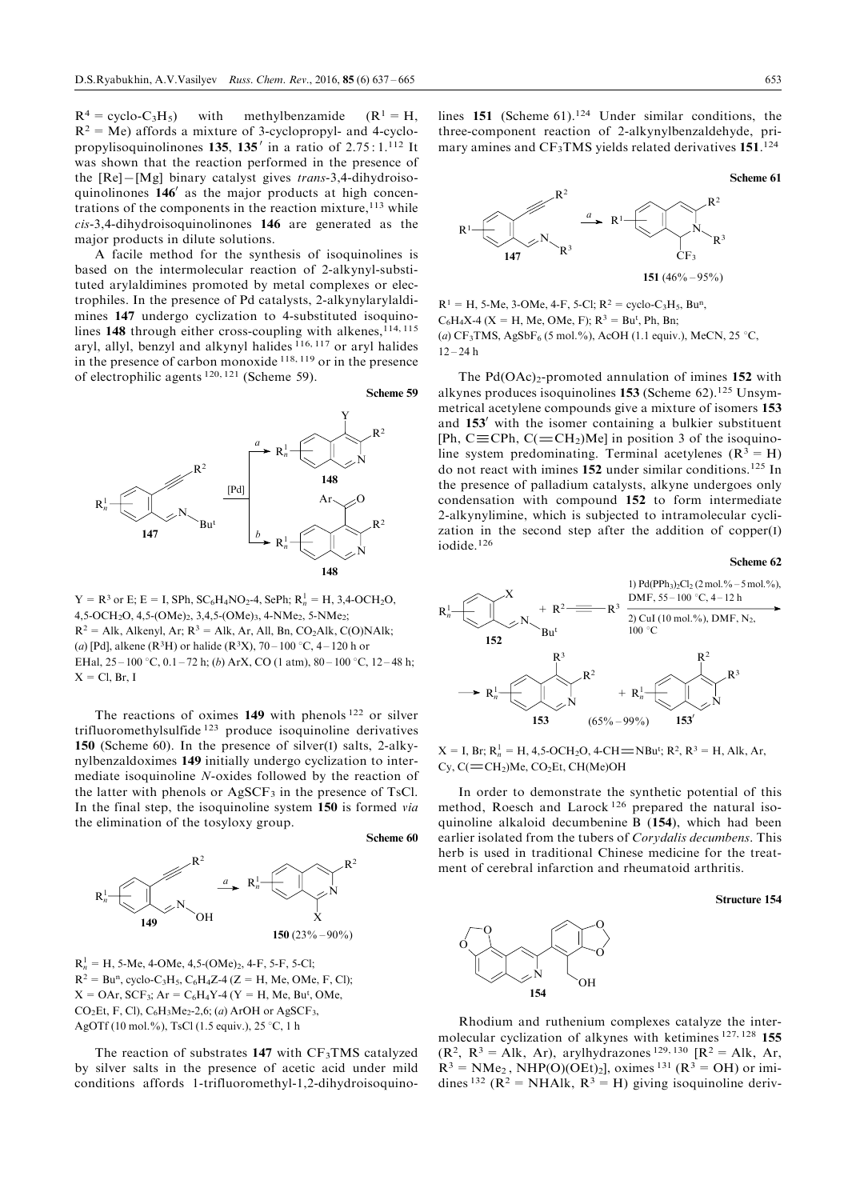$R^4$ = cyclo-$C_3H_5$) with methylbenzamide ($R^1$ = H, $R^2$ = Me) affords a mixture of 3-cyclopropyl- and 4-cyclopropylisoquinolinones **135**, **135′** in a ratio of 2.75 : 1.[112] It was shown that the reaction performed in the presence of the [Re]–[Mg] binary catalyst gives *trans*-3,4-dihydroisoquinolinones **146′** as the major products at high concentrations of the components in the reaction mixture,[113] while *cis*-3,4-dihydroisoquinolinones **146** are generated as the major products in dilute solutions.

A facile method for the synthesis of isoquinolines is based on the intermolecular reaction of 2-alkynyl-substituted arylaldimines promoted by metal complexes or electrophiles. In the presence of Pd catalysts, 2-alkynylarylaldimines **147** undergo cyclization to 4-substituted isoquinolines **148** through either cross-coupling with alkenes,[114, 115] aryl, allyl, benzyl and alkynyl halides[116, 117] or aryl halides in the presence of carbon monoxide[118, 119] or in the presence of electrophilic agents[120, 121] (Scheme 59).

**Scheme 59**

Y = $R^3$ or E; E = I, SPh, $SC_6H_4NO_2$-4, SePh; $R^1_n$ = H, 3,4-$OCH_2O$, 4,5-$OCH_2O$, 4,5-$(OMe)_2$, 3,4,5-$(OMe)_3$, 4-$NMe_2$, 5-$NMe_2$;
$R^2$ = Alk, Alkenyl, Ar; $R^3$ = Alk, Ar, All, Bn, $CO_2$Alk, C(O)NAlk;
(*a*) [Pd], alkene ($R^3$H) or halide ($R^3$X), 70–100 °C, 4–120 h or EHal, 25–100 °C, 0.1–72 h; (*b*) ArX, CO (1 atm), 80–100 °C, 12–48 h; X = Cl, Br, I

The reactions of oximes **149** with phenols[122] or silver trifluoromethylsulfide[123] produce isoquinoline derivatives **150** (Scheme 60). In the presence of silver(I) salts, 2-alkynylbenzaldoximes **149** initially undergo cyclization to intermediate isoquinoline *N*-oxides followed by the reaction of the latter with phenols or $AgSCF_3$ in the presence of TsCl. In the final step, the isoquinoline system **150** is formed *via* the elimination of the tosyloxy group.

**Scheme 60**

**150** (23%–90%)

$R^1_n$ = H, 5-Me, 4-OMe, 4,5-$(OMe)_2$, 4-F, 5-F, 5-Cl;
$R^2$ = $Bu^n$, cyclo-$C_3H_5$, $C_6H_4$Z-4 (Z = H, Me, OMe, F, Cl);
X = OAr, $SCF_3$; Ar = $C_6H_4$Y-4 (Y = H, Me, $Bu^t$, OMe, $CO_2$Et, F, Cl), $C_6H_3Me_2$-2,6; (*a*) ArOH or $AgSCF_3$, AgOTf (10 mol.%), TsCl (1.5 equiv.), 25 °C, 1 h

The reaction of substrates **147** with $CF_3$TMS catalyzed by silver salts in the presence of acetic acid under mild conditions affords 1-trifluoromethyl-1,2-dihydroisoquinolines **151** (Scheme 61).[124] Under similar conditions, the three-component reaction of 2-alkynylbenzaldehyde, primary amines and $CF_3$TMS yields related derivatives **151**.[124]

**Scheme 61**

**151** (46%–95%)

$R^1$ = H, 5-Me, 3-OMe, 4-F, 5-Cl; $R^2$ = cyclo-$C_3H_5$, $Bu^n$, $C_6H_4$X-4 (X = H, Me, OMe, F); $R^3$ = $Bu^t$, Ph, Bn;
(*a*) $CF_3$TMS, $AgSbF_6$ (5 mol.%), AcOH (1.1 equiv.), MeCN, 25 °C, 12–24 h

The $Pd(OAc)_2$-promoted annulation of imines **152** with alkynes produces isoquinolines **153** (Scheme 62).[125] Unsymmetrical acetylene compounds give a mixture of isomers **153** and **153′** with the isomer containing a bulkier substituent [Ph, C≡CPh, C(=$CH_2$)Me] in position 3 of the isoquinoline system predominating. Terminal acetylenes ($R^3$ = H) do not react with imines **152** under similar conditions.[125] In the presence of palladium catalysts, alkyne undergoes only condensation with compound **152** to form intermediate 2-alkynylimine, which is subjected to intramolecular cyclization in the second step after the addition of copper(I) iodide.[126]

**Scheme 62**

1) $Pd(PPh_3)_2Cl_2$ (2 mol.%–5 mol.%), DMF, 55–100 °C, 4–12 h
2) CuI (10 mol.%), DMF, $N_2$, 100 °C

**153** (65%–99%) **153′**

X = I, Br; $R^1_n$ = H, 4,5-$OCH_2O$, 4-CH=$NBu^t$; $R^2$, $R^3$ = H, Alk, Ar, Cy, C(=$CH_2$)Me, $CO_2$Et, CH(Me)OH

In order to demonstrate the synthetic potential of this method, Roesch and Larock[126] prepared the natural isoquinoline alkaloid decumbenine B (**154**), which had been earlier isolated from the tubers of *Corydalis decumbens*. This herb is used in traditional Chinese medicine for the treatment of cerebral infarction and rheumatoid arthritis.

**Structure 154**

Rhodium and ruthenium complexes catalyze the intermolecular cyclization of alkynes with ketimines[127, 128] **155** ($R^2$, $R^3$ = Alk, Ar), arylhydrazones[129, 130] [$R^2$ = Alk, Ar, $R^3$ = $NMe_2$, NHP(O)$(OEt)_2$], oximes[131] ($R^3$ = OH) or imidines[132] ($R^2$ = NHAlk, $R^3$ = H) giving isoquinoline deriv-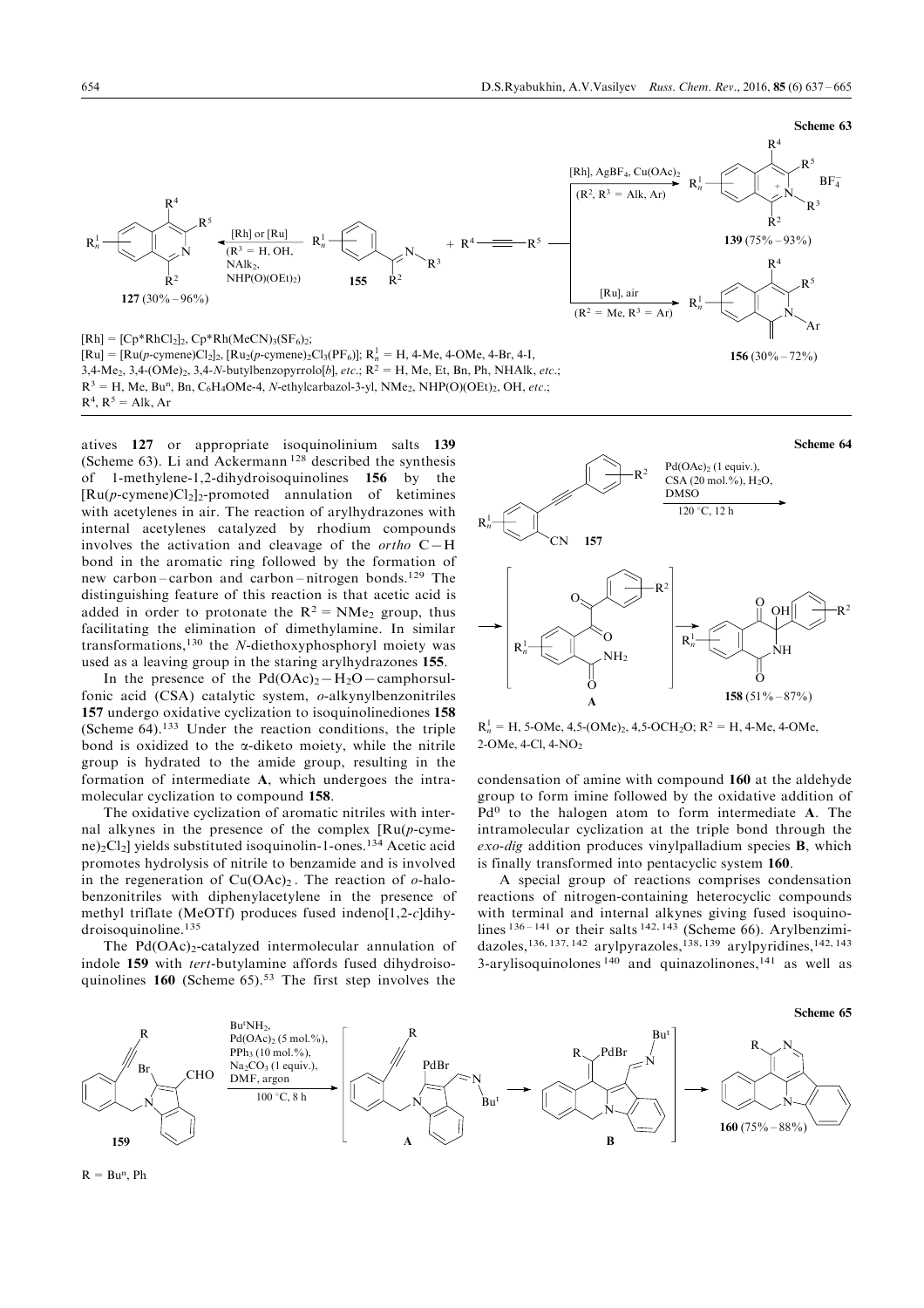**Scheme 63**

127 (30% – 96%)

[Rh] or [Ru] ($R^3$ = H, OH, $NAlk_2$, NHP(O)(OEt)$_2$)

155

[Rh], $AgBF_4$, $Cu(OAc)_2$ ($R^2$, $R^3$ = Alk, Ar)

139 (75% – 93%)

[Ru], air ($R^2$ = Me, $R^3$ = Ar)

156 (30% – 72%)

[Rh] = [Cp*RhCl$_2$]$_2$, Cp*Rh(MeCN)$_3$(SF$_6$)$_2$;
[Ru] = [Ru(p-cymene)Cl$_2$]$_2$, [Ru$_2$(p-cymene)$_2$Cl$_3$(PF$_6$)]; $R^1_n$ = H, 4-Me, 4-OMe, 4-Br, 4-I, 3,4-Me$_2$, 3,4-(OMe)$_2$, 3,4-N-butylbenzopyrrolo[b], etc.; $R^2$ = H, Me, Et, Bn, Ph, NHAlk, etc.;
$R^3$ = H, Me, Bu$^n$, Bn, C$_6$H$_4$OMe-4, N-ethylcarbazol-3-yl, NMe$_2$, NHP(O)(OEt)$_2$, OH, etc.;
$R^4$, $R^5$ = Alk, Ar

atives **127** or appropriate isoquinolinium salts **139** (Scheme 63). Li and Ackermann [128] described the synthesis of 1-methylene-1,2-dihydroisoquinolines **156** by the [Ru(p-cymene)Cl$_2$]$_2$-promoted annulation of ketimines with acetylenes in air. The reaction of arylhydrazones with internal acetylenes catalyzed by rhodium compounds involves the activation and cleavage of the *ortho* C–H bond in the aromatic ring followed by the formation of new carbon–carbon and carbon–nitrogen bonds.[129] The distinguishing feature of this reaction is that acetic acid is added in order to protonate the $R^2$ = NMe$_2$ group, thus facilitating the elimination of dimethylamine. In similar transformations,[130] the N-diethoxyphosphoryl moiety was used as a leaving group in the staring arylhydrazones **155**.

In the presence of the Pd(OAc)$_2$–H$_2$O–camphorsulfonic acid (CSA) catalytic system, o-alkynylbenzonitriles **157** undergo oxidative cyclization to isoquinolinediones **158** (Scheme 64).[133] Under the reaction conditions, the triple bond is oxidized to the α-diketo moiety, while the nitrile group is hydrated to the amide group, resulting in the formation of intermediate **A**, which undergoes the intramolecular cyclization to compound **158**.

The oxidative cyclization of aromatic nitriles with internal alkynes in the presence of the complex [Ru(p-cymene)$_2$Cl$_2$] yields substituted isoquinolin-1-ones.[134] Acetic acid promotes hydrolysis of nitrile to benzamide and is involved in the regeneration of Cu(OAc)$_2$. The reaction of o-halobenzonitriles with diphenylacetylene in the presence of methyl triflate (MeOTf) produces fused indeno[1,2-c]dihydroisoquinoline.[135]

The Pd(OAc)$_2$-catalyzed intermolecular annulation of indole **159** with *tert*-butylamine affords fused dihydroisoquinolines **160** (Scheme 65).[53] The first step involves the condensation of amine with compound **160** at the aldehyde group to form imine followed by the oxidative addition of Pd$^0$ to the halogen atom to form intermediate **A**. The intramolecular cyclization at the triple bond through the *exo-dig* addition produces vinylpalladium species **B**, which is finally transformed into pentacyclic system **160**.

A special group of reactions comprises condensation reactions of nitrogen-containing heterocyclic compounds with terminal and internal alkynes giving fused isoquinolines [136–141] or their salts [142,143] (Scheme 66). Arylbenzimidazoles,[136,137,142] arylpyrazoles,[138,139] arylpyridines,[142,143] 3-arylisoquinolones [140] and quinazolinones,[141] as well as

**Scheme 64**

157

Pd(OAc)$_2$ (1 equiv.), CSA (20 mol.%), H$_2$O, DMSO, 120 °C, 12 h

A

158 (51% – 87%)

$R^1_n$ = H, 5-OMe, 4,5-(OMe)$_2$, 4,5-OCH$_2$O; $R^2$ = H, 4-Me, 4-OMe, 2-OMe, 4-Cl, 4-NO$_2$

**Scheme 65**

159

Bu$^t$NH$_2$, Pd(OAc)$_2$ (5 mol.%), PPh$_3$ (10 mol.%), Na$_2$CO$_3$ (1 equiv.), DMF, argon, 100 °C, 8 h

A

B

160 (75% – 88%)

R = Bu$^n$, Ph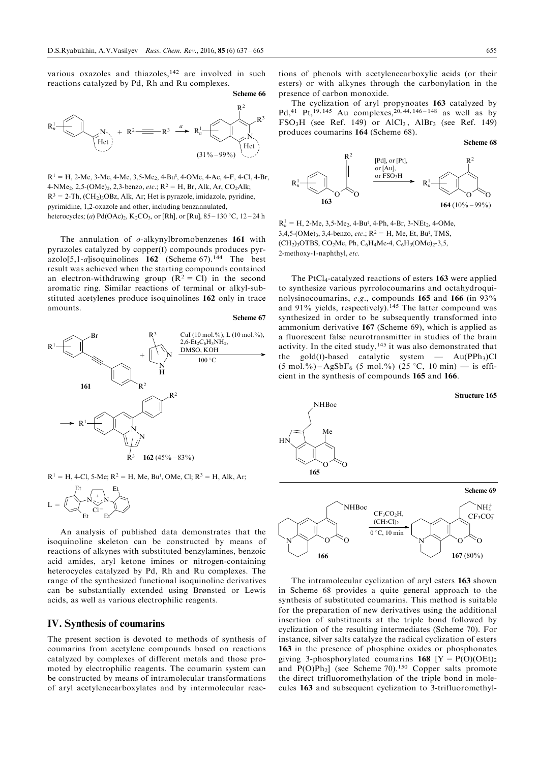various oxazoles and thiazoles,[142] are involved in such reactions catalyzed by Pd, Rh and Ru complexes.

**Scheme 66**

(31% – 99%)

$R^1$ = H, 2-Me, 3-Me, 4-Me, 3,5-Me$_2$, 4-Bu$^t$, 4-OMe, 4-Ac, 4-F, 4-Cl, 4-Br, 4-NMe$_2$, 2,5-(OMe)$_2$, 2,3-benzo, *etc.*; $R^2$ = H, Br, Alk, Ar, CO$_2$Alk; $R^3$ = 2-Th, (CH$_2$)$_3$OBz, Alk, Ar; Het is pyrazole, imidazole, pyridine, pyrimidine, 1,2-oxazole and other, including benzannulated, heterocycles; (*a*) Pd(OAc)$_2$, K$_2$CO$_3$, or [Rh], or [Ru], 85 – 130 °C, 12 – 24 h

The annulation of *o*-alkynylbromobenzenes **161** with pyrazoles catalyzed by copper(I) compounds produces pyrazolo[5,1-*a*]isoquinolines **162** (Scheme 67).[144] The best result was achieved when the starting compounds contained an electron-withdrawing group ($R^2$ = Cl) in the second aromatic ring. Similar reactions of terminal or alkyl-substituted acetylenes produce isoquinolines **162** only in trace amounts.

**Scheme 67**

CuI (10 mol.%), L (10 mol.%), 2,6-Et$_2$C$_6$H$_3$NH$_2$, DMSO, KOH, 100 °C

**161** → **162** (45% – 83%)

$R^1$ = H, 4-Cl, 5-Me; $R^2$ = H, Me, Bu$^t$, OMe, Cl; $R^3$ = H, Alk, Ar;

L =

An analysis of published data demonstrates that the isoquinoline skeleton can be constructed by means of reactions of alkynes with substituted benzylamines, benzoic acid amides, aryl ketone imines or nitrogen-containing heterocycles catalyzed by Pd, Rh and Ru complexes. The range of the synthesized functional isoquinoline derivatives can be substantially extended using Brønsted or Lewis acids, as well as various electrophilic reagents.

## IV. Synthesis of coumarins

The present section is devoted to methods of synthesis of coumarins from acetylene compounds based on reactions catalyzed by complexes of different metals and those promoted by electrophilic reagents. The coumarin system can be constructed by means of intramolecular transformations of aryl acetylenecarboxylates and by intermolecular reactions of phenols with acetylenecarboxylic acids (or their esters) or with alkynes through the carbonylation in the presence of carbon monoxide.

The cyclization of aryl propynoates **163** catalyzed by Pd,[41] Pt,[19,145] Au complexes,[20,44,146–148] as well as by FSO$_3$H (see Ref. 149) or AlCl$_3$, AlBr$_3$ (see Ref. 149) produces coumarins **164** (Scheme 68).

**Scheme 68**

[Pd], or [Pt], or [Au], or FSO$_3$H

**163** → **164** (10% – 99%)

$R^1_n$ = H, 2-Me, 3,5-Me$_2$, 4-Bu$^t$, 4-Ph, 4-Br, 3-NEt$_2$, 4-OMe, 3,4,5-(OMe)$_3$, 3,4-benzo, *etc.*; $R^2$ = H, Me, Et, Bu$^t$, TMS, (CH$_2$)$_3$OTBS, CO$_2$Me, Ph, C$_6$H$_4$Me-4, C$_6$H$_3$(OMe)$_2$-3,5, 2-methoxy-1-naphthyl, *etc.*

The PtCl$_4$-catalyzed reactions of esters **163** were applied to synthesize various pyrrolocoumarins and octahydroquinolysinocoumarins, *e.g.*, compounds **165** and **166** (in 93% and 91% yields, respectively).[145] The latter compound was synthesized in order to be subsequently transformed into ammonium derivative **167** (Scheme 69), which is applied as a fluorescent false neurotransmitter in studies of the brain activity. In the cited study,[145] it was also demonstrated that the gold(I)-based catalytic system — Au(PPh$_3$)Cl (5 mol.%) – AgSbF$_6$ (5 mol.%) (25 °C, 10 min) — is efficient in the synthesis of compounds **165** and **166**.

**Structure 165**

**165**

**Scheme 69**

CF$_3$CO$_2$H, (CH$_2$Cl)$_2$, 0 °C, 10 min

**166** → **167** (80%)

The intramolecular cyclization of aryl esters **163** shown in Scheme 68 provides a quite general approach to the synthesis of substituted coumarins. This method is suitable for the preparation of new derivatives using the additional insertion of substituents at the triple bond followed by cyclization of the resulting intermediates (Scheme 70). For instance, silver salts catalyze the radical cyclization of esters **163** in the presence of phosphine oxides or phosphonates giving 3-phosphorylated coumarins **168** [Y = P(O)(OEt)$_2$ and P(O)Ph$_2$] (see Scheme 70).[150] Copper salts promote the direct trifluoromethylation of the triple bond in molecules **163** and subsequent cyclization to 3-trifluoromethyl-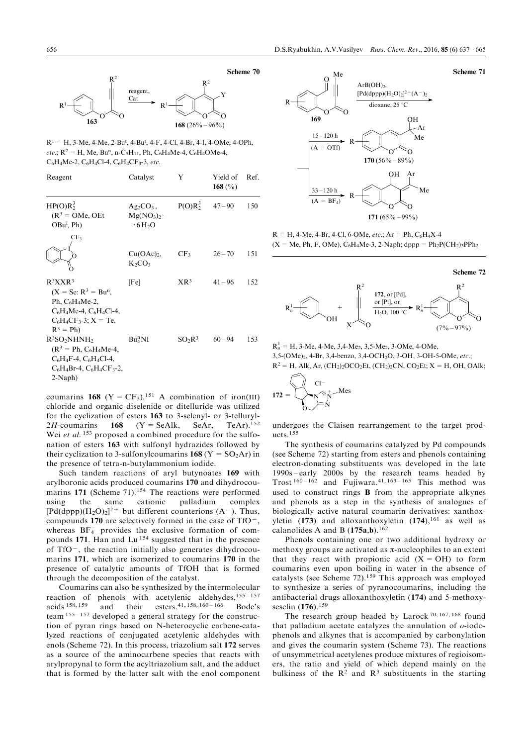**Scheme 70**

**163** → (reagent, Cat) → **168** (26% – 96%)

$R^1$ = H, 3-Me, 4-Me, 2-$Bu^t$, 4-$Bu^t$, 4-F, 4-Cl, 4-Br, 4-I, 4-OMe, 4-OPh, *etc.*; $R^2$ = H, Me, $Bu^n$, n-$C_5H_{11}$, Ph, $C_6H_4$Me-4, $C_6H_4$OMe-4, $C_6H_4$Me-2, $C_6H_4$Cl-4, $C_6H_4CF_3$-3, *etc.*

| Reagent | Catalyst | Y | Yield of **168** (%) | Ref. |
|---|---|---|---|---|
| $HP(O)R^3_2$ ($R^3$ = OMe, OEt, $OBu^i$, Ph) | $Ag_2CO_3$, $Mg(NO_3)_2 \cdot 6H_2O$ | $P(O)R^3_2$ | 47 – 90 | 150 |
| (1-trifluoromethyl-1,2-benziodoxol-3(1H)-one) | $Cu(OAc)_2$, $K_2CO_3$ | $CF_3$ | 26 – 70 | 151 |
| $R^3XXR^3$ (X = Se: $R^3$ = $Bu^n$, Ph, $C_6H_4$Me-2, $C_6H_4$Me-4, $C_6H_4$Cl-4, $C_6H_4CF_3$-3; X = Te, $R^3$ = Ph) | [Fe] | $XR^3$ | 41 – 96 | 152 |
| $R^3SO_2NHNH_2$ ($R^3$ = Ph, $C_6H_4$Me-4, $C_6H_4$F-4, $C_6H_4$Cl-4, $C_6H_4$Br-4, $C_6H_4CF_3$-2, 2-Naph) | $Bu^n_4$NI | $SO_2R^3$ | 60 – 94 | 153 |

coumarins **168** (Y = $CF_3$).[151] A combination of iron(III) chloride and organic diselenide or ditelluride was utilized for the cyclization of esters **163** to 3-selenyl- or 3-telluryl-2*H*-coumarins **168** (Y = SeAlk, SeAr, TeAr).[152] Wei *et al.*[153] proposed a combined procedure for the sulfonation of esters **163** with sulfonyl hydrazides followed by their cyclization to 3-sulfonylcoumarins **168** (Y = $SO_2$Ar) in the presence of tetra-n-butylammonium iodide.

Such tandem reactions of aryl butynoates **169** with arylboronic acids produced coumarins **170** and dihydrocoumarins **171** (Scheme 71).[154] The reactions were performed using the same cationic palladium complex $[Pd(dppp)(H_2O)_2]^{2+}$ but different counterions ($A^-$). Thus, compounds **170** are selectively formed in the case of $TfO^-$, whereas $BF_4^-$ provides the exclusive formation of compounds **171**. Han and Lu[154] suggested that in the presence of $TfO^-$, the reaction initially also generates dihydrocoumarins **171**, which are isomerized to coumarins **170** in the presence of catalytic amounts of TfOH that is formed through the decomposition of the catalyst.

Coumarins can also be synthesized by the intermolecular reaction of phenols with acetylenic aldehydes,[155–157] acids[158,159] and their esters.[41,158,160–166] Bode's team[155–157] developed a general strategy for the construction of pyran rings based on N-heterocyclic carbene-catalyzed reactions of conjugated acetylenic aldehydes with enols (Scheme 72). In this process, triazolium salt **172** serves as a source of the aminocarbene species that reacts with arylpropynal to form the acyltriazolium salt, and the adduct that is formed by the latter salt with the enol component undergoes the Claisen rearrangement to the target products.[155]

**Scheme 71**

**169** → ($ArB(OH)_2$, $[Pd(dppp)(H_2O)_2]^{2+}(A^-)_2$, dioxane, 25 °C)

15 – 120 h (A = OTf) → **170** (56% – 89%)

33 – 120 h (A = $BF_4$) → **171** (65% – 99%)

R = H, 4-Me, 4-Br, 4-Cl, 6-OMe, *etc.*; Ar = Ph, $C_6H_4$X-4 (X = Me, Ph, F, OMe), $C_6H_4$Me-3, 2-Naph; dppp = $Ph_2P(CH_2)_3PPh_2$

**Scheme 72**

Phenol + alkyne (172, or [Pd], or [Pt], or $H_2O$, 100 °C) → coumarin (7% – 97%)

$R^1_n$ = H, 3-Me, 4-Me, 3,4-$Me_2$, 3,5-$Me_2$, 3-OMe, 4-OMe, 3,5-$(OMe)_2$, 4-Br, 3,4-benzo, 3,4-$OCH_2O$, 3-OH, 3-OH-5-OMe, *etc.*; $R^2$ = H, Alk, Ar, $(CH_2)_2OCO_2Et$, $(CH_2)_2CN$, $CO_2Et$; X = H, OH, OAlk;

**172** = (triazolium salt, $Cl^-$, Mes)

The synthesis of coumarins catalyzed by Pd compounds (see Scheme 72) starting from esters and phenols containing electron-donating substituents was developed in the late 1990s – early 2000s by the research teams headed by Trost[160–162] and Fujiwara.[41,163–165] This method was used to construct rings **B** from the appropriate alkynes and phenols as a step in the synthesis of analogues of biologically active natural coumarin derivatives: xanthoxyletin (**173**) and alloxanthoxyletin (**174**),[161] as well as calanolides A and B (**175a**,**b**).[162]

Phenols containing one or two additional hydroxy or methoxy groups are activated as π-nucleophiles to an extent that they react with propionic acid (X = OH) to form coumarins even upon boiling in water in the absence of catalysts (see Scheme 72).[159] This approach was employed to synthesize a series of pyranocoumarins, including the antibacterial drugs alloxanthoxyletin (**174**) and 5-methoxyseselin (**176**).[159]

The research group headed by Larock[70,167,168] found that palladium acetate catalyzes the annulation of *o*-iodophenols and alkynes that is accompanied by carbonylation and gives the coumarin system (Scheme 73). The reactions of unsymmetrical acetylenes produce mixtures of regioisomers, the ratio and yield of which depend mainly on the bulkiness of the $R^2$ and $R^3$ substituents in the starting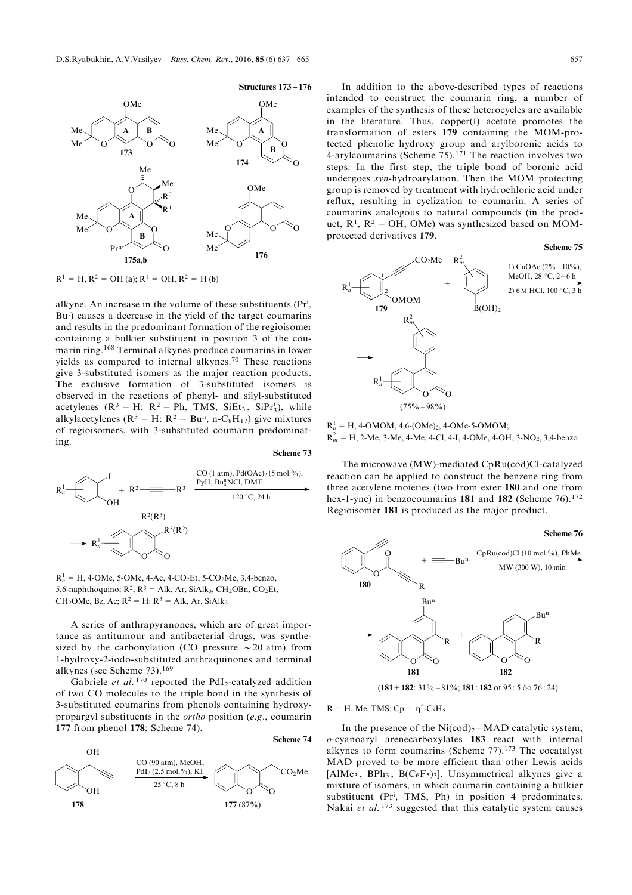**Structures 173 – 176**

$R^1$ = H, $R^2$ = OH (**a**); $R^1$ = OH, $R^2$ = H (**b**)

alkyne. An increase in the volume of these substituents (Pr$^i$, Bu$^t$) causes a decrease in the yield of the target coumarins and results in the predominant formation of the regioisomer containing a bulkier substituent in position 3 of the coumarin ring.[168] Terminal alkynes produce coumarins in lower yields as compared to internal alkynes.[70] These reactions give 3-substituted isomers as the major reaction products. The exclusive formation of 3-substituted isomers is observed in the reactions of phenyl- and silyl-substituted acetylenes ($R^3$ = H: $R^2$ = Ph, TMS, $SiEt_3$, $SiPr^i_3$), while alkylacetylenes ($R^3$ = H: $R^2$ = Bu$^n$, n-$C_8H_{17}$) give mixtures of regioisomers, with 3-substituted coumarin predominating.

**Scheme 73**

CO (1 atm), Pd(OAc)$_2$ (5 mol.%), PyH, Bu$^n_4$NCl, DMF, 120 °C, 24 h

$R^1_n$ = H, 4-OMe, 5-OMe, 4-Ac, 4-CO$_2$Et, 5-CO$_2$Me, 3,4-benzo, 5,6-naphthoquino; $R^2$, $R^3$ = Alk, Ar, SiAlk$_3$, CH$_2$OBn, CO$_2$Et, CH$_2$OMe, Bz, Ac; $R^2$ = H: $R^3$ = Alk, Ar, SiAlk$_3$

A series of anthrapyranones, which are of great importance as antitumour and antibacterial drugs, was synthesized by the carbonylation (CO pressure ~20 atm) from 1-hydroxy-2-iodo-substituted anthraquinones and terminal alkynes (see Scheme 73).[169]

Gabriele *et al.*[170] reported the PdI$_2$-catalyzed addition of two CO molecules to the triple bond in the synthesis of 3-substituted coumarins from phenols containing hydroxypropargyl substituents in the *ortho* position (*e.g.*, coumarin **177** from phenol **178**; Scheme 74).

**Scheme 74**

CO (90 atm), MeOH, PdI$_2$ (2.5 mol.%), KI, 25 °C, 8 h

**178** → **177** (87%)

In addition to the above-described types of reactions intended to construct the coumarin ring, a number of examples of the synthesis of these heterocycles are available in the literature. Thus, copper(I) acetate promotes the transformation of esters **179** containing the MOM-protected phenolic hydroxy group and arylboronic acids to 4-arylcoumarins (Scheme 75).[171] The reaction involves two steps. In the first step, the triple bond of boronic acid undergoes *syn*-hydroarylation. Then the MOM protecting group is removed by treatment with hydrochloric acid under reflux, resulting in cyclization to coumarin. A series of coumarins analogous to natural compounds (in the product, $R^1$, $R^2$ = OH, OMe) was synthesized based on MOM-protected derivatives **179**.

**Scheme 75**

1) CuOAc (2% – 10%), MeOH, 28 °C, 2 – 6 h
2) 6 M HCl, 100 °C, 3 h

(75% – 98%)

$R^1_n$ = H, 4-OMOM, 4,6-(OMe)$_2$, 4-OMe-5-OMOM;
$R^2_m$ = H, 2-Me, 3-Me, 4-Me, 4-Cl, 4-I, 4-OMe, 4-OH, 3-NO$_2$, 3,4-benzo

The microwave (MW)-mediated CpRu(cod)Cl-catalyzed reaction can be applied to construct the benzene ring from three acetylene moieties (two from ester **180** and one from hex-1-yne) in benzocoumarins **181** and **182** (Scheme 76).[172] Regioisomer **181** is produced as the major product.

**Scheme 76**

CpRu(cod)Cl (10 mol.%), PhMe, MW (300 W), 10 min

(**181** + **182**: 31% – 81%; **181** : **182** ot 95 : 5 óo 76 : 24)

R = H, Me, TMS; Cp = $\eta^5$-C$_5$H$_5$

In the presence of the Ni(cod)$_2$ – MAD catalytic system, *o*-cyanoaryl arenecarboxylates **183** react with internal alkynes to form coumarins (Scheme 77).[173] The cocatalyst MAD proved to be more efficient than other Lewis acids [AlMe$_3$, BPh$_3$, B(C$_6$F$_5$)$_3$]. Unsymmetrical alkynes give a mixture of isomers, in which coumarin containing a bulkier substituent (Pr$^i$, TMS, Ph) in position 4 predominates. Nakai *et al.*[173] suggested that this catalytic system causes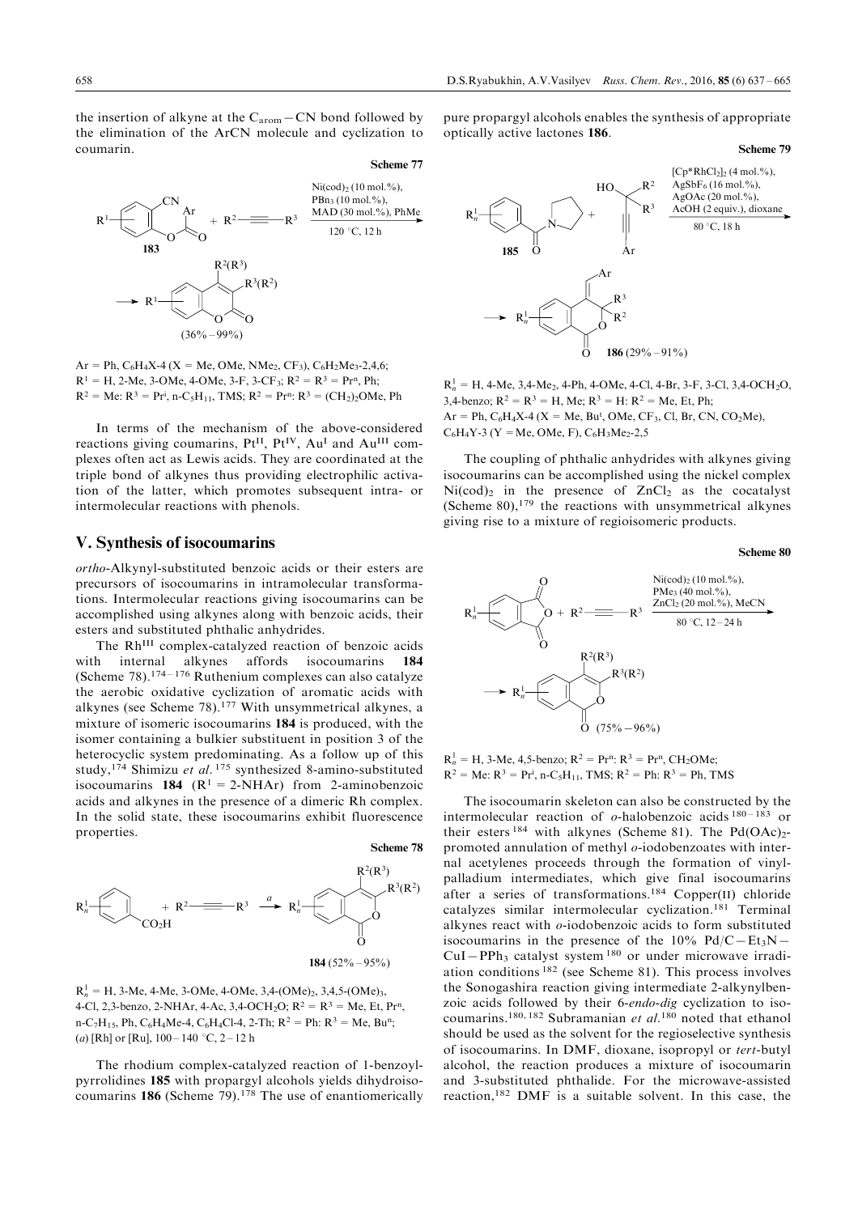the insertion of alkyne at the $C_{arom}-CN$ bond followed by the elimination of the ArCN molecule and cyclization to coumarin.

**Scheme 77**

Ni(cod)$_2$ (10 mol.%), PBn$_3$ (10 mol.%), MAD (30 mol.%), PhMe, 120 °C, 12 h

**183** → (36% – 99%)

Ar = Ph, C$_6$H$_4$X-4 (X = Me, OMe, NMe$_2$, CF$_3$), C$_6$H$_2$Me$_3$-2,4,6;
R$^1$ = H, 2-Me, 3-OMe, 4-OMe, 3-F, 3-CF$_3$; R$^2$ = R$^3$ = Pr$^n$, Ph;
R$^2$ = Me: R$^3$ = Pr$^i$, n-C$_5$H$_{11}$, TMS; R$^2$ = Pr$^n$: R$^3$ = (CH$_2$)$_2$OMe, Ph

In terms of the mechanism of the above-considered reactions giving coumarins, Pt$^{II}$, Pt$^{IV}$, Au$^{I}$ and Au$^{III}$ complexes often act as Lewis acids. They are coordinated at the triple bond of alkynes thus providing electrophilic activation of the latter, which promotes subsequent intra- or intermolecular reactions with phenols.

## V. Synthesis of isocoumarins

*ortho*-Alkynyl-substituted benzoic acids or their esters are precursors of isocoumarins in intramolecular transformations. Intermolecular reactions giving isocoumarins can be accomplished using alkynes along with benzoic acids, their esters and substituted phthalic anhydrides.

The Rh$^{III}$ complex-catalyzed reaction of benzoic acids with internal alkynes affords isocoumarins **184** (Scheme 78).[174–176] Ruthenium complexes can also catalyze the aerobic oxidative cyclization of aromatic acids with alkynes (see Scheme 78).[177] With unsymmetrical alkynes, a mixture of isomeric isocoumarins **184** is produced, with the isomer containing a bulkier substituent in position 3 of the heterocyclic system predominating. As a follow up of this study,[174] Shimizu *et al.*[175] synthesized 8-amino-substituted isocoumarins **184** (R$^1$ = 2-NHAr) from 2-aminobenzoic acids and alkynes in the presence of a dimeric Rh complex. In the solid state, these isocoumarins exhibit fluorescence properties.

**Scheme 78**

**184** (52% – 95%)

R$^1_n$ = H, 3-Me, 4-Me, 3-OMe, 4-OMe, 3,4-(OMe)$_2$, 3,4,5-(OMe)$_3$, 4-Cl, 2,3-benzo, 2-NHAr, 4-Ac, 3,4-OCH$_2$O; R$^2$ = R$^3$ = Me, Et, Pr$^n$, n-C$_7$H$_{15}$, Ph, C$_6$H$_4$Me-4, C$_6$H$_4$Cl-4, 2-Th; R$^2$ = Ph: R$^3$ = Me, Bu$^n$;
(*a*) [Rh] or [Ru], 100 – 140 °C, 2 – 12 h

The rhodium complex-catalyzed reaction of 1-benzoylpyrrolidines **185** with propargyl alcohols yields dihydroisocoumarins **186** (Scheme 79).[178] The use of enantiomerically pure propargyl alcohols enables the synthesis of appropriate optically active lactones **186**.

**Scheme 79**

[Cp*RhCl$_2$]$_2$ (4 mol.%), AgSbF$_6$ (16 mol.%), AgOAc (20 mol.%), AcOH (2 equiv.), dioxane, 80 °C, 18 h

**185** → **186** (29% – 91%)

R$^1_n$ = H, 4-Me, 3,4-Me$_2$, 4-Ph, 4-OMe, 4-Cl, 4-Br, 3-F, 3-Cl, 3,4-OCH$_2$O, 3,4-benzo; R$^2$ = R$^3$ = H, Me; R$^3$ = H: R$^2$ = Me, Et, Ph;
Ar = Ph, C$_6$H$_4$X-4 (X = Me, Bu$^t$, OMe, CF$_3$, Cl, Br, CN, CO$_2$Me), C$_6$H$_4$Y-3 (Y = Me, OMe, F), C$_6$H$_3$Me$_2$-2,5

The coupling of phthalic anhydrides with alkynes giving isocoumarins can be accomplished using the nickel complex Ni(cod)$_2$ in the presence of ZnCl$_2$ as the cocatalyst (Scheme 80),[179] the reactions with unsymmetrical alkynes giving rise to a mixture of regioisomeric products.

**Scheme 80**

Ni(cod)$_2$ (10 mol.%), PMe$_3$ (40 mol.%), ZnCl$_2$ (20 mol.%), MeCN, 80 °C, 12 – 24 h

(75% – 96%)

R$^1_n$ = H, 3-Me, 4,5-benzo; R$^2$ = Pr$^n$: R$^3$ = Pr$^n$, CH$_2$OMe;
R$^2$ = Me: R$^3$ = Pr$^i$, n-C$_5$H$_{11}$, TMS; R$^2$ = Ph: R$^3$ = Ph, TMS

The isocoumarin skeleton can also be constructed by the intermolecular reaction of *o*-halobenzoic acids[180–183] or their esters[184] with alkynes (Scheme 81). The Pd(OAc)$_2$-promoted annulation of methyl *o*-iodobenzoates with internal acetylenes proceeds through the formation of vinylpalladium intermediates, which give final isocoumarins after a series of transformations.[184] Copper(II) chloride catalyzes similar intermolecular cyclization.[181] Terminal alkynes react with *o*-iodobenzoic acids to form substituted isocoumarins in the presence of the 10% Pd/C–Et$_3$N–CuI–PPh$_3$ catalyst system[180] or under microwave irradiation conditions[182] (see Scheme 81). This process involves the Sonogashira reaction giving intermediate 2-alkynylbenzoic acids followed by their 6-*endo*-*dig* cyclization to isocoumarins.[180, 182] Subramanian *et al.*[180] noted that ethanol should be used as the solvent for the regioselective synthesis of isocoumarins. In DMF, dioxane, isopropyl or *tert*-butyl alcohol, the reaction produces a mixture of isocoumarin and 3-substituted phthalide. For the microwave-assisted reaction,[182] DMF is a suitable solvent. In this case, the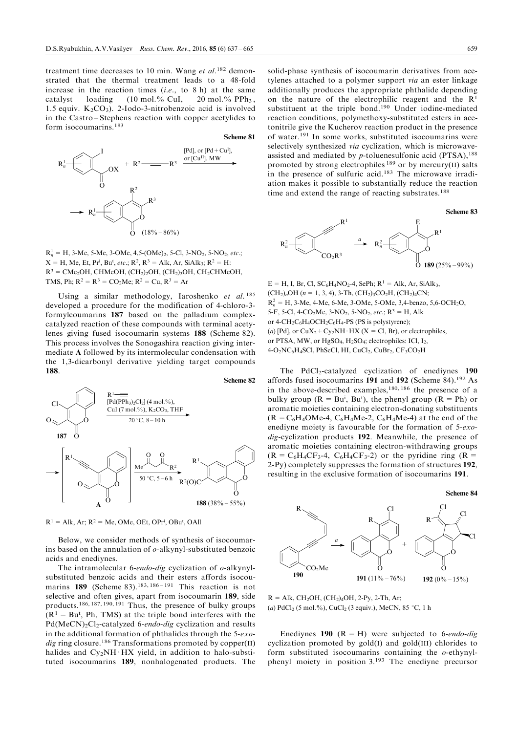treatment time decreases to 10 min. Wang *et al.*[182] demonstrated that the thermal treatment leads to a 48-fold increase in the reaction times (*i.e.*, to 8 h) at the same catalyst loading (10 mol.% CuI, 20 mol.% $PPh_3$, 1.5 equiv. $K_2CO_3$). 2-Iodo-3-nitrobenzoic acid is involved in the Castro – Stephens reaction with copper acetylides to form isocoumarins.[183]

**Scheme 81**

$R^1_n$ = H, 3-Me, 5-Me, 3-OMe, 4,5-$(OMe)_2$, 5-Cl, 3-$NO_2$, 5-$NO_2$, *etc.*; X = H, Me, Et, $Pr^i$, $Bu^t$, *etc.*; $R^2$, $R^3$ = Alk, Ar, $SiAlk_3$; $R^2$ = H: $R^3$ = $CMe_2OH$, CHMeOH, $(CH_2)_2OH$, $(CH_2)_3OH$, $CH_2CHMeOH$, TMS, Ph; $R^2$ = $R^3$ = $CO_2Me$; $R^2$ = Cu, $R^3$ = Ar

Conditions: [Pd], or [Pd + $Cu^I$], or [$Cu^{II}$], MW; yields (18% – 86%)

Using a similar methodology, Iaroshenko *et al.*[185] developed a procedure for the modification of 4-chloro-3-formylcoumarins **187** based on the palladium complex-catalyzed reaction of these compounds with terminal acetylenes giving fused isocoumarin systems **188** (Scheme 82). This process involves the Sonogashira reaction giving intermediate **A** followed by its intermolecular condensation with the 1,3-dicarbonyl derivative yielding target compounds **188**.

**Scheme 82**

Conditions: $R^1$–C≡CH, $[Pd(PPh_3)_2Cl_2]$ (4 mol.%), CuI (7 mol.%), $K_2CO_3$, THF, 20 °C, 8 – 10 h; then $MeC(O)CH_2C(O)R^2$, 50 °C, 5 – 6 h; **188** (38% – 55%)

$R^1$ = Alk, Ar; $R^2$ = Me, OMe, OEt, $OPr^i$, $OBu^t$, OAll

Below, we consider methods of synthesis of isocoumarins based on the annulation of *o*-alkynyl-substituted benzoic acids and enediynes.

The intramolecular 6-*endo-dig* cyclization of *o*-alkynyl-substituted benzoic acids and their esters affords isocoumarins **189** (Scheme 83).[183, 186 – 191] This reaction is not selective and often gives, apart from isocoumarin **189**, side products.[186, 187, 190, 191] Thus, the presence of bulky groups ($R^1$ = $Bu^t$, Ph, TMS) at the triple bond interferes with the $Pd(MeCN)_2Cl_2$-catalyzed 6-*endo-dig* cyclization and results in the additional formation of phthalides through the 5-*exo-dig* ring closure.[186] Transformations promoted by copper(II) halides and $Cy_2NH \cdot HX$ yield, in addition to halo-substituted isocoumarins **189**, nonhalogenated products. The solid-phase synthesis of isocoumarin derivatives from acetylenes attached to a polymer support *via* an ester linkage additionally produces the appropriate phthalide depending on the nature of the electrophilic reagent and the $R^1$ substituent at the triple bond.[190] Under iodine-mediated reaction conditions, polymethoxy-substituted esters in acetonitrile give the Kucherov reaction product in the presence of water.[191] In some works, substituted isocoumarins were selectively synthesized *via* cyclization, which is microwave-assisted and mediated by *p*-toluenesulfonic acid (PTSA),[188] promoted by strong electrophiles[189] or by mercury(II) salts in the presence of sulfuric acid.[183] The microwave irradiation makes it possible to substantially reduce the reaction time and extend the range of reacting substrates.[188]

**Scheme 83**

**189** (25% – 99%)

E = H, I, Br, Cl, $SC_6H_4NO_2$-4, SePh; $R^1$ = Alk, Ar, $SiAlk_3$, $(CH_2)_nOH$ (*n* = 1, 3, 4), 3-Th, $(CH_2)_3CO_2H$, $(CH_2)_4CN$; $R^2_n$ = H, 3-Me, 4-Me, 6-Me, 3-OMe, 5-OMe, 3,4-benzo, 5,6-$OCH_2O$, 5-F, 5-Cl, 4-$CO_2Me$, 3-$NO_2$, 5-$NO_2$, *etc.*; $R^3$ = H, Alk or 4-$CH_2C_6H_4OCH_2C_6H_4$-PS (PS is polystyrene);
(*a*) [Pd], or $CuX_2$ + $Cy_2NH \cdot HX$ (X = Cl, Br), or electrophiles, or PTSA, MW, or $HgSO_4$, $H_2SO_4$; electrophiles: ICl, $I_2$, 4-$O_2NC_6H_4SCl$, PhSeCl, HI, $CuCl_2$, $CuBr_2$, $CF_3CO_2H$

The $PdCl_2$-catalyzed cyclization of enediynes **190** affords fused isocoumarins **191** and **192** (Scheme 84).[192] As in the above-described examples,[180, 186] the presence of a bulky group (R = $Bu^i$, $Bu^t$), the phenyl group (R = Ph) or aromatic moieties containing electron-donating substituents (R = $C_6H_4OMe$-4, $C_6H_4Me$-2, $C_6H_4Me$-4) at the end of the enediyne moiety is favourable for the formation of 5-*exo-dig*-cyclization products **192**. Meanwhile, the presence of aromatic moieties containing electron-withdrawing groups (R = $C_6H_4CF_3$-4, $C_6H_4CF_3$-2) or the pyridine ring (R = 2-Py) completely suppresses the formation of structures **192**, resulting in the exclusive formation of isocoumarins **191**.

**Scheme 84**

**190** → **191** (11% – 76%) + **192** (0% – 15%)

R = Alk, $CH_2OH$, $(CH_2)_4OH$, 2-Py, 2-Th, Ar;
(*a*) $PdCl_2$ (5 mol.%), $CuCl_2$ (3 equiv.), MeCN, 85 °C, 1 h

Enediynes **190** (R = H) were subjected to 6-*endo-dig* cyclization promoted by gold(I) and gold(III) chlorides to form substituted isocoumarins containing the *o*-ethynylphenyl moiety in position 3.[193] The enediyne precursor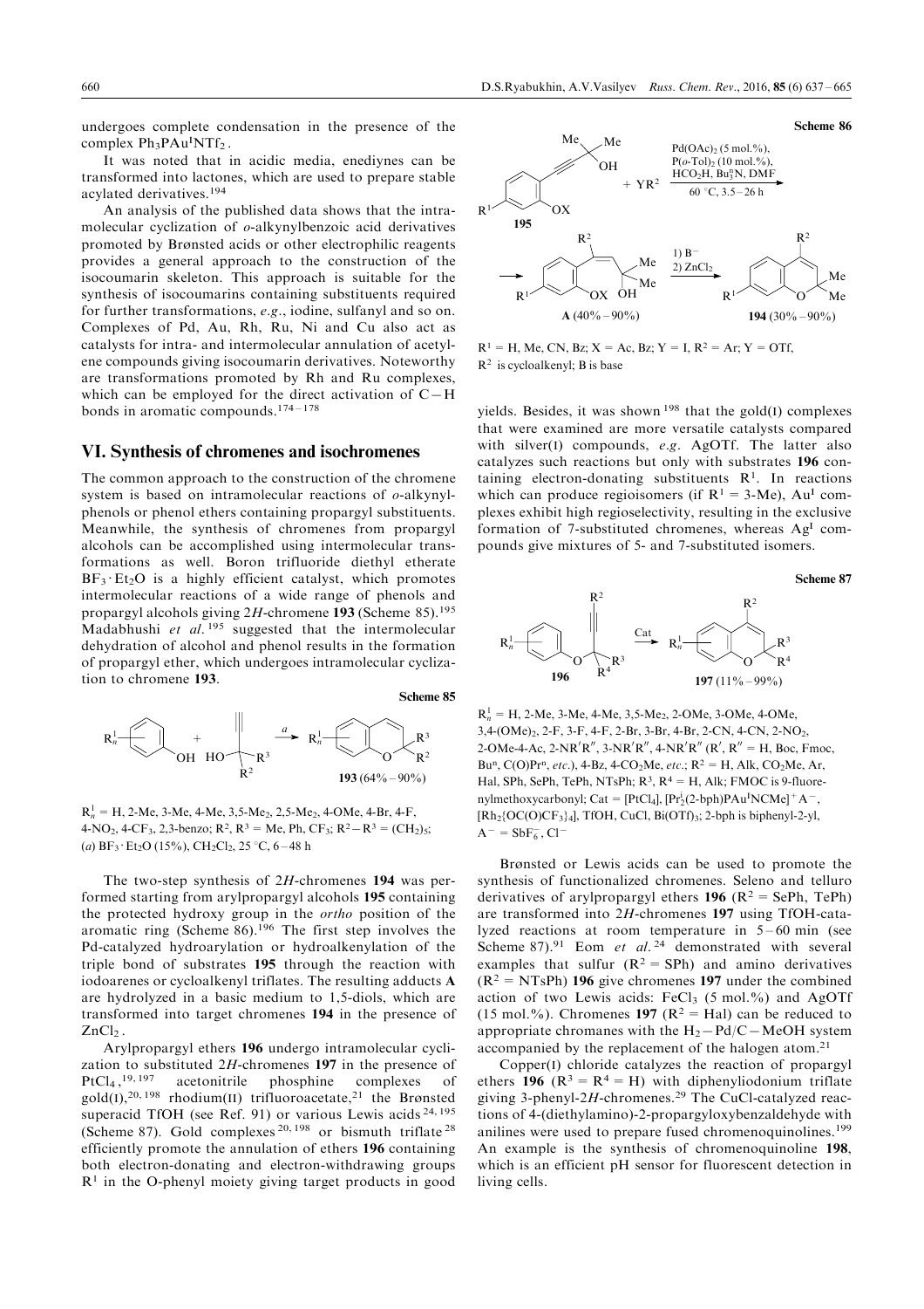undergoes complete condensation in the presence of the complex $Ph_3PAu^INTf_2$.

It was noted that in acidic media, enediynes can be transformed into lactones, which are used to prepare stable acylated derivatives.[194]

An analysis of the published data shows that the intramolecular cyclization of *o*-alkynylbenzoic acid derivatives promoted by Brønsted acids or other electrophilic reagents provides a general approach to the construction of the isocoumarin skeleton. This approach is suitable for the synthesis of isocoumarins containing substituents required for further transformations, *e.g.*, iodine, sulfanyl and so on. Complexes of Pd, Au, Rh, Ru, Ni and Cu also act as catalysts for intra- and intermolecular annulation of acetylene compounds giving isocoumarin derivatives. Noteworthy are transformations promoted by Rh and Ru complexes, which can be employed for the direct activation of C–H bonds in aromatic compounds.[174–178]

## VI. Synthesis of chromenes and isochromenes

The common approach to the construction of the chromene system is based on intramolecular reactions of *o*-alkynylphenols or phenol ethers containing propargyl substituents. Meanwhile, the synthesis of chromenes from propargyl alcohols can be accomplished using intermolecular transformations as well. Boron trifluoride diethyl etherate $BF_3 \cdot Et_2O$ is a highly efficient catalyst, which promotes intermolecular reactions of a wide range of phenols and propargyl alcohols giving 2*H*-chromene **193** (Scheme 85).[195] Madabhushi *et al.*[195] suggested that the intermolecular dehydration of alcohol and phenol results in the formation of propargyl ether, which undergoes intramolecular cyclization to chromene **193**.

**Scheme 85**

**193** (64% – 90%)

$R^1_n$ = H, 2-Me, 3-Me, 4-Me, 3,5-Me$_2$, 2,5-Me$_2$, 4-OMe, 4-Br, 4-F, 4-NO$_2$, 4-CF$_3$, 2,3-benzo; $R^2$, $R^3$ = Me, Ph, CF$_3$; $R^2-R^3$ = (CH$_2$)$_5$; (*a*) $BF_3 \cdot Et_2O$ (15%), $CH_2Cl_2$, 25 °C, 6 – 48 h

The two-step synthesis of 2*H*-chromenes **194** was performed starting from arylpropargyl alcohols **195** containing the protected hydroxy group in the *ortho* position of the aromatic ring (Scheme 86).[196] The first step involves the Pd-catalyzed hydroarylation or hydroalkenylation of the triple bond of substrates **195** through the reaction with iodoarenes or cycloalkenyl triflates. The resulting adducts **A** are hydrolyzed in a basic medium to 1,5-diols, which are transformed into target chromenes **194** in the presence of $ZnCl_2$.

Arylpropargyl ethers **196** undergo intramolecular cyclization to substituted 2*H*-chromenes **197** in the presence of $PtCl_4$,[19, 197] acetonitrile phosphine complexes of gold(I),[20, 198] rhodium(II) trifluoroacetate,[21] the Brønsted superacid TfOH (see Ref. 91) or various Lewis acids[24, 195] (Scheme 87). Gold complexes[20, 198] or bismuth triflate[28] efficiently promote the annulation of ethers **196** containing both electron-donating and electron-withdrawing groups $R^1$ in the O-phenyl moiety giving target products in good

**Scheme 86**

**195** + $YR^2$ → Pd(OAc)$_2$ (5 mol.%), P($o$-Tol)$_2$ (10 mol.%), HCO$_2$H, Bu$^n_3$N, DMF, 60 °C, 3.5 – 26 h → **A** (40% – 90%) → 1) B$^-$ 2) ZnCl$_2$ → **194** (30% – 90%)

$R^1$ = H, Me, CN, Bz; X = Ac, Bz; Y = I, $R^2$ = Ar; Y = OTf, $R^2$ is cycloalkenyl; B is base

yields. Besides, it was shown[198] that the gold(I) complexes that were examined are more versatile catalysts compared with silver(I) compounds, *e.g.* AgOTf. The latter also catalyzes such reactions but only with substrates **196** containing electron-donating substituents $R^1$. In reactions which can produce regioisomers (if $R^1$ = 3-Me), Au$^I$ complexes exhibit high regioselectivity, resulting in the exclusive formation of 7-substituted chromenes, whereas Ag$^I$ compounds give mixtures of 5- and 7-substituted isomers.

**Scheme 87**

**196** → Cat → **197** (11% – 99%)

$R^1_n$ = H, 2-Me, 3-Me, 4-Me, 3,5-Me$_2$, 2-OMe, 3-OMe, 4-OMe, 3,4-(OMe)$_2$, 2-F, 3-F, 4-F, 2-Br, 3-Br, 4-Br, 2-CN, 4-CN, 2-NO$_2$, 2-OMe-4-Ac, 2-NR′R″, 3-NR′R″, 4-NR′R″ (R′, R″ = H, Boc, Fmoc, Bu$^n$, C(O)Pr$^n$, *etc.*), 4-Bz, 4-CO$_2$Me, *etc.*; $R^2$ = H, Alk, CO$_2$Me, Ar, Hal, SPh, SePh, TePh, NTsPh; $R^3$, $R^4$ = H, Alk; FMOC is 9-fluorenylmethoxycarbonyl; Cat = [PtCl$_4$], [Pr$^i_2$(2-bph)PAu$^I$NCMe]$^+$A$^-$, [Rh$_2${OC(O)CF$_3$}$_4$], TfOH, CuCl, Bi(OTf)$_3$; 2-bph is biphenyl-2-yl, A$^-$ = SbF$_6^-$, Cl$^-$

Brønsted or Lewis acids can be used to promote the synthesis of functionalized chromenes. Seleno and telluro derivatives of arylpropargyl ethers **196** ($R^2$ = SePh, TePh) are transformed into 2*H*-chromenes **197** using TfOH-catalyzed reactions at room temperature in 5 – 60 min (see Scheme 87).[91] Eom *et al.*[24] demonstrated with several examples that sulfur ($R^2$ = SPh) and amino derivatives ($R^2$ = NTsPh) **196** give chromenes **197** under the combined action of two Lewis acids: $FeCl_3$ (5 mol.%) and AgOTf (15 mol.%). Chromenes **197** ($R^2$ = Hal) can be reduced to appropriate chromanes with the $H_2$–Pd/C–MeOH system accompanied by the replacement of the halogen atom.[21]

Copper(I) chloride catalyzes the reaction of propargyl ethers **196** ($R^3 = R^4$ = H) with diphenyliodonium triflate giving 3-phenyl-2*H*-chromenes.[29] The CuCl-catalyzed reactions of 4-(diethylamino)-2-propargyloxybenzaldehyde with anilines were used to prepare fused chromenoquinolines.[199] An example is the synthesis of chromenoquinoline **198**, which is an efficient pH sensor for fluorescent detection in living cells.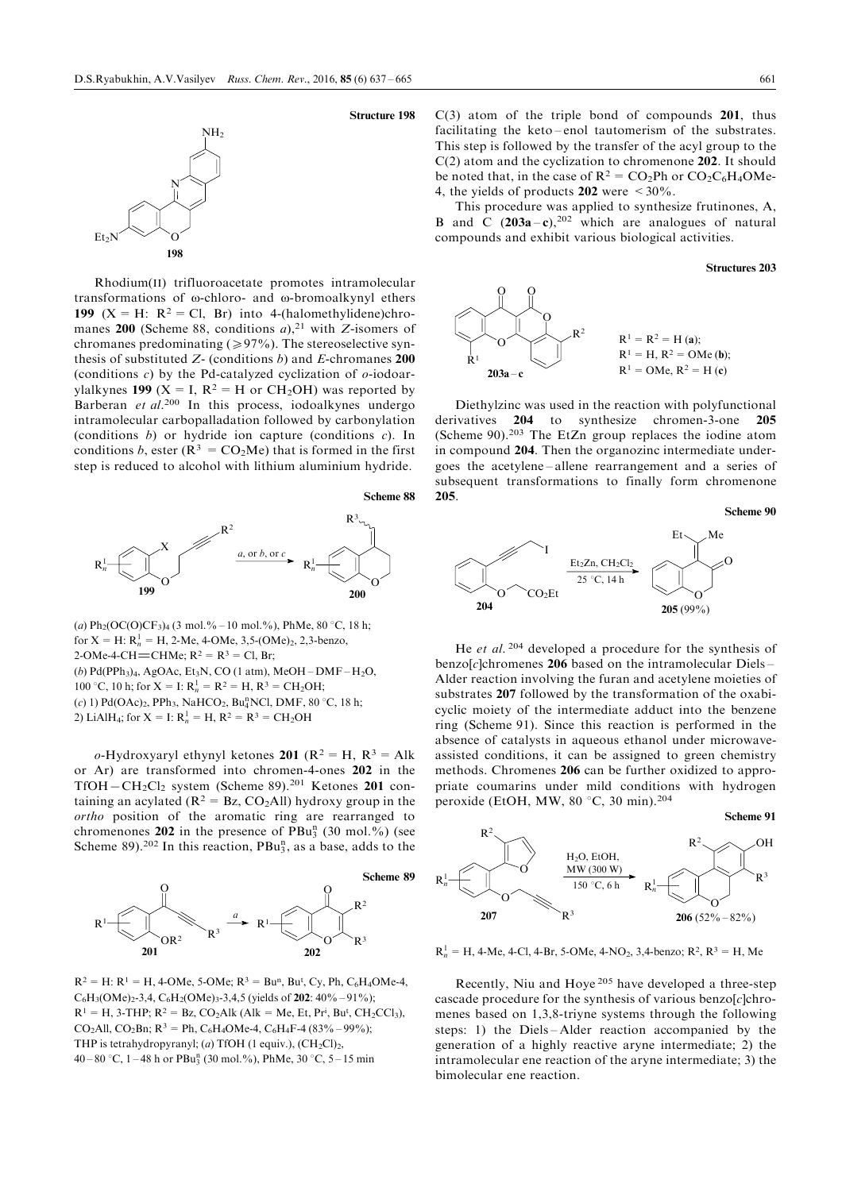**Structure 198**

**198**

Rhodium(II) trifluoroacetate promotes intramolecular transformations of ω-chloro- and ω-bromoalkynyl ethers **199** (X = H: $R^2$ = Cl, Br) into 4-(halomethylidene)chromanes **200** (Scheme 88, conditions *a*),[21] with *Z*-isomers of chromanes predominating (≥97%). The stereoselective synthesis of substituted *Z*- (conditions *b*) and *E*-chromanes **200** (conditions *c*) by the Pd-catalyzed cyclization of *o*-iodoarylalkynes **199** (X = I, $R^2$ = H or $CH_2OH$) was reported by Barberan *et al.*[200] In this process, iodoalkynes undergo intramolecular carbopalladation followed by carbonylation (conditions *b*) or hydride ion capture (conditions *c*). In conditions *b*, ester ($R^3$ = $CO_2Me$) that is formed in the first step is reduced to alcohol with lithium aluminium hydride.

**Scheme 88**

(*a*) $Ph_2(OC(O)CF_3)_4$ (3 mol.% – 10 mol.%), PhMe, 80 °C, 18 h; for X = H: $R^1_n$ = H, 2-Me, 4-OMe, 3,5-$(OMe)_2$, 2,3-benzo, 2-OMe-4-CH=CHMe; $R^2$ = $R^3$ = Cl, Br;
(*b*) $Pd(PPh_3)_4$, AgOAc, $Et_3N$, CO (1 atm), MeOH – DMF – $H_2O$, 100 °C, 10 h; for X = I: $R^1_n$ = $R^2$ = H, $R^3$ = $CH_2OH$;
(*c*) 1) $Pd(OAc)_2$, $PPh_3$, $NaHCO_2$, $Bu^n_4NCl$, DMF, 80 °C, 18 h; 2) $LiAlH_4$; for X = I: $R^1_n$ = H, $R^2$ = $R^3$ = $CH_2OH$

*o*-Hydroxyaryl ethynyl ketones **201** ($R^2$ = H, $R^3$ = Alk or Ar) are transformed into chromen-4-ones **202** in the TfOH – $CH_2Cl_2$ system (Scheme 89).[201] Ketones **201** containing an acylated ($R^2$ = Bz, $CO_2All$) hydroxy group in the *ortho* position of the aromatic ring are rearranged to chromenones **202** in the presence of $PBu^n_3$ (30 mol.%) (see Scheme 89).[202] In this reaction, $PBu^n_3$, as a base, adds to the C(3) atom of the triple bond of compounds **201**, thus facilitating the keto – enol tautomerism of the substrates. This step is followed by the transfer of the acyl group to the C(2) atom and the cyclization to chromenone **202**. It should be noted that, in the case of $R^2$ = $CO_2Ph$ or $CO_2C_6H_4OMe$-4, the yields of products **202** were < 30%.

**Scheme 89**

$R^2$ = H: $R^1$ = H, 4-OMe, 5-OMe; $R^3$ = $Bu^n$, $Bu^t$, Cy, Ph, $C_6H_4OMe$-4, $C_6H_3(OMe)_2$-3,4, $C_6H_2(OMe)_3$-3,4,5 (yields of **202**: 40% – 91%);
$R^1$ = H, 3-THP; $R^2$ = Bz, $CO_2Alk$ (Alk = Me, Et, $Pr^i$, $Bu^t$, $CH_2CCl_3$), $CO_2All$, $CO_2Bn$; $R^3$ = Ph, $C_6H_4OMe$-4, $C_6H_4F$-4 (83% – 99%);
THP is tetrahydropyranyl; (*a*) TfOH (1 equiv.), $(CH_2Cl)_2$, 40 – 80 °C, 1 – 48 h or $PBu^n_3$ (30 mol.%), PhMe, 30 °C, 5 – 15 min

This procedure was applied to synthesize frutinones, A, B and C (**203a – c**),[202] which are analogues of natural compounds and exhibit various biological activities.

**Structures 203**

$R^1$ = $R^2$ = H (**a**);
$R^1$ = H, $R^2$ = OMe (**b**);
$R^1$ = OMe, $R^2$ = H (**c**)

**203a – c**

Diethylzinc was used in the reaction with polyfunctional derivatives **204** to synthesize chromen-3-one **205** (Scheme 90).[203] The EtZn group replaces the iodine atom in compound **204**. Then the organozinc intermediate undergoes the acetylene – allene rearrangement and a series of subsequent transformations to finally form chromenone **205**.

**Scheme 90**

$Et_2Zn$, $CH_2Cl_2$, 25 °C, 14 h

**204** → **205** (99%)

He *et al.*[204] developed a procedure for the synthesis of benzo[*c*]chromenes **206** based on the intramolecular Diels – Alder reaction involving the furan and acetylene moieties of substrates **207** followed by the transformation of the oxabicyclic moiety of the intermediate adduct into the benzene ring (Scheme 91). Since this reaction is performed in the absence of catalysts in aqueous ethanol under microwave-assisted conditions, it can be assigned to green chemistry methods. Chromenes **206** can be further oxidized to appropriate coumarins under mild conditions with hydrogen peroxide (EtOH, MW, 80 °C, 30 min).[204]

**Scheme 91**

$H_2O$, EtOH, MW (300 W), 150 °C, 6 h

**207** → **206** (52% – 82%)

$R^1_n$ = H, 4-Me, 4-Cl, 4-Br, 5-OMe, 4-$NO_2$, 3,4-benzo; $R^2$, $R^3$ = H, Me

Recently, Niu and Hoye[205] have developed a three-step cascade procedure for the synthesis of various benzo[*c*]chromenes based on 1,3,8-triyne systems through the following steps: 1) the Diels – Alder reaction accompanied by the generation of a highly reactive aryne intermediate; 2) the intramolecular ene reaction of the aryne intermediate; 3) the bimolecular ene reaction.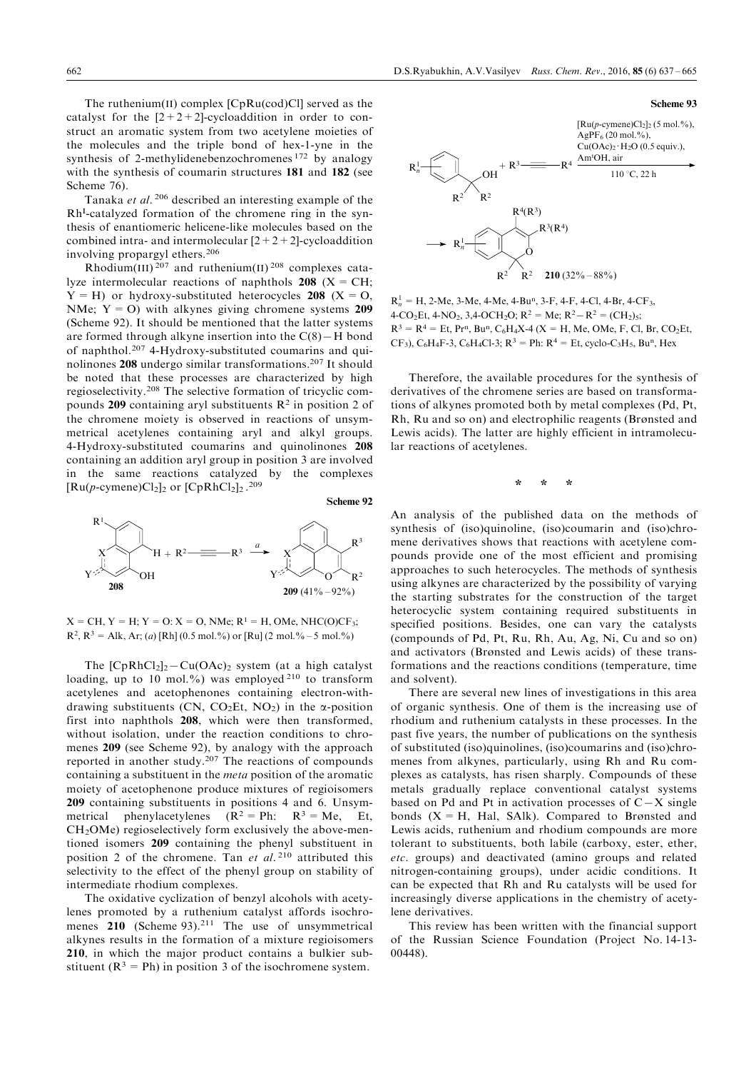The ruthenium(II) complex [CpRu(cod)Cl] served as the catalyst for the [2+2+2]-cycloaddition in order to construct an aromatic system from two acetylene moieties of the molecules and the triple bond of hex-1-yne in the synthesis of 2-methylidenebenzochromenes [172] by analogy with the synthesis of coumarin structures **181** and **182** (see Scheme 76).

Tanaka *et al.* [206] described an interesting example of the $Rh^{I}$-catalyzed formation of the chromene ring in the synthesis of enantiomeric helicene-like molecules based on the combined intra- and intermolecular [2+2+2]-cycloaddition involving propargyl ethers.[206]

Rhodium(III) [207] and ruthenium(II) [208] complexes catalyze intermolecular reactions of naphthols **208** (X = CH; Y = H) or hydroxy-substituted heterocycles **208** (X = O, NMe; Y = O) with alkynes giving chromene systems **209** (Scheme 92). It should be mentioned that the latter systems are formed through alkyne insertion into the C(8)−H bond of naphthol.[207] 4-Hydroxy-substituted coumarins and quinolinones **208** undergo similar transformations.[207] It should be noted that these processes are characterized by high regioselectivity.[208] The selective formation of tricyclic compounds **209** containing aryl substituents $R^2$ in position 2 of the chromene moiety is observed in reactions of unsymmetrical acetylenes containing aryl and alkyl groups. 4-Hydroxy-substituted coumarins and quinolinones **208** containing an addition aryl group in position 3 are involved in the same reactions catalyzed by the complexes $[Ru(p\text{-cymene})Cl_2]_2$ or $[CpRhCl_2]_2$.[209]

**Scheme 92**

**208** + $R^2$—≡—$R^3$ →(*a*) **209** (41% – 92%)

X = CH, Y = H; Y = O: X = O, NMe; $R^1$ = H, OMe, NHC(O)$CF_3$; $R^2$, $R^3$ = Alk, Ar; (*a*) [Rh] (0.5 mol.%) or [Ru] (2 mol.% – 5 mol.%)

The $[CpRhCl_2]_2-Cu(OAc)_2$ system (at a high catalyst loading, up to 10 mol.%) was employed [210] to transform acetylenes and acetophenones containing electron-withdrawing substituents (CN, $CO_2Et$, $NO_2$) in the α-position first into naphthols **208**, which were then transformed, without isolation, under the reaction conditions to chromenes **209** (see Scheme 92), by analogy with the approach reported in another study.[207] The reactions of compounds containing a substituent in the *meta* position of the aromatic moiety of acetophenone produce mixtures of regioisomers **209** containing substituents in positions 4 and 6. Unsymmetrical phenylacetylenes ($R^2$ = Ph: $R^3$ = Me, Et, $CH_2OMe$) regioselectively form exclusively the above-mentioned isomers **209** containing the phenyl substituent in position 2 of the chromene. Tan *et al.* [210] attributed this selectivity to the effect of the phenyl group on stability of intermediate rhodium complexes.

The oxidative cyclization of benzyl alcohols with acetylenes promoted by a ruthenium catalyst affords isochromenes **210** (Scheme 93).[211] The use of unsymmetrical alkynes results in the formation of a mixture regioisomers **210**, in which the major product contains a bulkier substituent ($R^3$ = Ph) in position 3 of the isochromene system.

**Scheme 93**

Reagents: $[Ru(p\text{-cymene})Cl_2]_2$ (5 mol.%), $AgPF_6$ (20 mol.%), $Cu(OAc)_2 \cdot H_2O$ (0.5 equiv.), $Am^tOH$, air; 110 °C, 22 h → **210** (32% – 88%)

$R^1_n$ = H, 2-Me, 3-Me, 4-Me, 4-$Bu^n$, 3-F, 4-F, 4-Cl, 4-Br, 4-$CF_3$, 4-$CO_2Et$, 4-$NO_2$, 3,4-$OCH_2O$; $R^2$ = Me; $R^2-R^2$ = $(CH_2)_5$; $R^3$ = $R^4$ = Et, $Pr^n$, $Bu^n$, $C_6H_4X$-4 (X = H, Me, OMe, F, Cl, Br, $CO_2Et$, $CF_3$), $C_6H_4F$-3, $C_6H_4Cl$-3; $R^3$ = Ph: $R^4$ = Et, cyclo-$C_3H_5$, $Bu^n$, Hex

Therefore, the available procedures for the synthesis of derivatives of the chromene series are based on transformations of alkynes promoted both by metal complexes (Pd, Pt, Rh, Ru and so on) and electrophilic reagents (Brønsted and Lewis acids). The latter are highly efficient in intramolecular reactions of acetylenes.

\* \* \*

An analysis of the published data on the methods of synthesis of (iso)quinoline, (iso)coumarin and (iso)chromene derivatives shows that reactions with acetylene compounds provide one of the most efficient and promising approaches to such heterocycles. The methods of synthesis using alkynes are characterized by the possibility of varying the starting substrates for the construction of the target heterocyclic system containing required substituents in specified positions. Besides, one can vary the catalysts (compounds of Pd, Pt, Ru, Rh, Au, Ag, Ni, Cu and so on) and activators (Brønsted and Lewis acids) of these transformations and the reactions conditions (temperature, time and solvent).

There are several new lines of investigations in this area of organic synthesis. One of them is the increasing use of rhodium and ruthenium catalysts in these processes. In the past five years, the number of publications on the synthesis of substituted (iso)quinolines, (iso)coumarins and (iso)chromenes from alkynes, particularly, using Rh and Ru complexes as catalysts, has risen sharply. Compounds of these metals gradually replace conventional catalyst systems based on Pd and Pt in activation processes of C−X single bonds (X = H, Hal, SAlk). Compared to Brønsted and Lewis acids, ruthenium and rhodium compounds are more tolerant to substituents, both labile (carboxy, ester, ether, *etc.* groups) and deactivated (amino groups and related nitrogen-containing groups), under acidic conditions. It can be expected that Rh and Ru catalysts will be used for increasingly diverse applications in the chemistry of acetylene derivatives.

This review has been written with the financial support of the Russian Science Foundation (Project No. 14-13-00448).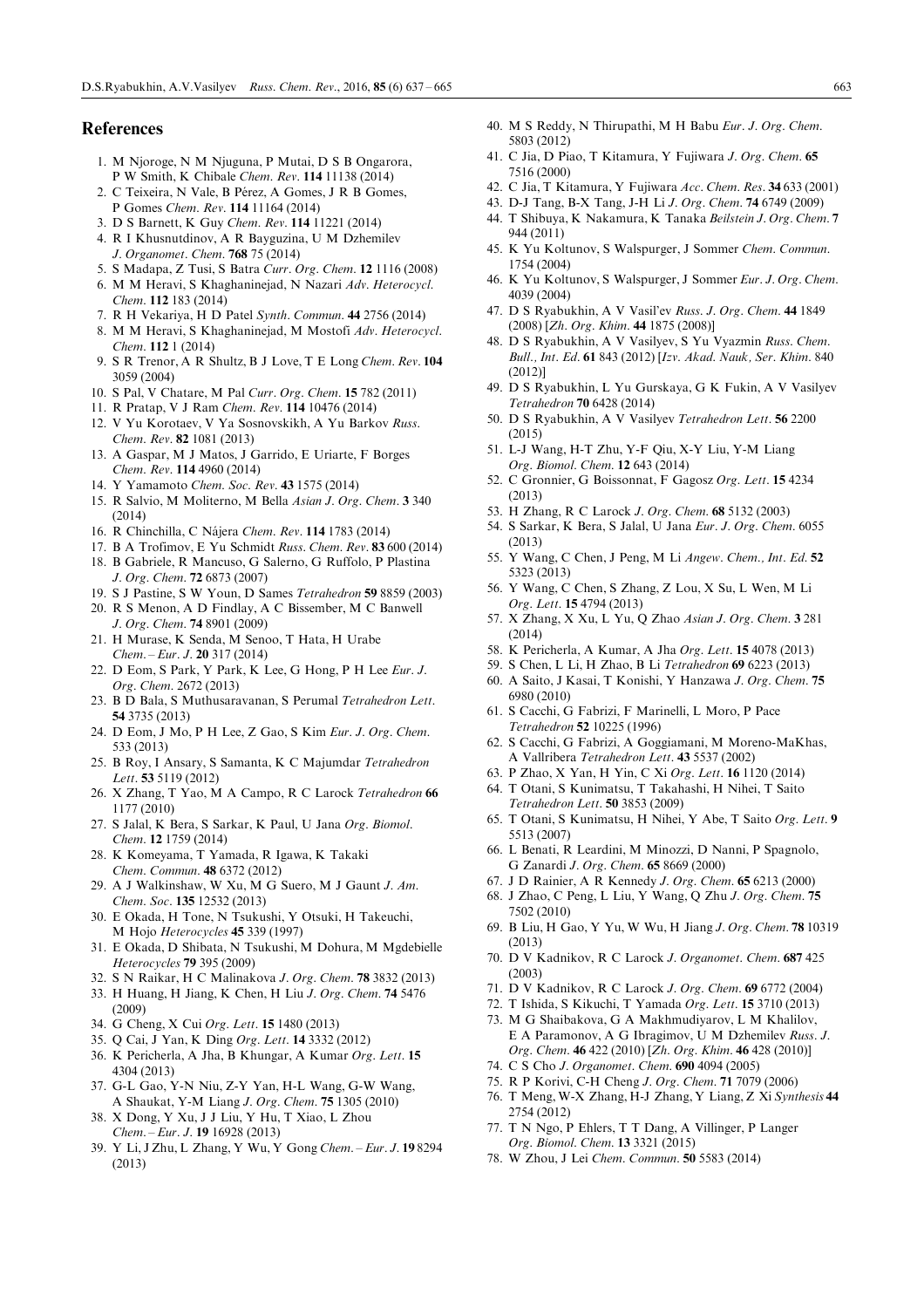## References

1. M Njoroge, N M Njuguna, P Mutai, D S B Ongarora, P W Smith, K Chibale *Chem. Rev.* **114** 11138 (2014)
2. C Teixeira, N Vale, B Pérez, A Gomes, J R B Gomes, P Gomes *Chem. Rev.* **114** 11164 (2014)
3. D S Barnett, K Guy *Chem. Rev.* **114** 11221 (2014)
4. R I Khusnutdinov, A R Bayguzina, U M Dzhemilev *J. Organomet. Chem.* **768** 75 (2014)
5. S Madapa, Z Tusi, S Batra *Curr. Org. Chem.* **12** 1116 (2008)
6. M M Heravi, S Khaghaninejad, N Nazari *Adv. Heterocycl. Chem.* **112** 183 (2014)
7. R H Vekariya, H D Patel *Synth. Commun.* **44** 2756 (2014)
8. M M Heravi, S Khaghaninejad, M Mostofi *Adv. Heterocycl. Chem.* **112** 1 (2014)
9. S R Trenor, A R Shultz, B J Love, T E Long *Chem. Rev.* **104** 3059 (2004)
10. S Pal, V Chatare, M Pal *Curr. Org. Chem.* **15** 782 (2011)
11. R Pratap, V J Ram *Chem. Rev.* **114** 10476 (2014)
12. V Yu Korotaev, V Ya Sosnovskikh, A Yu Barkov *Russ. Chem. Rev.* **82** 1081 (2013)
13. A Gaspar, M J Matos, J Garrido, E Uriarte, F Borges *Chem. Rev.* **114** 4960 (2014)
14. Y Yamamoto *Chem. Soc. Rev.* **43** 1575 (2014)
15. R Salvio, M Moliterno, M Bella *Asian J. Org. Chem.* **3** 340 (2014)
16. R Chinchilla, C Nájera *Chem. Rev.* **114** 1783 (2014)
17. B A Trofimov, E Yu Schmidt *Russ. Chem. Rev.* **83** 600 (2014)
18. B Gabriele, R Mancuso, G Salerno, G Ruffolo, P Plastina *J. Org. Chem.* **72** 6873 (2007)
19. S J Pastine, S W Youn, D Sames *Tetrahedron* **59** 8859 (2003)
20. R S Menon, A D Findlay, A C Bissember, M C Banwell *J. Org. Chem.* **74** 8901 (2009)
21. H Murase, K Senda, M Senoo, T Hata, H Urabe *Chem. – Eur. J.* **20** 317 (2014)
22. D Eom, S Park, Y Park, K Lee, G Hong, P H Lee *Eur. J. Org. Chem.* 2672 (2013)
23. B D Bala, S Muthusaravanan, S Perumal *Tetrahedron Lett.* **54** 3735 (2013)
24. D Eom, J Mo, P H Lee, Z Gao, S Kim *Eur. J. Org. Chem.* 533 (2013)
25. B Roy, I Ansary, S Samanta, K C Majumdar *Tetrahedron Lett.* **53** 5119 (2012)
26. X Zhang, T Yao, M A Campo, R C Larock *Tetrahedron* **66** 1177 (2010)
27. S Jalal, K Bera, S Sarkar, K Paul, U Jana *Org. Biomol. Chem.* **12** 1759 (2014)
28. K Komeyama, T Yamada, R Igawa, K Takaki *Chem. Commun.* **48** 6372 (2012)
29. A J Walkinshaw, W Xu, M G Suero, M J Gaunt *J. Am. Chem. Soc.* **135** 12532 (2013)
30. E Okada, H Tone, N Tsukushi, Y Otsuki, H Takeuchi, M Hojo *Heterocycles* **45** 339 (1997)
31. E Okada, D Shibata, N Tsukushi, M Dohura, M Mgdebielle *Heterocycles* **79** 395 (2009)
32. S N Raikar, H C Malinakova *J. Org. Chem.* **78** 3832 (2013)
33. H Huang, H Jiang, K Chen, H Liu *J. Org. Chem.* **74** 5476 (2009)
34. G Cheng, X Cui *Org. Lett.* **15** 1480 (2013)
35. Q Cai, J Yan, K Ding *Org. Lett.* **14** 3332 (2012)
36. K Pericherla, A Jha, B Khungar, A Kumar *Org. Lett.* **15** 4304 (2013)
37. G-L Gao, Y-N Niu, Z-Y Yan, H-L Wang, G-W Wang, A Shaukat, Y-M Liang *J. Org. Chem.* **75** 1305 (2010)
38. X Dong, Y Xu, J J Liu, Y Hu, T Xiao, L Zhou *Chem. – Eur. J.* **19** 16928 (2013)
39. Y Li, J Zhu, L Zhang, Y Wu, Y Gong *Chem. – Eur. J.* **19** 8294 (2013)
40. M S Reddy, N Thirupathi, M H Babu *Eur. J. Org. Chem.* 5803 (2012)
41. C Jia, D Piao, T Kitamura, Y Fujiwara *J. Org. Chem.* **65** 7516 (2000)
42. C Jia, T Kitamura, Y Fujiwara *Acc. Chem. Res.* **34** 633 (2001)
43. D-J Tang, B-X Tang, J-H Li *J. Org. Chem.* **74** 6749 (2009)
44. T Shibuya, K Nakamura, K Tanaka *Beilstein J. Org. Chem.* **7** 944 (2011)
45. K Yu Koltunov, S Walspurger, J Sommer *Chem. Commun.* 1754 (2004)
46. K Yu Koltunov, S Walspurger, J Sommer *Eur. J. Org. Chem.* 4039 (2004)
47. D S Ryabukhin, A V Vasil'ev *Russ. J. Org. Chem.* **44** 1849 (2008) [*Zh. Org. Khim.* **44** 1875 (2008)]
48. D S Ryabukhin, A V Vasilyev, S Yu Vyazmin *Russ. Chem. Bull., Int. Ed.* **61** 843 (2012) [*Izv. Akad. Nauk, Ser. Khim.* 840 (2012)]
49. D S Ryabukhin, L Yu Gurskaya, G K Fukin, A V Vasilyev *Tetrahedron* **70** 6428 (2014)
50. D S Ryabukhin, A V Vasilyev *Tetrahedron Lett.* **56** 2200 (2015)
51. L-J Wang, H-T Zhu, Y-F Qiu, X-Y Liu, Y-M Liang *Org. Biomol. Chem.* **12** 643 (2014)
52. C Gronnier, G Boissonnat, F Gagosz *Org. Lett.* **15** 4234 (2013)
53. H Zhang, R C Larock *J. Org. Chem.* **68** 5132 (2003)
54. S Sarkar, K Bera, S Jalal, U Jana *Eur. J. Org. Chem.* 6055 (2013)
55. Y Wang, C Chen, J Peng, M Li *Angew. Chem., Int. Ed.* **52** 5323 (2013)
56. Y Wang, C Chen, S Zhang, Z Lou, X Su, L Wen, M Li *Org. Lett.* **15** 4794 (2013)
57. X Zhang, X Xu, L Yu, Q Zhao *Asian J. Org. Chem.* **3** 281 (2014)
58. K Pericherla, A Kumar, A Jha *Org. Lett.* **15** 4078 (2013)
59. S Chen, L Li, H Zhao, B Li *Tetrahedron* **69** 6223 (2013)
60. A Saito, J Kasai, T Konishi, Y Hanzawa *J. Org. Chem.* **75** 6980 (2010)
61. S Cacchi, G Fabrizi, F Marinelli, L Moro, P Pace *Tetrahedron* **52** 10225 (1996)
62. S Cacchi, G Fabrizi, A Goggiamani, M Moreno-MaKhas, A Vallribera *Tetrahedron Lett.* **43** 5537 (2002)
63. P Zhao, X Yan, H Yin, C Xi *Org. Lett.* **16** 1120 (2014)
64. T Otani, S Kunimatsu, T Takahashi, H Nihei, T Saito *Tetrahedron Lett.* **50** 3853 (2009)
65. T Otani, S Kunimatsu, H Nihei, Y Abe, T Saito *Org. Lett.* **9** 5513 (2007)
66. L Benati, R Leardini, M Minozzi, D Nanni, P Spagnolo, G Zanardi *J. Org. Chem.* **65** 8669 (2000)
67. J D Rainier, A R Kennedy *J. Org. Chem.* **65** 6213 (2000)
68. J Zhao, C Peng, L Liu, Y Wang, Q Zhu *J. Org. Chem.* **75** 7502 (2010)
69. B Liu, H Gao, Y Yu, W Wu, H Jiang *J. Org. Chem.* **78** 10319 (2013)
70. D V Kadnikov, R C Larock *J. Organomet. Chem.* **687** 425 (2003)
71. D V Kadnikov, R C Larock *J. Org. Chem.* **69** 6772 (2004)
72. T Ishida, S Kikuchi, T Yamada *Org. Lett.* **15** 3710 (2013)
73. M G Shaibakova, G A Makhmudiyarov, L M Khalilov, E A Paramonov, A G Ibragimov, U M Dzhemilev *Russ. J. Org. Chem.* **46** 422 (2010) [*Zh. Org. Khim.* **46** 428 (2010)]
74. C S Cho *J. Organomet. Chem.* **690** 4094 (2005)
75. R P Korivi, C-H Cheng *J. Org. Chem.* **71** 7079 (2006)
76. T Meng, W-X Zhang, H-J Zhang, Y Liang, Z Xi *Synthesis* **44** 2754 (2012)
77. T N Ngo, P Ehlers, T T Dang, A Villinger, P Langer *Org. Biomol. Chem.* **13** 3321 (2015)
78. W Zhou, J Lei *Chem. Commun.* **50** 5583 (2014)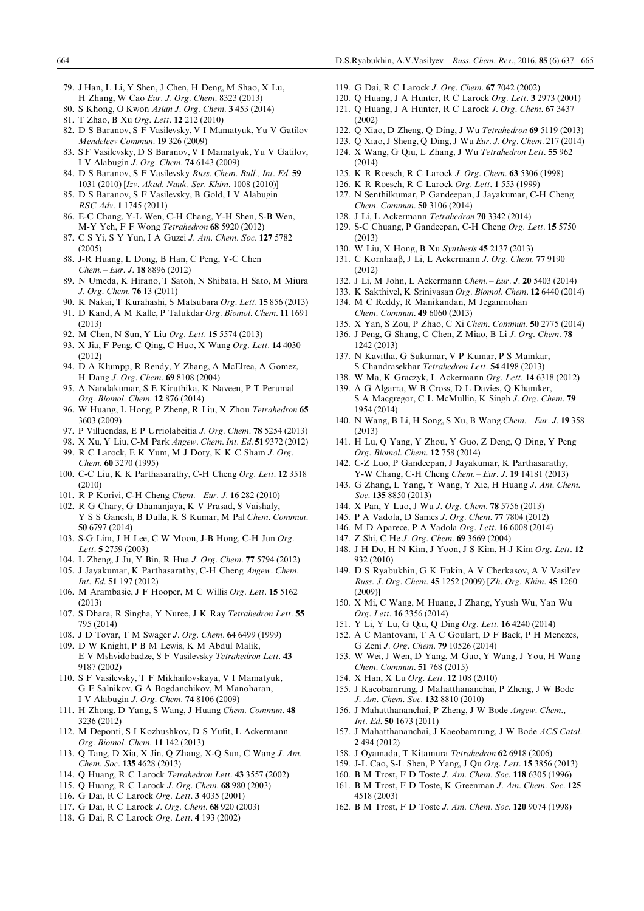79. J Han, L Li, Y Shen, J Chen, H Deng, M Shao, X Lu, H Zhang, W Cao *Eur. J. Org. Chem.* 8323 (2013)
80. S Khong, O Kwon *Asian J. Org. Chem.* **3** 453 (2014)
81. T Zhao, B Xu *Org. Lett.* **12** 212 (2010)
82. D S Baranov, S F Vasilevsky, V I Mamatyuk, Yu V Gatilov *Mendeleev Commun.* **19** 326 (2009)
83. S F Vasilevsky, D S Baranov, V I Mamatyuk, Yu V Gatilov, I V Alabugin *J. Org. Chem.* **74** 6143 (2009)
84. D S Baranov, S F Vasilevsky *Russ. Chem. Bull., Int. Ed.* **59** 1031 (2010) [*Izv. Akad. Nauk, Ser. Khim.* 1008 (2010)]
85. D S Baranov, S F Vasilevsky, B Gold, I V Alabugin *RSC Adv.* **1** 1745 (2011)
86. E-C Chang, Y-L Wen, C-H Chang, Y-H Shen, S-B Wen, M-Y Yeh, F F Wong *Tetrahedron* **68** 5920 (2012)
87. C S Yi, S Y Yun, I A Guzei *J. Am. Chem. Soc.* **127** 5782 (2005)
88. J-R Huang, L Dong, B Han, C Peng, Y-C Chen *Chem. – Eur. J.* **18** 8896 (2012)
89. N Umeda, K Hirano, T Satoh, N Shibata, H Sato, M Miura *J. Org. Chem.* **76** 13 (2011)
90. K Nakai, T Kurahashi, S Matsubara *Org. Lett.* **15** 856 (2013)
91. D Kand, A M Kalle, P Talukdar *Org. Biomol. Chem.* **11** 1691 (2013)
92. M Chen, N Sun, Y Liu *Org. Lett.* **15** 5574 (2013)
93. X Jia, F Peng, C Qing, C Huo, X Wang *Org. Lett.* **14** 4030 (2012)
94. D A Klumpp, R Rendy, Y Zhang, A McElrea, A Gomez, H Dang *J. Org. Chem.* **69** 8108 (2004)
95. A Nandakumar, S E Kiruthika, K Naveen, P T Perumal *Org. Biomol. Chem.* **12** 876 (2014)
96. W Huang, L Hong, P Zheng, R Liu, X Zhou *Tetrahedron* **65** 3603 (2009)
97. P Villuendas, E P Urriolabeitia *J. Org. Chem.* **78** 5254 (2013)
98. X Xu, Y Liu, C-M Park *Angew. Chem. Int. Ed.* **51** 9372 (2012)
99. R C Larock, E K Yum, M J Doty, K K C Sham *J. Org. Chem.* **60** 3270 (1995)
100. C-C Liu, K K Parthasarathy, C-H Cheng *Org. Lett.* **12** 3518 (2010)
101. R P Korivi, C-H Cheng *Chem. – Eur. J.* **16** 282 (2010)
102. R G Chary, G Dhananjaya, K V Prasad, S Vaishaly, Y S S Ganesh, B Dulla, K S Kumar, M Pal *Chem. Commun.* **50** 6797 (2014)
103. S-G Lim, J H Lee, C W Moon, J-B Hong, C-H Jun *Org. Lett.* **5** 2759 (2003)
104. L Zheng, J Ju, Y Bin, R Hua *J. Org. Chem.* **77** 5794 (2012)
105. J Jayakumar, K Parthasarathy, C-H Cheng *Angew. Chem. Int. Ed.* **51** 197 (2012)
106. M Arambasic, J F Hooper, M C Willis *Org. Lett.* **15** 5162 (2013)
107. S Dhara, R Singha, Y Nuree, J K Ray *Tetrahedron Lett.* **55** 795 (2014)
108. J D Tovar, T M Swager *J. Org. Chem.* **64** 6499 (1999)
109. D W Knight, P B M Lewis, K M Abdul Malik, E V Mshvidobadze, S F Vasilevsky *Tetrahedron Lett.* **43** 9187 (2002)
110. S F Vasilevsky, T F Mikhailovskaya, V I Mamatyuk, G E Salnikov, G A Bogdanchikov, M Manoharan, I V Alabugin *J. Org. Chem.* **74** 8106 (2009)
111. H Zhong, D Yang, S Wang, J Huang *Chem. Commun.* **48** 3236 (2012)
112. M Deponti, S I Kozhushkov, D S Yufit, L Ackermann *Org. Biomol. Chem.* **11** 142 (2013)
113. Q Tang, D Xia, X Jin, Q Zhang, X-Q Sun, C Wang *J. Am. Chem. Soc.* **135** 4628 (2013)
114. Q Huang, R C Larock *Tetrahedron Lett.* **43** 3557 (2002)
115. Q Huang, R C Larock *J. Org. Chem.* **68** 980 (2003)
116. G Dai, R C Larock *Org. Lett.* **3** 4035 (2001)
117. G Dai, R C Larock *J. Org. Chem.* **68** 920 (2003)
118. G Dai, R C Larock *Org. Lett.* **4** 193 (2002)
119. G Dai, R C Larock *J. Org. Chem.* **67** 7042 (2002)
120. Q Huang, J A Hunter, R C Larock *Org. Lett.* **3** 2973 (2001)
121. Q Huang, J A Hunter, R C Larock *J. Org. Chem.* **67** 3437 (2002)
122. Q Xiao, D Zheng, Q Ding, J Wu *Tetrahedron* **69** 5119 (2013)
123. Q Xiao, J Sheng, Q Ding, J Wu *Eur. J. Org. Chem.* 217 (2014)
124. X Wang, G Qiu, L Zhang, J Wu *Tetrahedron Lett.* **55** 962 (2014)
125. K R Roesch, R C Larock *J. Org. Chem.* **63** 5306 (1998)
126. K R Roesch, R C Larock *Org. Lett.* **1** 553 (1999)
127. N Senthilkumar, P Gandeepan, J Jayakumar, C-H Cheng *Chem. Commun.* **50** 3106 (2014)
128. J Li, L Ackermann *Tetrahedron* **70** 3342 (2014)
129. S-C Chuang, P Gandeepan, C-H Cheng *Org. Lett.* **15** 5750 (2013)
130. W Liu, X Hong, B Xu *Synthesis* **45** 2137 (2013)
131. C Kornhaaβ, J Li, L Ackermann *J. Org. Chem.* **77** 9190 (2012)
132. J Li, M John, L Ackermann *Chem. – Eur. J.* **20** 5403 (2014)
133. K Sakthivel, K Srinivasan *Org. Biomol. Chem.* **12** 6440 (2014)
134. M C Reddy, R Manikandan, M Jeganmohan *Chem. Commun.* **49** 6060 (2013)
135. X Yan, S Zou, P Zhao, C Xi *Chem. Commun.* **50** 2775 (2014)
136. J Peng, G Shang, C Chen, Z Miao, B Li *J. Org. Chem.* **78** 1242 (2013)
137. N Kavitha, G Sukumar, V P Kumar, P S Mainkar, S Chandrasekhar *Tetrahedron Lett.* **54** 4198 (2013)
138. W Ma, K Graczyk, L Ackermann *Org. Lett.* **14** 6318 (2012)
139. A G Algarra, W B Cross, D L Davies, Q Khamker, S A Macgregor, C L McMullin, K Singh *J. Org. Chem.* **79** 1954 (2014)
140. N Wang, B Li, H Song, S Xu, B Wang *Chem. – Eur. J.* **19** 358 (2013)
141. H Lu, Q Yang, Y Zhou, Y Guo, Z Deng, Q Ding, Y Peng *Org. Biomol. Chem.* **12** 758 (2014)
142. C-Z Luo, P Gandeepan, J Jayakumar, K Parthasarathy, Y-W Chang, C-H Cheng *Chem. – Eur. J.* **19** 14181 (2013)
143. G Zhang, L Yang, Y Wang, Y Xie, H Huang *J. Am. Chem. Soc.* **135** 8850 (2013)
144. X Pan, Y Luo, J Wu *J. Org. Chem.* **78** 5756 (2013)
145. P A Vadola, D Sames *J. Org. Chem.* **77** 7804 (2012)
146. M D Aparece, P A Vadola *Org. Lett.* **16** 6008 (2014)
147. Z Shi, C He *J. Org. Chem.* **69** 3669 (2004)
148. J H Do, H N Kim, J Yoon, J S Kim, H-J Kim *Org. Lett.* **12** 932 (2010)
149. D S Ryabukhin, G K Fukin, A V Cherkasov, A V Vasil'ev *Russ. J. Org. Chem.* **45** 1252 (2009) [*Zh. Org. Khim.* **45** 1260 (2009)]
150. X Mi, C Wang, M Huang, J Zhang, Yyush Wu, Yan Wu *Org. Lett.* **16** 3356 (2014)
151. Y Li, Y Lu, G Qiu, Q Ding *Org. Lett.* **16** 4240 (2014)
152. A C Mantovani, T A C Goulart, D F Back, P H Menezes, G Zeni *J. Org. Chem.* **79** 10526 (2014)
153. W Wei, J Wen, D Yang, M Guo, Y Wang, J You, H Wang *Chem. Commun.* **51** 768 (2015)
154. X Han, X Lu *Org. Lett.* **12** 108 (2010)
155. J Kaeobamrung, J Mahatthananchai, P Zheng, J W Bode *J. Am. Chem. Soc.* **132** 8810 (2010)
156. J Mahatthananchai, P Zheng, J W Bode *Angew. Chem., Int. Ed.* **50** 1673 (2011)
157. J Mahatthananchai, J Kaeobamrung, J W Bode *ACS Catal.* **2** 494 (2012)
158. J Oyamada, T Kitamura *Tetrahedron* **62** 6918 (2006)
159. J-L Cao, S-L Shen, P Yang, J Qu *Org. Lett.* **15** 3856 (2013)
160. B M Trost, F D Toste *J. Am. Chem. Soc.* **118** 6305 (1996)
161. B M Trost, F D Toste, K Greenman *J. Am. Chem. Soc.* **125** 4518 (2003)
162. B M Trost, F D Toste *J. Am. Chem. Soc.* **120** 9074 (1998)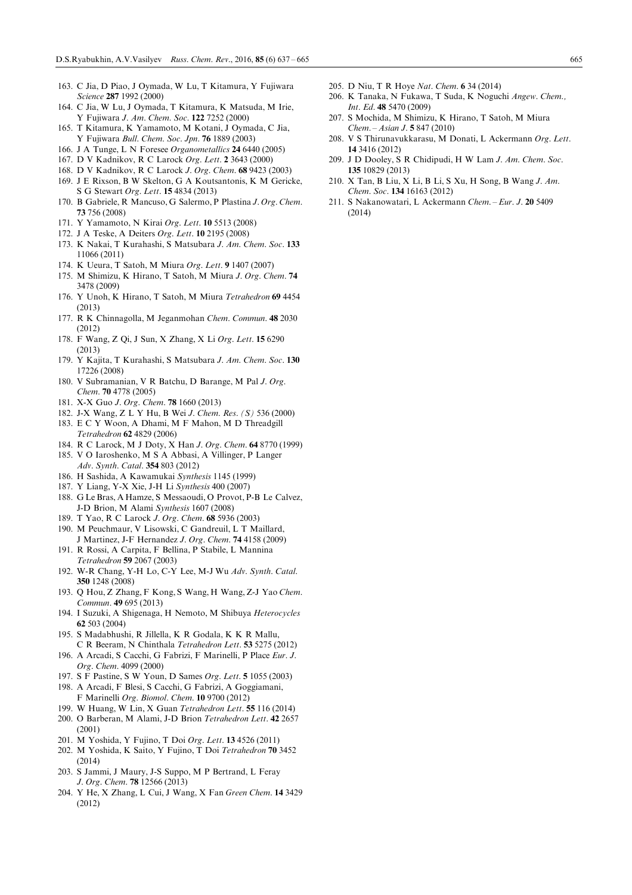163. C Jia, D Piao, J Oymada, W Lu, T Kitamura, Y Fujiwara *Science* **287** 1992 (2000)
164. C Jia, W Lu, J Oymada, T Kitamura, K Matsuda, M Irie, Y Fujiwara *J. Am. Chem. Soc.* **122** 7252 (2000)
165. T Kitamura, K Yamamoto, M Kotani, J Oymada, C Jia, Y Fujiwara *Bull. Chem. Soc. Jpn.* **76** 1889 (2003)
166. J A Tunge, L N Foresee *Organometallics* **24** 6440 (2005)
167. D V Kadnikov, R C Larock *Org. Lett.* **2** 3643 (2000)
168. D V Kadnikov, R C Larock *J. Org. Chem.* **68** 9423 (2003)
169. J E Rixson, B W Skelton, G A Koutsantonis, K M Gericke, S G Stewart *Org. Lett.* **15** 4834 (2013)
170. B Gabriele, R Mancuso, G Salermo, P Plastina *J. Org. Chem.* **73** 756 (2008)
171. Y Yamamoto, N Kirai *Org. Lett.* **10** 5513 (2008)
172. J A Teske, A Deiters *Org. Lett.* **10** 2195 (2008)
173. K Nakai, T Kurahashi, S Matsubara *J. Am. Chem. Soc.* **133** 11066 (2011)
174. K Ueura, T Satoh, M Miura *Org. Lett.* **9** 1407 (2007)
175. M Shimizu, K Hirano, T Satoh, M Miura *J. Org. Chem.* **74** 3478 (2009)
176. Y Unoh, K Hirano, T Satoh, M Miura *Tetrahedron* **69** 4454 (2013)
177. R K Chinnagolla, M Jeganmohan *Chem. Commun.* **48** 2030 (2012)
178. F Wang, Z Qi, J Sun, X Zhang, X Li *Org. Lett.* **15** 6290 (2013)
179. Y Kajita, T Kurahashi, S Matsubara *J. Am. Chem. Soc.* **130** 17226 (2008)
180. V Subramanian, V R Batchu, D Barange, M Pal *J. Org. Chem.* **70** 4778 (2005)
181. X-X Guo *J. Org. Chem.* **78** 1660 (2013)
182. J-X Wang, Z L Y Hu, B Wei *J. Chem. Res. (S)* 536 (2000)
183. E C Y Woon, A Dhami, M F Mahon, M D Threadgill *Tetrahedron* **62** 4829 (2006)
184. R C Larock, M J Doty, X Han *J. Org. Chem.* **64** 8770 (1999)
185. V O Iaroshenko, M S A Abbasi, A Villinger, P Langer *Adv. Synth. Catal.* **354** 803 (2012)
186. H Sashida, A Kawamukai *Synthesis* 1145 (1999)
187. Y Liang, Y-X Xie, J-H Li *Synthesis* 400 (2007)
188. G Le Bras, A Hamze, S Messaoudi, O Provot, P-B Le Calvez, J-D Brion, M Alami *Synthesis* 1607 (2008)
189. T Yao, R C Larock *J. Org. Chem.* **68** 5936 (2003)
190. M Peuchmaur, V Lisowski, C Gandreuil, L T Maillard, J Martinez, J-F Hernandez *J. Org. Chem.* **74** 4158 (2009)
191. R Rossi, A Carpita, F Bellina, P Stabile, L Mannina *Tetrahedron* **59** 2067 (2003)
192. W-R Chang, Y-H Lo, C-Y Lee, M-J Wu *Adv. Synth. Catal.* **350** 1248 (2008)
193. Q Hou, Z Zhang, F Kong, S Wang, H Wang, Z-J Yao *Chem. Commun.* **49** 695 (2013)
194. I Suzuki, A Shigenaga, H Nemoto, M Shibuya *Heterocycles* **62** 503 (2004)
195. S Madabhushi, R Jillella, K R Godala, K K R Mallu, C R Beeram, N Chinthala *Tetrahedron Lett.* **53** 5275 (2012)
196. A Arcadi, S Cacchi, G Fabrizi, F Marinelli, P Place *Eur. J. Org. Chem.* 4099 (2000)
197. S F Pastine, S W Youn, D Sames *Org. Lett.* **5** 1055 (2003)
198. A Arcadi, F Blesi, S Cacchi, G Fabrizi, A Goggiamani, F Marinelli *Org. Biomol. Chem.* **10** 9700 (2012)
199. W Huang, W Lin, X Guan *Tetrahedron Lett.* **55** 116 (2014)
200. O Barberan, M Alami, J-D Brion *Tetrahedron Lett.* **42** 2657 (2001)
201. M Yoshida, Y Fujino, T Doi *Org. Lett.* **13** 4526 (2011)
202. M Yoshida, K Saito, Y Fujino, T Doi *Tetrahedron* **70** 3452 (2014)
203. S Jammi, J Maury, J-S Suppo, M P Bertrand, L Feray *J. Org. Chem.* **78** 12566 (2013)
204. Y He, X Zhang, L Cui, J Wang, X Fan *Green Chem.* **14** 3429 (2012)
205. D Niu, T R Hoye *Nat. Chem.* **6** 34 (2014)
206. K Tanaka, N Fukawa, T Suda, K Noguchi *Angew. Chem., Int. Ed.* **48** 5470 (2009)
207. S Mochida, M Shimizu, K Hirano, T Satoh, M Miura *Chem. – Asian J.* **5** 847 (2010)
208. V S Thirunavukkarasu, M Donati, L Ackermann *Org. Lett.* **14** 3416 (2012)
209. J D Dooley, S R Chidipudi, H W Lam *J. Am. Chem. Soc.* **135** 10829 (2013)
210. X Tan, B Liu, X Li, B Li, S Xu, H Song, B Wang *J. Am. Chem. Soc.* **134** 16163 (2012)
211. S Nakanowatari, L Ackermann *Chem. – Eur. J.* **20** 5409 (2014)